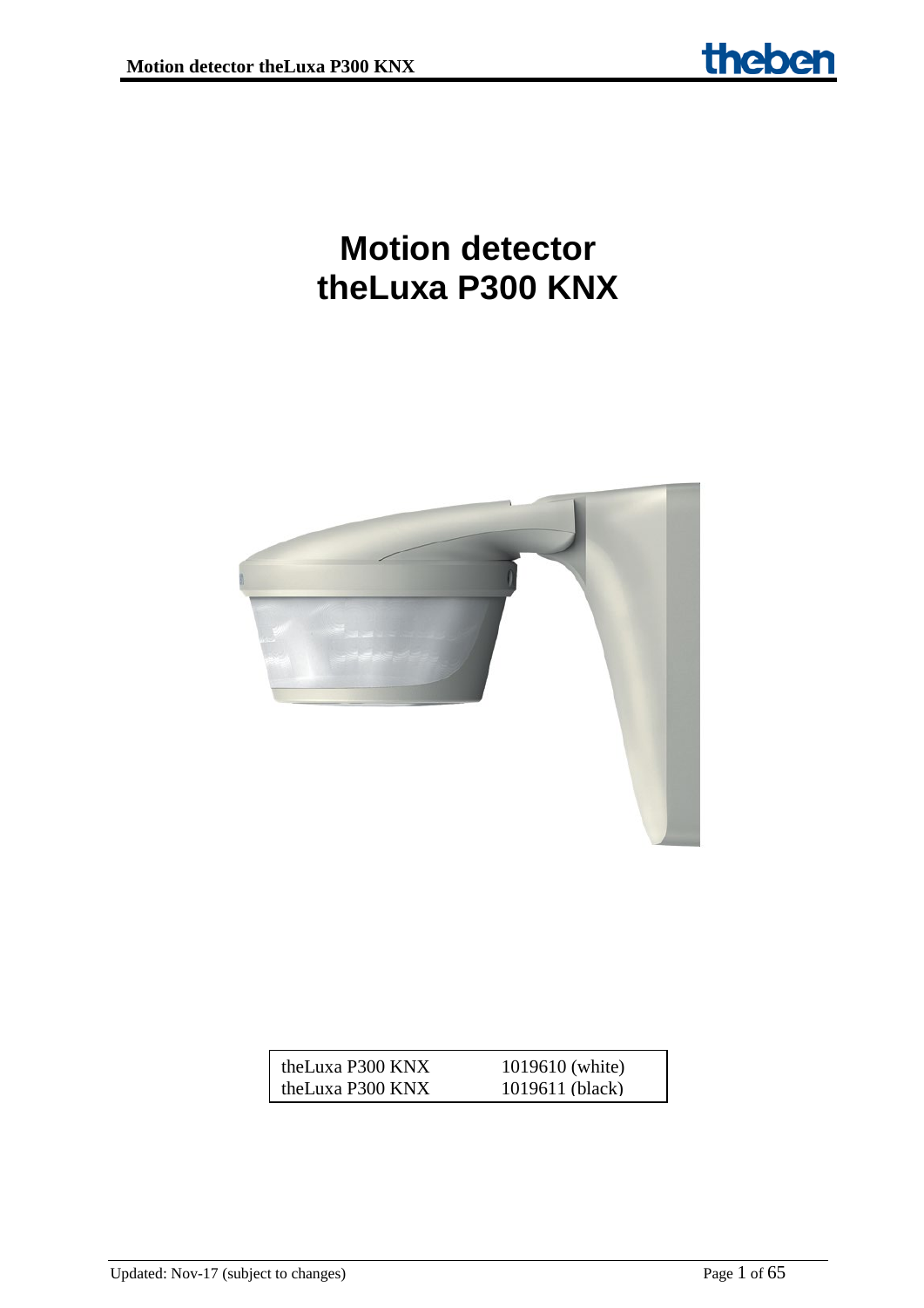# Motion detector theLuxa P300 KNX

| | |
|---|---|
| theLuxa P300 KNX | 1019610 (white) |
| theLuxa P300 KNX | 1019611 (black) |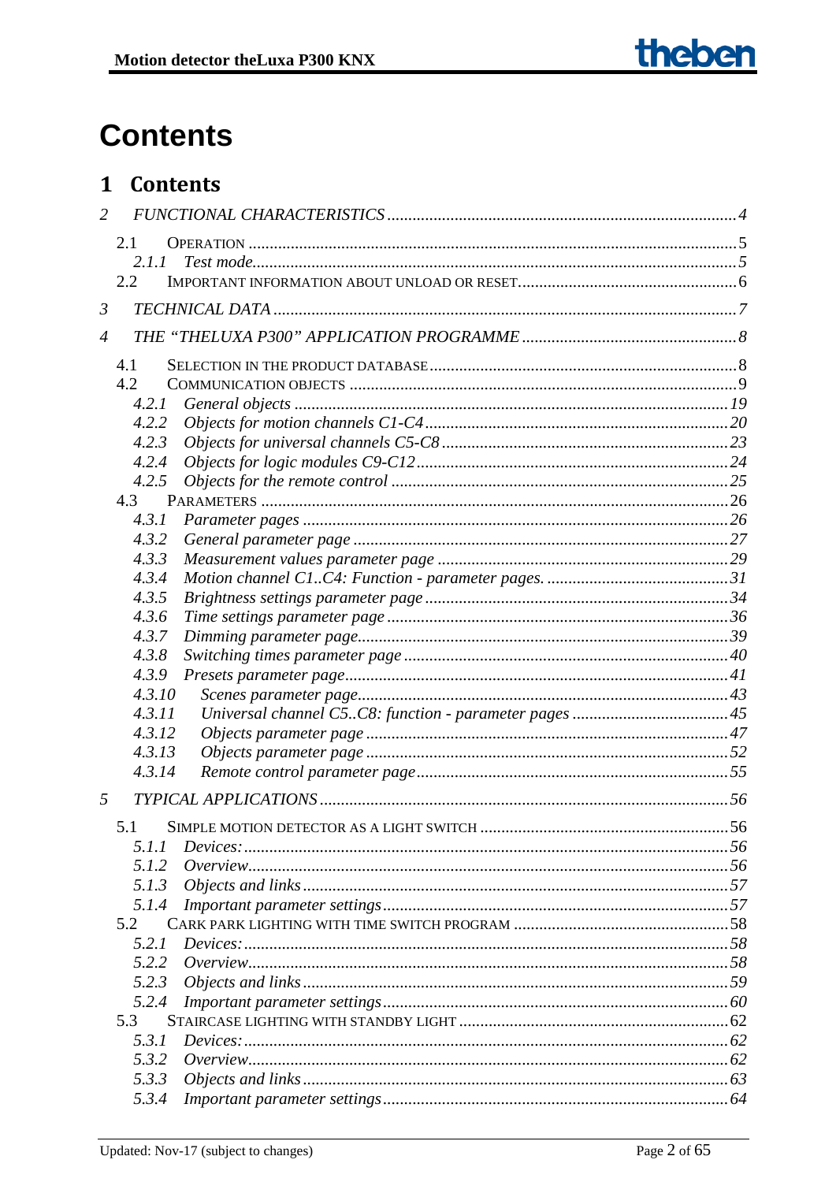# Contents

## 1 Contents

2 FUNCTIONAL CHARACTERISTICS .......... 4
- 2.1 OPERATION .......... 5
  - 2.1.1 Test mode .......... 5
- 2.2 IMPORTANT INFORMATION ABOUT UNLOAD OR RESET .......... 6

3 TECHNICAL DATA .......... 7

4 THE "THELUXA P300" APPLICATION PROGRAMME .......... 8
- 4.1 SELECTION IN THE PRODUCT DATABASE .......... 8
- 4.2 COMMUNICATION OBJECTS .......... 9
  - 4.2.1 General objects .......... 19
  - 4.2.2 Objects for motion channels C1-C4 .......... 20
  - 4.2.3 Objects for universal channels C5-C8 .......... 23
  - 4.2.4 Objects for logic modules C9-C12 .......... 24
  - 4.2.5 Objects for the remote control .......... 25
- 4.3 PARAMETERS .......... 26
  - 4.3.1 Parameter pages .......... 26
  - 4.3.2 General parameter page .......... 27
  - 4.3.3 Measurement values parameter page .......... 29
  - 4.3.4 Motion channel C1..C4: Function - parameter pages. .......... 31
  - 4.3.5 Brightness settings parameter page .......... 34
  - 4.3.6 Time settings parameter page .......... 36
  - 4.3.7 Dimming parameter page .......... 39
  - 4.3.8 Switching times parameter page .......... 40
  - 4.3.9 Presets parameter page .......... 41
  - 4.3.10 Scenes parameter page .......... 43
  - 4.3.11 Universal channel C5..C8: function - parameter pages .......... 45
  - 4.3.12 Objects parameter page .......... 47
  - 4.3.13 Objects parameter page .......... 52
  - 4.3.14 Remote control parameter page .......... 55

5 TYPICAL APPLICATIONS .......... 56
- 5.1 SIMPLE MOTION DETECTOR AS A LIGHT SWITCH .......... 56
  - 5.1.1 Devices: .......... 56
  - 5.1.2 Overview .......... 56
  - 5.1.3 Objects and links .......... 57
  - 5.1.4 Important parameter settings .......... 57
- 5.2 CARK PARK LIGHTING WITH TIME SWITCH PROGRAM .......... 58
  - 5.2.1 Devices: .......... 58
  - 5.2.2 Overview .......... 58
  - 5.2.3 Objects and links .......... 59
  - 5.2.4 Important parameter settings .......... 60
- 5.3 STAIRCASE LIGHTING WITH STANDBY LIGHT .......... 62
  - 5.3.1 Devices: .......... 62
  - 5.3.2 Overview .......... 62
  - 5.3.3 Objects and links .......... 63
  - 5.3.4 Important parameter settings .......... 64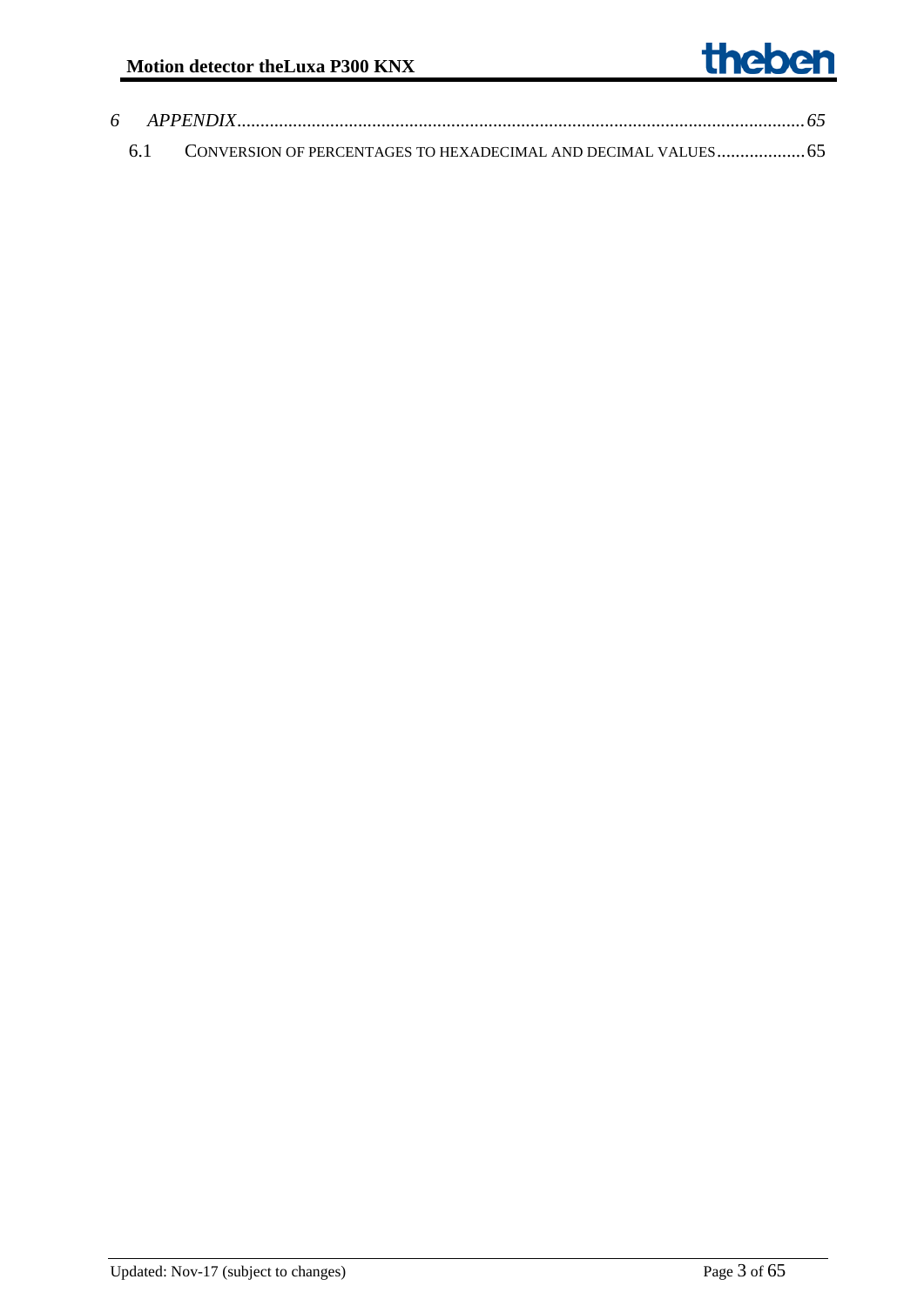*6 APPENDIX......................................................................................................................65*

6.1 CONVERSION OF PERCENTAGES TO HEXADECIMAL AND DECIMAL VALUES...................65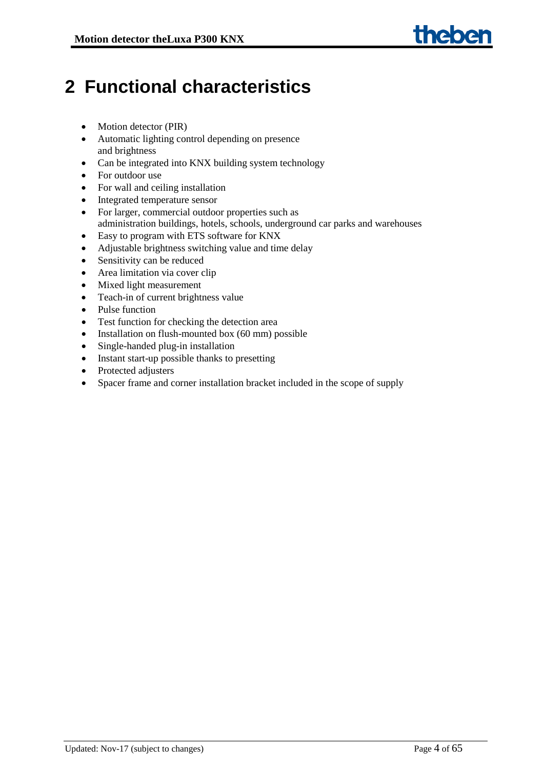# 2 Functional characteristics

- Motion detector (PIR)
- Automatic lighting control depending on presence and brightness
- Can be integrated into KNX building system technology
- For outdoor use
- For wall and ceiling installation
- Integrated temperature sensor
- For larger, commercial outdoor properties such as administration buildings, hotels, schools, underground car parks and warehouses
- Easy to program with ETS software for KNX
- Adjustable brightness switching value and time delay
- Sensitivity can be reduced
- Area limitation via cover clip
- Mixed light measurement
- Teach-in of current brightness value
- Pulse function
- Test function for checking the detection area
- Installation on flush-mounted box (60 mm) possible
- Single-handed plug-in installation
- Instant start-up possible thanks to presetting
- Protected adjusters
- Spacer frame and corner installation bracket included in the scope of supply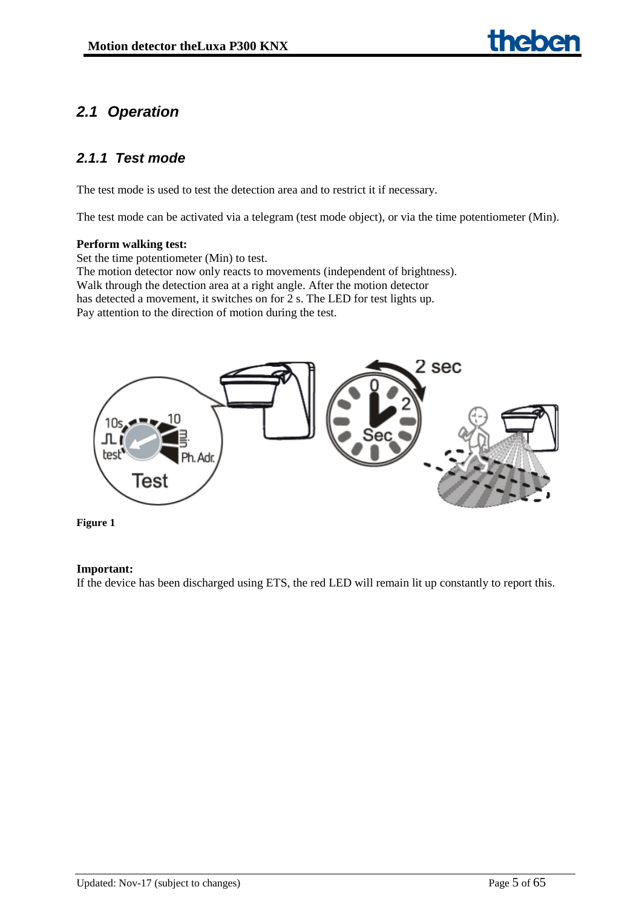## 2.1 Operation

### 2.1.1 Test mode

The test mode is used to test the detection area and to restrict it if necessary.

The test mode can be activated via a telegram (test mode object), or via the time potentiometer (Min).

**Perform walking test:**
Set the time potentiometer (Min) to test.
The motion detector now only reacts to movements (independent of brightness).
Walk through the detection area at a right angle. After the motion detector has detected a movement, it switches on for 2 s. The LED for test lights up.
Pay attention to the direction of motion during the test.

**Figure 1**

**Important:**
If the device has been discharged using ETS, the red LED will remain lit up constantly to report this.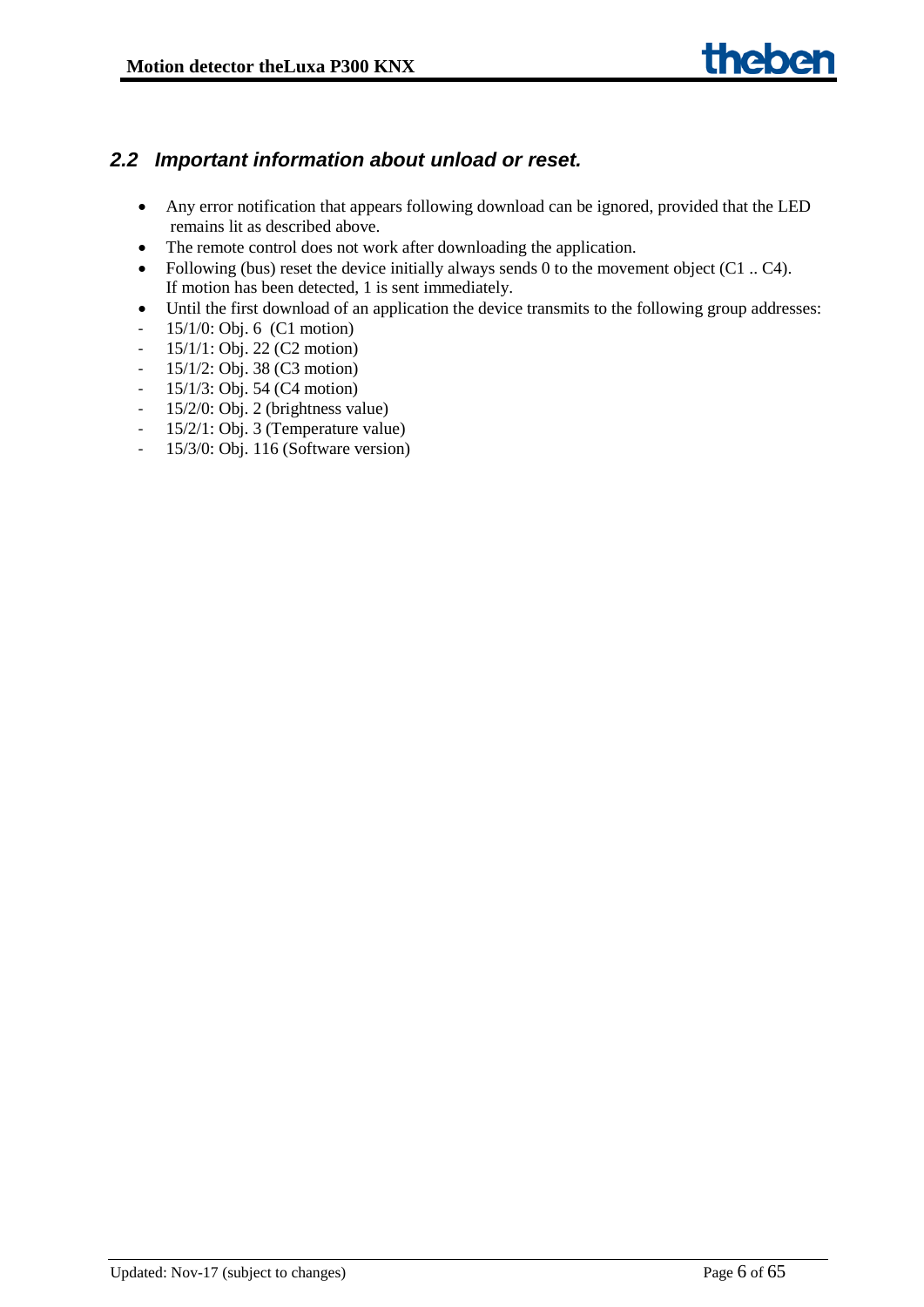## 2.2 Important information about unload or reset.

- Any error notification that appears following download can be ignored, provided that the LED remains lit as described above.
- The remote control does not work after downloading the application.
- Following (bus) reset the device initially always sends 0 to the movement object (C1 .. C4). If motion has been detected, 1 is sent immediately.
- Until the first download of an application the device transmits to the following group addresses:

- 15/1/0: Obj. 6 (C1 motion)
- 15/1/1: Obj. 22 (C2 motion)
- 15/1/2: Obj. 38 (C3 motion)
- 15/1/3: Obj. 54 (C4 motion)
- 15/2/0: Obj. 2 (brightness value)
- 15/2/1: Obj. 3 (Temperature value)
- 15/3/0: Obj. 116 (Software version)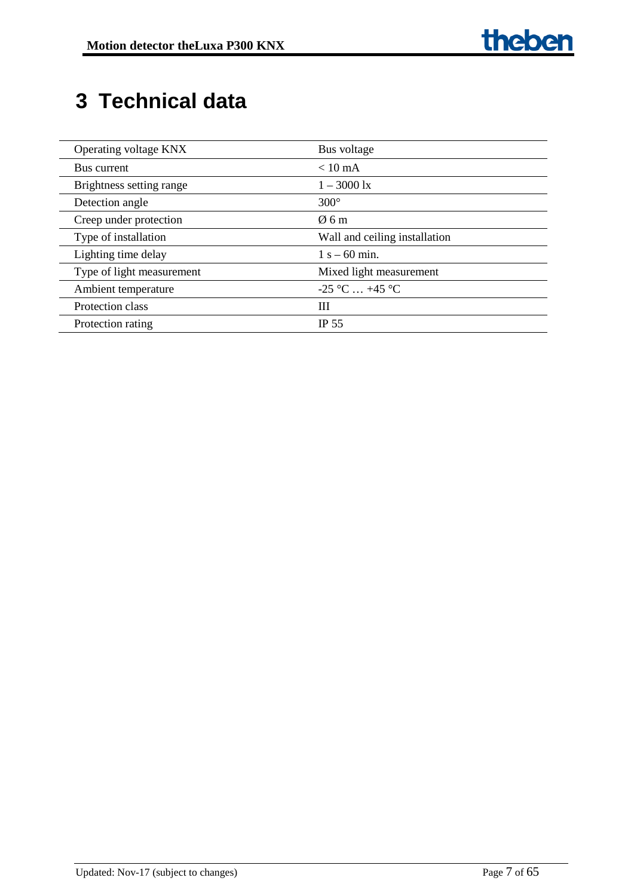# 3 Technical data

| | |
|---|---|
| Operating voltage KNX | Bus voltage |
| Bus current | < 10 mA |
| Brightness setting range | 1 – 3000 lx |
| Detection angle | 300° |
| Creep under protection | Ø 6 m |
| Type of installation | Wall and ceiling installation |
| Lighting time delay | 1 s – 60 min. |
| Type of light measurement | Mixed light measurement |
| Ambient temperature | -25 °C … +45 °C |
| Protection class | III |
| Protection rating | IP 55 |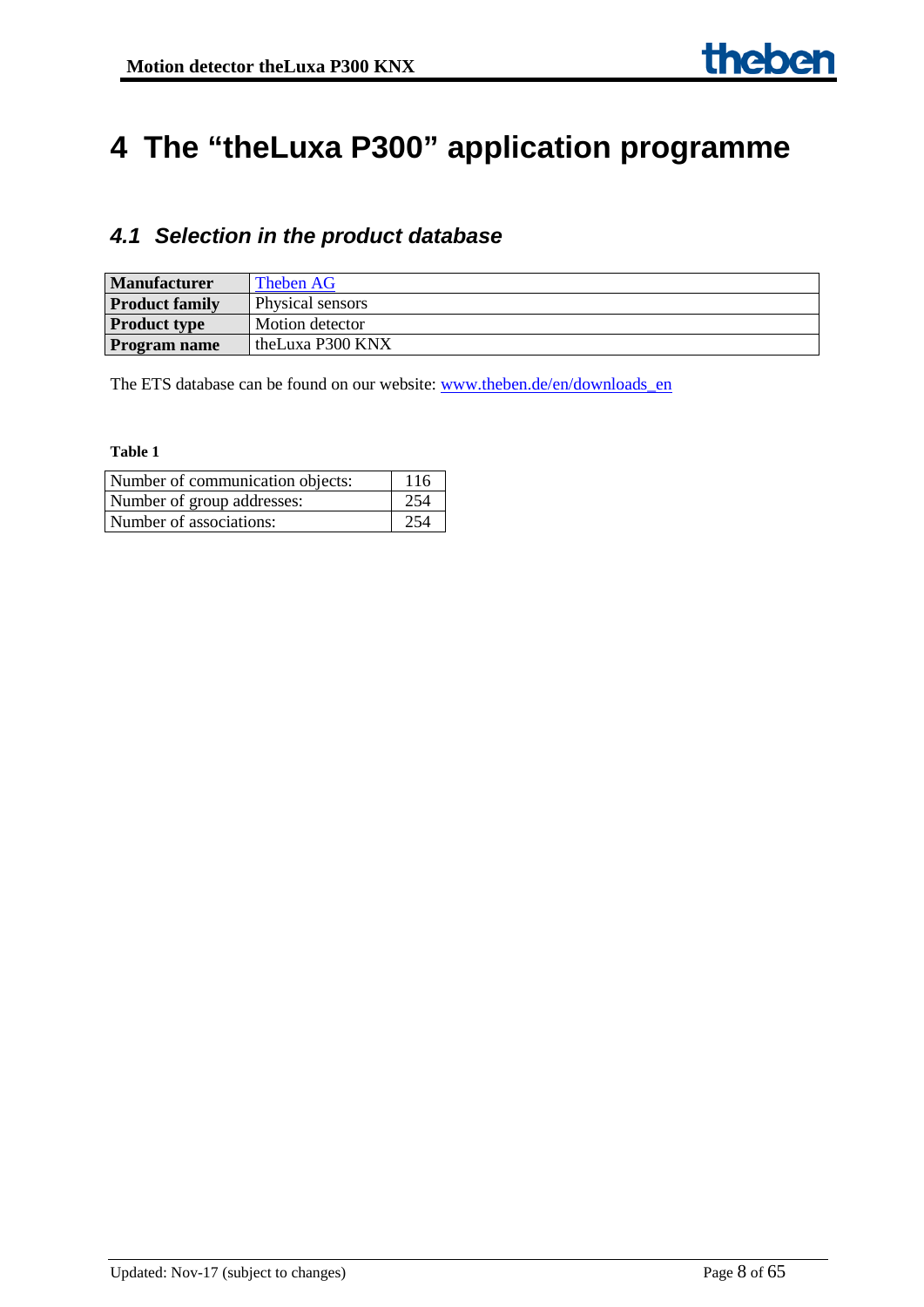# 4 The "theLuxa P300" application programme

## 4.1 Selection in the product database

| | |
|---|---|
| **Manufacturer** | Theben AG |
| **Product family** | Physical sensors |
| **Product type** | Motion detector |
| **Program name** | theLuxa P300 KNX |

The ETS database can be found on our website: www.theben.de/en/downloads_en

**Table 1**

| | |
|---|---|
| Number of communication objects: | 116 |
| Number of group addresses: | 254 |
| Number of associations: | 254 |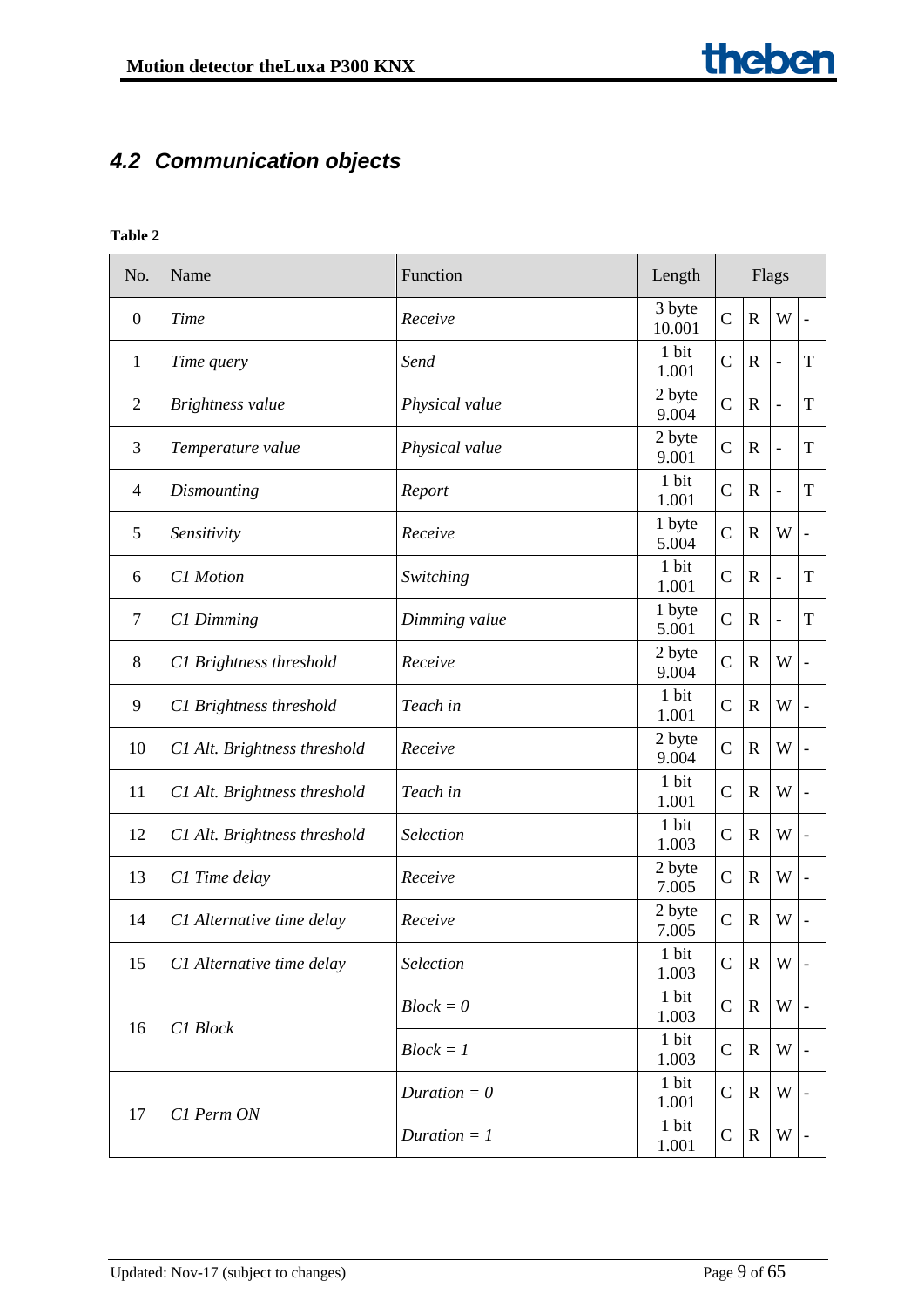## 4.2 Communication objects

**Table 2**

| No. | Name | Function | Length | Flags | | | |
|---|---|---|---|---|---|---|---|
| 0 | *Time* | *Receive* | 3 byte 10.001 | C | R | W | - |
| 1 | *Time query* | *Send* | 1 bit 1.001 | C | R | - | T |
| 2 | *Brightness value* | *Physical value* | 2 byte 9.004 | C | R | - | T |
| 3 | *Temperature value* | *Physical value* | 2 byte 9.001 | C | R | - | T |
| 4 | *Dismounting* | *Report* | 1 bit 1.001 | C | R | - | T |
| 5 | *Sensitivity* | *Receive* | 1 byte 5.004 | C | R | W | - |
| 6 | *C1 Motion* | *Switching* | 1 bit 1.001 | C | R | - | T |
| 7 | *C1 Dimming* | *Dimming value* | 1 byte 5.001 | C | R | - | T |
| 8 | *C1 Brightness threshold* | *Receive* | 2 byte 9.004 | C | R | W | - |
| 9 | *C1 Brightness threshold* | *Teach in* | 1 bit 1.001 | C | R | W | - |
| 10 | *C1 Alt. Brightness threshold* | *Receive* | 2 byte 9.004 | C | R | W | - |
| 11 | *C1 Alt. Brightness threshold* | *Teach in* | 1 bit 1.001 | C | R | W | - |
| 12 | *C1 Alt. Brightness threshold* | *Selection* | 1 bit 1.003 | C | R | W | - |
| 13 | *C1 Time delay* | *Receive* | 2 byte 7.005 | C | R | W | - |
| 14 | *C1 Alternative time delay* | *Receive* | 2 byte 7.005 | C | R | W | - |
| 15 | *C1 Alternative time delay* | *Selection* | 1 bit 1.003 | C | R | W | - |
| 16 | *C1 Block* | *Block = 0* | 1 bit 1.003 | C | R | W | - |
| | | *Block = 1* | 1 bit 1.003 | C | R | W | - |
| 17 | *C1 Perm ON* | *Duration = 0* | 1 bit 1.001 | C | R | W | - |
| | | *Duration = 1* | 1 bit 1.001 | C | R | W | - |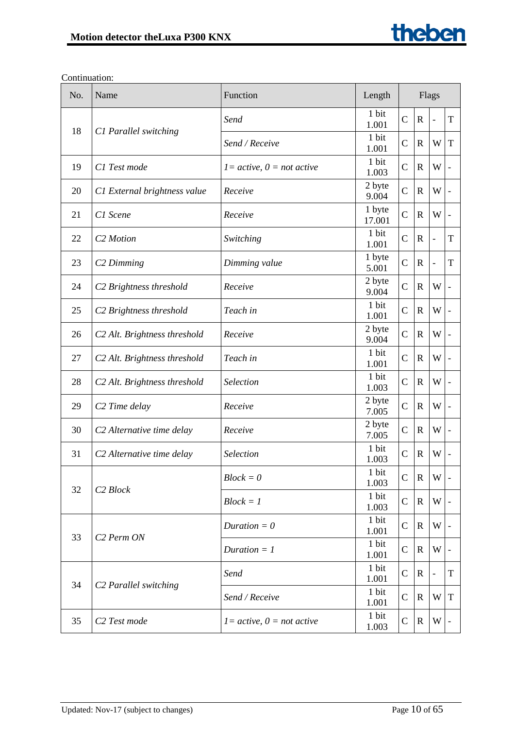Continuation:

| No. | Name | Function | Length | Flags | | | |
|---|---|---|---|---|---|---|---|
| 18 | *C1 Parallel switching* | *Send* | 1 bit 1.001 | C | R | - | T |
| | | *Send / Receive* | 1 bit 1.001 | C | R | W | T |
| 19 | *C1 Test mode* | *1= active, 0 = not active* | 1 bit 1.003 | C | R | W | - |
| 20 | *C1 External brightness value* | *Receive* | 2 byte 9.004 | C | R | W | - |
| 21 | *C1 Scene* | *Receive* | 1 byte 17.001 | C | R | W | - |
| 22 | *C2 Motion* | *Switching* | 1 bit 1.001 | C | R | - | T |
| 23 | *C2 Dimming* | *Dimming value* | 1 byte 5.001 | C | R | - | T |
| 24 | *C2 Brightness threshold* | *Receive* | 2 byte 9.004 | C | R | W | - |
| 25 | *C2 Brightness threshold* | *Teach in* | 1 bit 1.001 | C | R | W | - |
| 26 | *C2 Alt. Brightness threshold* | *Receive* | 2 byte 9.004 | C | R | W | - |
| 27 | *C2 Alt. Brightness threshold* | *Teach in* | 1 bit 1.001 | C | R | W | - |
| 28 | *C2 Alt. Brightness threshold* | *Selection* | 1 bit 1.003 | C | R | W | - |
| 29 | *C2 Time delay* | *Receive* | 2 byte 7.005 | C | R | W | - |
| 30 | *C2 Alternative time delay* | *Receive* | 2 byte 7.005 | C | R | W | - |
| 31 | *C2 Alternative time delay* | *Selection* | 1 bit 1.003 | C | R | W | - |
| 32 | *C2 Block* | *Block = 0* | 1 bit 1.003 | C | R | W | - |
| | | *Block = 1* | 1 bit 1.003 | C | R | W | - |
| 33 | *C2 Perm ON* | *Duration = 0* | 1 bit 1.001 | C | R | W | - |
| | | *Duration = 1* | 1 bit 1.001 | C | R | W | - |
| 34 | *C2 Parallel switching* | *Send* | 1 bit 1.001 | C | R | - | T |
| | | *Send / Receive* | 1 bit 1.001 | C | R | W | T |
| 35 | *C2 Test mode* | *1= active, 0 = not active* | 1 bit 1.003 | C | R | W | - |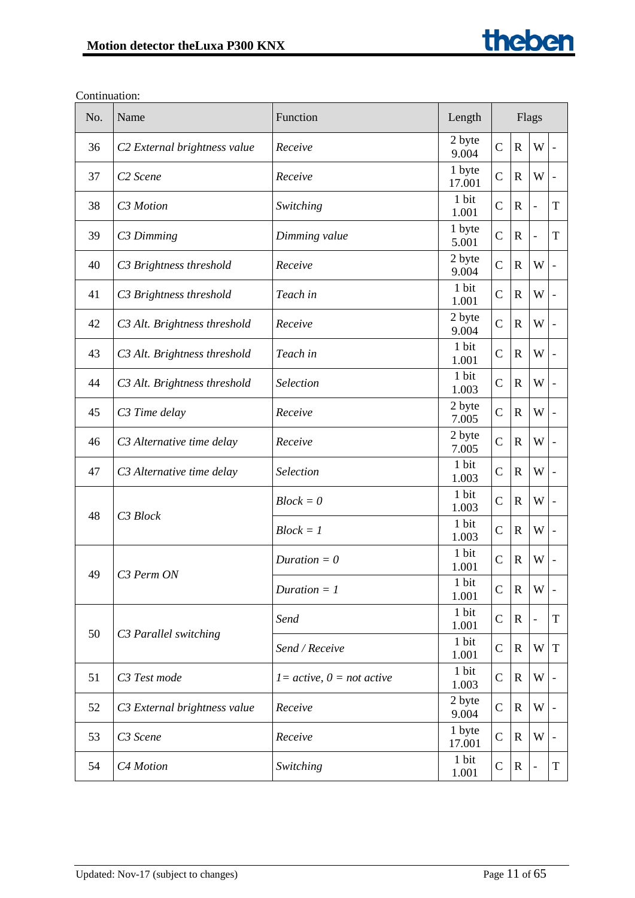Continuation:

| No. | Name | Function | Length | Flags | | | |
|---|---|---|---|---|---|---|---|
| 36 | *C2 External brightness value* | *Receive* | 2 byte 9.004 | C | R | W | - |
| 37 | *C2 Scene* | *Receive* | 1 byte 17.001 | C | R | W | - |
| 38 | *C3 Motion* | *Switching* | 1 bit 1.001 | C | R | - | T |
| 39 | *C3 Dimming* | *Dimming value* | 1 byte 5.001 | C | R | - | T |
| 40 | *C3 Brightness threshold* | *Receive* | 2 byte 9.004 | C | R | W | - |
| 41 | *C3 Brightness threshold* | *Teach in* | 1 bit 1.001 | C | R | W | - |
| 42 | *C3 Alt. Brightness threshold* | *Receive* | 2 byte 9.004 | C | R | W | - |
| 43 | *C3 Alt. Brightness threshold* | *Teach in* | 1 bit 1.001 | C | R | W | - |
| 44 | *C3 Alt. Brightness threshold* | *Selection* | 1 bit 1.003 | C | R | W | - |
| 45 | *C3 Time delay* | *Receive* | 2 byte 7.005 | C | R | W | - |
| 46 | *C3 Alternative time delay* | *Receive* | 2 byte 7.005 | C | R | W | - |
| 47 | *C3 Alternative time delay* | *Selection* | 1 bit 1.003 | C | R | W | - |
| 48 | *C3 Block* | *Block = 0* | 1 bit 1.003 | C | R | W | - |
| | | *Block = 1* | 1 bit 1.003 | C | R | W | - |
| 49 | *C3 Perm ON* | *Duration = 0* | 1 bit 1.001 | C | R | W | - |
| | | *Duration = 1* | 1 bit 1.001 | C | R | W | - |
| 50 | *C3 Parallel switching* | *Send* | 1 bit 1.001 | C | R | - | T |
| | | *Send / Receive* | 1 bit 1.001 | C | R | W | T |
| 51 | *C3 Test mode* | *1= active, 0 = not active* | 1 bit 1.003 | C | R | W | - |
| 52 | *C3 External brightness value* | *Receive* | 2 byte 9.004 | C | R | W | - |
| 53 | *C3 Scene* | *Receive* | 1 byte 17.001 | C | R | W | - |
| 54 | *C4 Motion* | *Switching* | 1 bit 1.001 | C | R | - | T |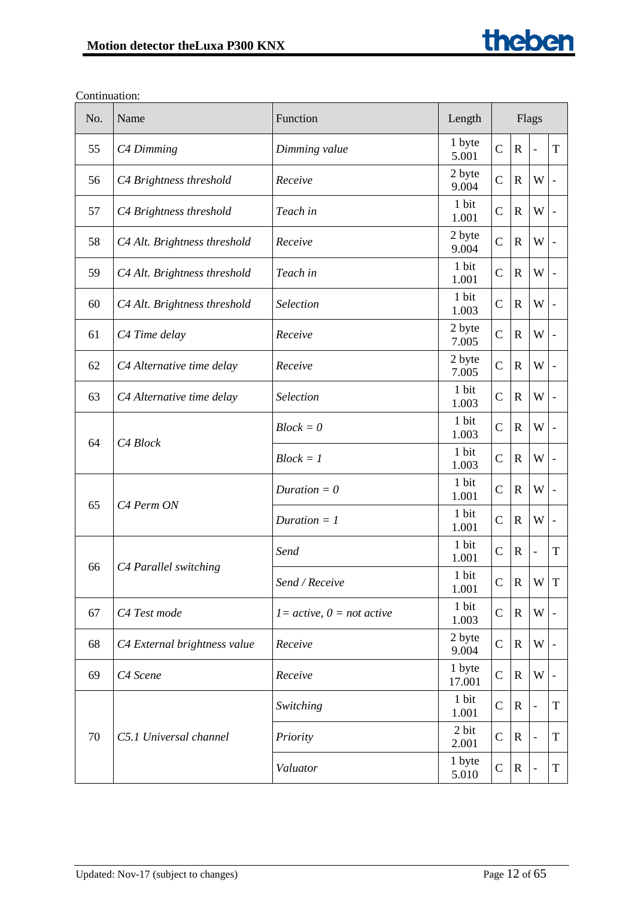Continuation:

| No. | Name | Function | Length | Flags | | | |
|---|---|---|---|---|---|---|---|
| 55 | *C4 Dimming* | *Dimming value* | 1 byte 5.001 | C | R | - | T |
| 56 | *C4 Brightness threshold* | *Receive* | 2 byte 9.004 | C | R | W | - |
| 57 | *C4 Brightness threshold* | *Teach in* | 1 bit 1.001 | C | R | W | - |
| 58 | *C4 Alt. Brightness threshold* | *Receive* | 2 byte 9.004 | C | R | W | - |
| 59 | *C4 Alt. Brightness threshold* | *Teach in* | 1 bit 1.001 | C | R | W | - |
| 60 | *C4 Alt. Brightness threshold* | *Selection* | 1 bit 1.003 | C | R | W | - |
| 61 | *C4 Time delay* | *Receive* | 2 byte 7.005 | C | R | W | - |
| 62 | *C4 Alternative time delay* | *Receive* | 2 byte 7.005 | C | R | W | - |
| 63 | *C4 Alternative time delay* | *Selection* | 1 bit 1.003 | C | R | W | - |
| 64 | *C4 Block* | *Block = 0* | 1 bit 1.003 | C | R | W | - |
| | | *Block = 1* | 1 bit 1.003 | C | R | W | - |
| 65 | *C4 Perm ON* | *Duration = 0* | 1 bit 1.001 | C | R | W | - |
| | | *Duration = 1* | 1 bit 1.001 | C | R | W | - |
| 66 | *C4 Parallel switching* | *Send* | 1 bit 1.001 | C | R | - | T |
| | | *Send / Receive* | 1 bit 1.001 | C | R | W | T |
| 67 | *C4 Test mode* | *1= active, 0 = not active* | 1 bit 1.003 | C | R | W | - |
| 68 | *C4 External brightness value* | *Receive* | 2 byte 9.004 | C | R | W | - |
| 69 | *C4 Scene* | *Receive* | 1 byte 17.001 | C | R | W | - |
| 70 | *C5.1 Universal channel* | *Switching* | 1 bit 1.001 | C | R | - | T |
| | | *Priority* | 2 bit 2.001 | C | R | - | T |
| | | *Valuator* | 1 byte 5.010 | C | R | - | T |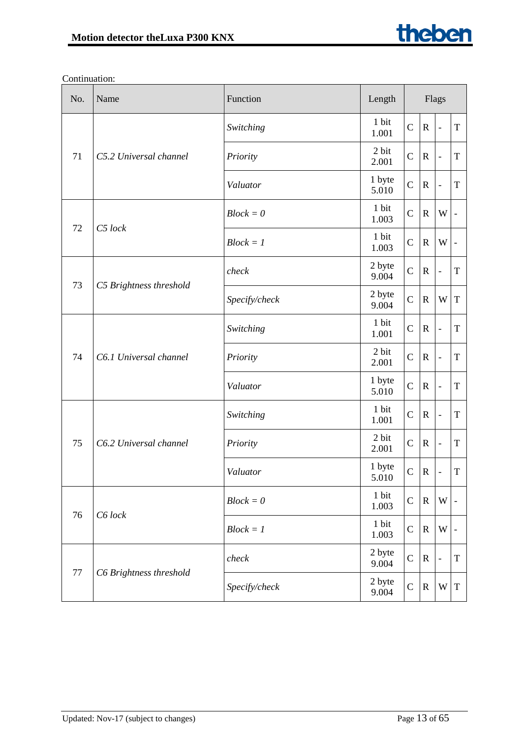Continuation:

| No. | Name | Function | Length | Flags | | | |
|---|---|---|---|---|---|---|---|
| 71 | *C5.2 Universal channel* | *Switching* | 1 bit 1.001 | C | R | - | T |
| | | *Priority* | 2 bit 2.001 | C | R | - | T |
| | | *Valuator* | 1 byte 5.010 | C | R | - | T |
| 72 | *C5 lock* | *Block = 0* | 1 bit 1.003 | C | R | W | - |
| | | *Block = 1* | 1 bit 1.003 | C | R | W | - |
| 73 | *C5 Brightness threshold* | *check* | 2 byte 9.004 | C | R | - | T |
| | | *Specify/check* | 2 byte 9.004 | C | R | W | T |
| 74 | *C6.1 Universal channel* | *Switching* | 1 bit 1.001 | C | R | - | T |
| | | *Priority* | 2 bit 2.001 | C | R | - | T |
| | | *Valuator* | 1 byte 5.010 | C | R | - | T |
| 75 | *C6.2 Universal channel* | *Switching* | 1 bit 1.001 | C | R | - | T |
| | | *Priority* | 2 bit 2.001 | C | R | - | T |
| | | *Valuator* | 1 byte 5.010 | C | R | - | T |
| 76 | *C6 lock* | *Block = 0* | 1 bit 1.003 | C | R | W | - |
| | | *Block = 1* | 1 bit 1.003 | C | R | W | - |
| 77 | *C6 Brightness threshold* | *check* | 2 byte 9.004 | C | R | - | T |
| | | *Specify/check* | 2 byte 9.004 | C | R | W | T |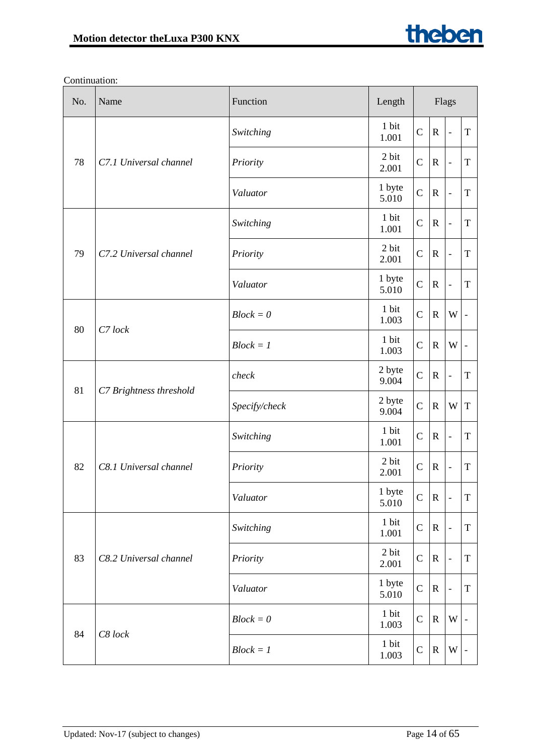Continuation:

| No. | Name | Function | Length | Flags | | | |
|---|---|---|---|---|---|---|---|
| 78 | *C7.1 Universal channel* | *Switching* | 1 bit 1.001 | C | R | - | T |
| | | *Priority* | 2 bit 2.001 | C | R | - | T |
| | | *Valuator* | 1 byte 5.010 | C | R | - | T |
| 79 | *C7.2 Universal channel* | *Switching* | 1 bit 1.001 | C | R | - | T |
| | | *Priority* | 2 bit 2.001 | C | R | - | T |
| | | *Valuator* | 1 byte 5.010 | C | R | - | T |
| 80 | *C7 lock* | *Block = 0* | 1 bit 1.003 | C | R | W | - |
| | | *Block = 1* | 1 bit 1.003 | C | R | W | - |
| 81 | *C7 Brightness threshold* | *check* | 2 byte 9.004 | C | R | - | T |
| | | *Specify/check* | 2 byte 9.004 | C | R | W | T |
| 82 | *C8.1 Universal channel* | *Switching* | 1 bit 1.001 | C | R | - | T |
| | | *Priority* | 2 bit 2.001 | C | R | - | T |
| | | *Valuator* | 1 byte 5.010 | C | R | - | T |
| 83 | *C8.2 Universal channel* | *Switching* | 1 bit 1.001 | C | R | - | T |
| | | *Priority* | 2 bit 2.001 | C | R | - | T |
| | | *Valuator* | 1 byte 5.010 | C | R | - | T |
| 84 | *C8 lock* | *Block = 0* | 1 bit 1.003 | C | R | W | - |
| | | *Block = 1* | 1 bit 1.003 | C | R | W | - |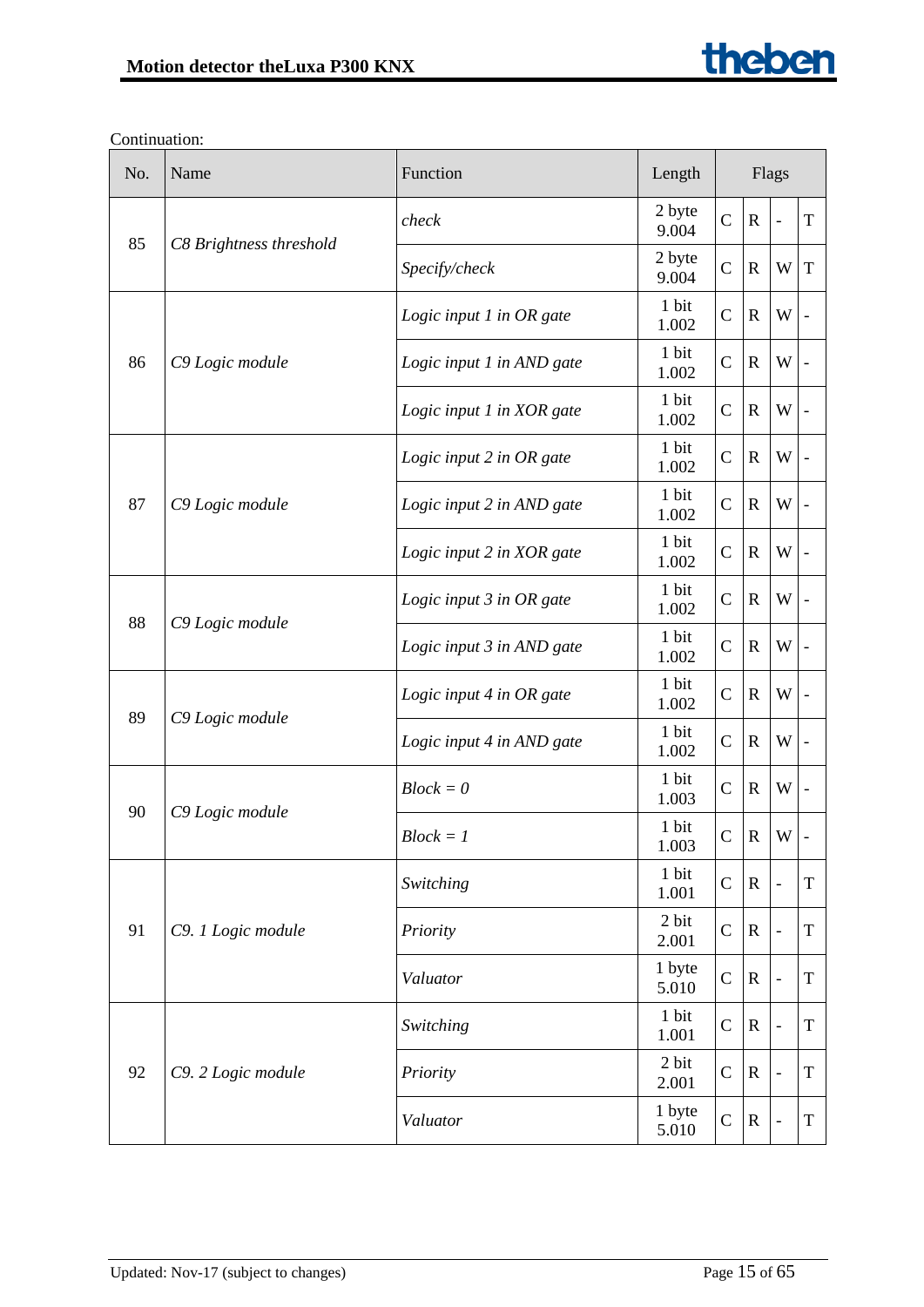Continuation:

| No. | Name | Function | Length | Flags | | | |
|---|---|---|---|---|---|---|---|
| 85 | *C8 Brightness threshold* | *check* | 2 byte 9.004 | C | R | - | T |
| | | *Specify/check* | 2 byte 9.004 | C | R | W | T |
| 86 | *C9 Logic module* | *Logic input 1 in OR gate* | 1 bit 1.002 | C | R | W | - |
| | | *Logic input 1 in AND gate* | 1 bit 1.002 | C | R | W | - |
| | | *Logic input 1 in XOR gate* | 1 bit 1.002 | C | R | W | - |
| 87 | *C9 Logic module* | *Logic input 2 in OR gate* | 1 bit 1.002 | C | R | W | - |
| | | *Logic input 2 in AND gate* | 1 bit 1.002 | C | R | W | - |
| | | *Logic input 2 in XOR gate* | 1 bit 1.002 | C | R | W | - |
| 88 | *C9 Logic module* | *Logic input 3 in OR gate* | 1 bit 1.002 | C | R | W | - |
| | | *Logic input 3 in AND gate* | 1 bit 1.002 | C | R | W | - |
| 89 | *C9 Logic module* | *Logic input 4 in OR gate* | 1 bit 1.002 | C | R | W | - |
| | | *Logic input 4 in AND gate* | 1 bit 1.002 | C | R | W | - |
| 90 | *C9 Logic module* | *Block = 0* | 1 bit 1.003 | C | R | W | - |
| | | *Block = 1* | 1 bit 1.003 | C | R | W | - |
| 91 | *C9. 1 Logic module* | *Switching* | 1 bit 1.001 | C | R | - | T |
| | | *Priority* | 2 bit 2.001 | C | R | - | T |
| | | *Valuator* | 1 byte 5.010 | C | R | - | T |
| 92 | *C9. 2 Logic module* | *Switching* | 1 bit 1.001 | C | R | - | T |
| | | *Priority* | 2 bit 2.001 | C | R | - | T |
| | | *Valuator* | 1 byte 5.010 | C | R | - | T |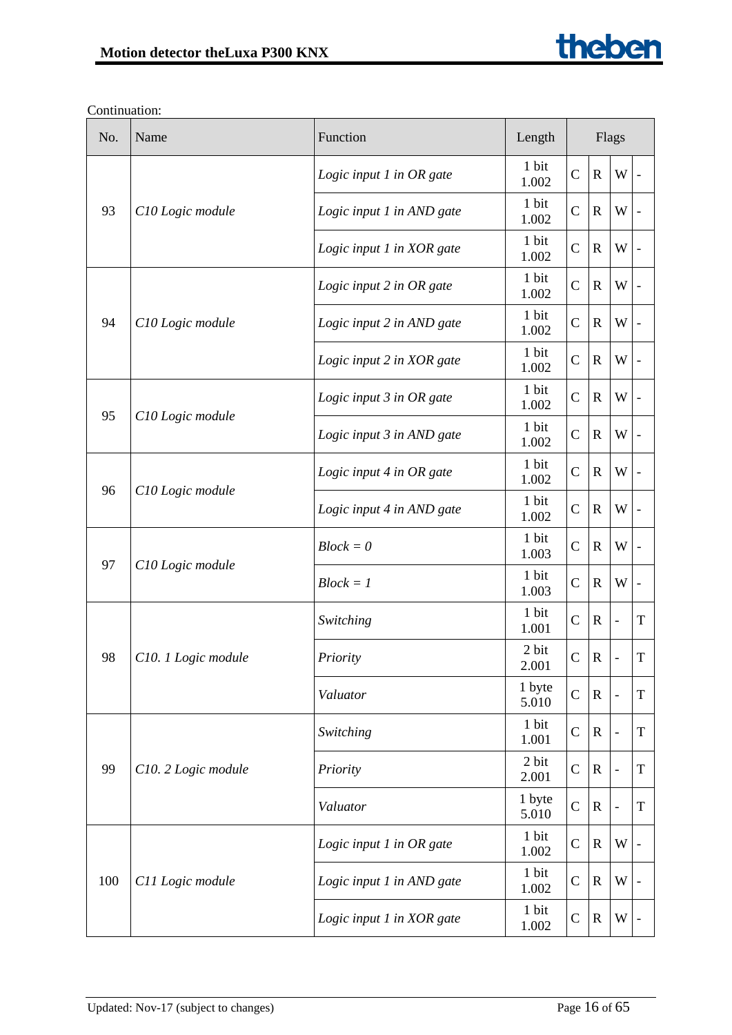Continuation:

| No. | Name | Function | Length | Flags | | | |
|---|---|---|---|---|---|---|---|
| 93 | *C10 Logic module* | *Logic input 1 in OR gate* | 1 bit 1.002 | C | R | W | - |
| | | *Logic input 1 in AND gate* | 1 bit 1.002 | C | R | W | - |
| | | *Logic input 1 in XOR gate* | 1 bit 1.002 | C | R | W | - |
| 94 | *C10 Logic module* | *Logic input 2 in OR gate* | 1 bit 1.002 | C | R | W | - |
| | | *Logic input 2 in AND gate* | 1 bit 1.002 | C | R | W | - |
| | | *Logic input 2 in XOR gate* | 1 bit 1.002 | C | R | W | - |
| 95 | *C10 Logic module* | *Logic input 3 in OR gate* | 1 bit 1.002 | C | R | W | - |
| | | *Logic input 3 in AND gate* | 1 bit 1.002 | C | R | W | - |
| 96 | *C10 Logic module* | *Logic input 4 in OR gate* | 1 bit 1.002 | C | R | W | - |
| | | *Logic input 4 in AND gate* | 1 bit 1.002 | C | R | W | - |
| 97 | *C10 Logic module* | *Block = 0* | 1 bit 1.003 | C | R | W | - |
| | | *Block = 1* | 1 bit 1.003 | C | R | W | - |
| 98 | *C10. 1 Logic module* | *Switching* | 1 bit 1.001 | C | R | - | T |
| | | *Priority* | 2 bit 2.001 | C | R | - | T |
| | | *Valuator* | 1 byte 5.010 | C | R | - | T |
| 99 | *C10. 2 Logic module* | *Switching* | 1 bit 1.001 | C | R | - | T |
| | | *Priority* | 2 bit 2.001 | C | R | - | T |
| | | *Valuator* | 1 byte 5.010 | C | R | - | T |
| 100 | *C11 Logic module* | *Logic input 1 in OR gate* | 1 bit 1.002 | C | R | W | - |
| | | *Logic input 1 in AND gate* | 1 bit 1.002 | C | R | W | - |
| | | *Logic input 1 in XOR gate* | 1 bit 1.002 | C | R | W | - |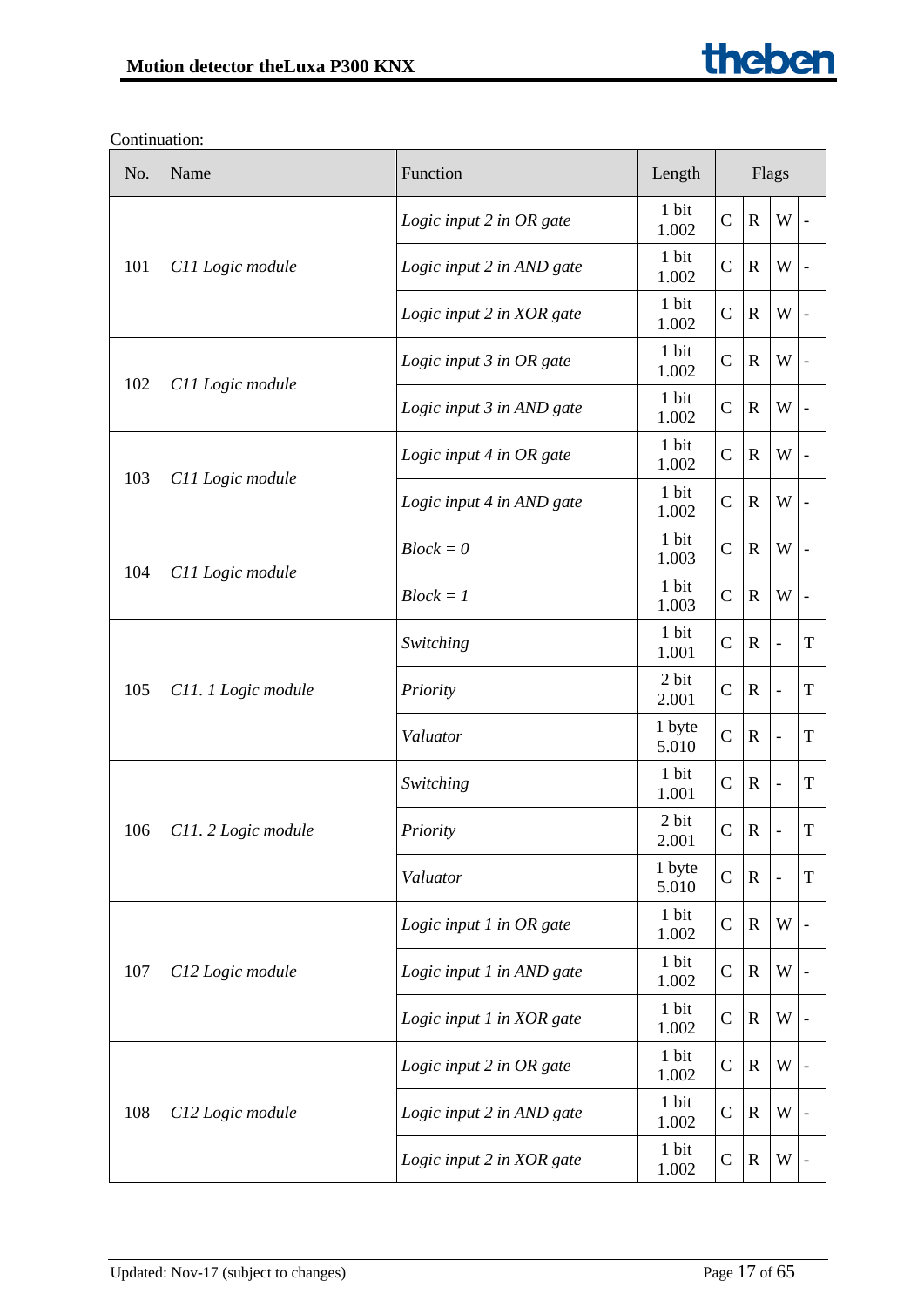Continuation:

| No. | Name | Function | Length | Flags | | | |
|---|---|---|---|---|---|---|---|
| 101 | *C11 Logic module* | *Logic input 2 in OR gate* | 1 bit 1.002 | C | R | W | - |
| | | *Logic input 2 in AND gate* | 1 bit 1.002 | C | R | W | - |
| | | *Logic input 2 in XOR gate* | 1 bit 1.002 | C | R | W | - |
| 102 | *C11 Logic module* | *Logic input 3 in OR gate* | 1 bit 1.002 | C | R | W | - |
| | | *Logic input 3 in AND gate* | 1 bit 1.002 | C | R | W | - |
| 103 | *C11 Logic module* | *Logic input 4 in OR gate* | 1 bit 1.002 | C | R | W | - |
| | | *Logic input 4 in AND gate* | 1 bit 1.002 | C | R | W | - |
| 104 | *C11 Logic module* | *Block = 0* | 1 bit 1.003 | C | R | W | - |
| | | *Block = 1* | 1 bit 1.003 | C | R | W | - |
| 105 | *C11. 1 Logic module* | *Switching* | 1 bit 1.001 | C | R | - | T |
| | | *Priority* | 2 bit 2.001 | C | R | - | T |
| | | *Valuator* | 1 byte 5.010 | C | R | - | T |
| 106 | *C11. 2 Logic module* | *Switching* | 1 bit 1.001 | C | R | - | T |
| | | *Priority* | 2 bit 2.001 | C | R | - | T |
| | | *Valuator* | 1 byte 5.010 | C | R | - | T |
| 107 | *C12 Logic module* | *Logic input 1 in OR gate* | 1 bit 1.002 | C | R | W | - |
| | | *Logic input 1 in AND gate* | 1 bit 1.002 | C | R | W | - |
| | | *Logic input 1 in XOR gate* | 1 bit 1.002 | C | R | W | - |
| 108 | *C12 Logic module* | *Logic input 2 in OR gate* | 1 bit 1.002 | C | R | W | - |
| | | *Logic input 2 in AND gate* | 1 bit 1.002 | C | R | W | - |
| | | *Logic input 2 in XOR gate* | 1 bit 1.002 | C | R | W | - |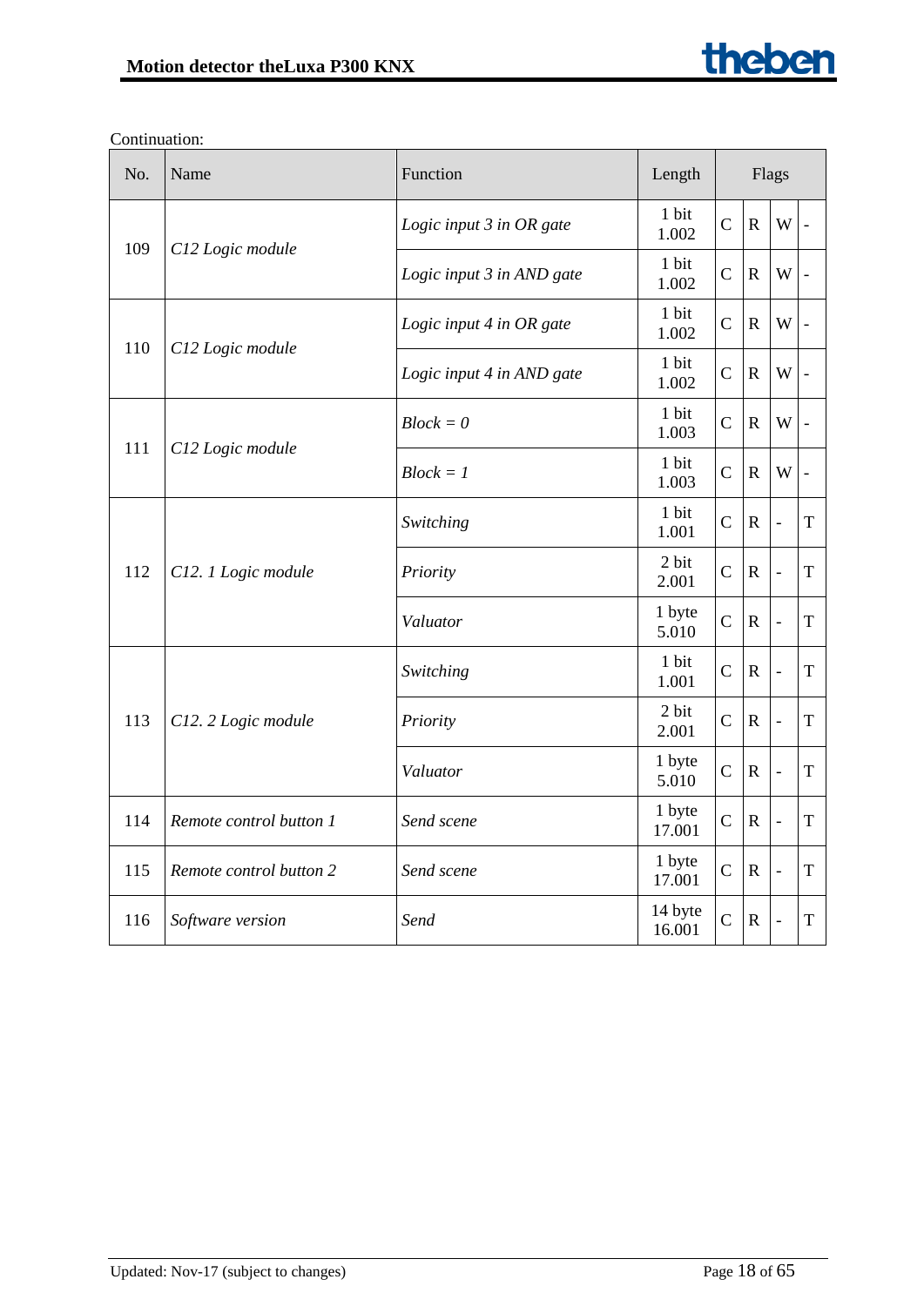Continuation:

| No. | Name | Function | Length | Flags | | | |
|---|---|---|---|---|---|---|---|
| 109 | *C12 Logic module* | *Logic input 3 in OR gate* | 1 bit 1.002 | C | R | W | - |
| | | *Logic input 3 in AND gate* | 1 bit 1.002 | C | R | W | - |
| 110 | *C12 Logic module* | *Logic input 4 in OR gate* | 1 bit 1.002 | C | R | W | - |
| | | *Logic input 4 in AND gate* | 1 bit 1.002 | C | R | W | - |
| 111 | *C12 Logic module* | *Block = 0* | 1 bit 1.003 | C | R | W | - |
| | | *Block = 1* | 1 bit 1.003 | C | R | W | - |
| 112 | *C12. 1 Logic module* | *Switching* | 1 bit 1.001 | C | R | - | T |
| | | *Priority* | 2 bit 2.001 | C | R | - | T |
| | | *Valuator* | 1 byte 5.010 | C | R | - | T |
| 113 | *C12. 2 Logic module* | *Switching* | 1 bit 1.001 | C | R | - | T |
| | | *Priority* | 2 bit 2.001 | C | R | - | T |
| | | *Valuator* | 1 byte 5.010 | C | R | - | T |
| 114 | *Remote control button 1* | *Send scene* | 1 byte 17.001 | C | R | - | T |
| 115 | *Remote control button 2* | *Send scene* | 1 byte 17.001 | C | R | - | T |
| 116 | *Software version* | *Send* | 14 byte 16.001 | C | R | - | T |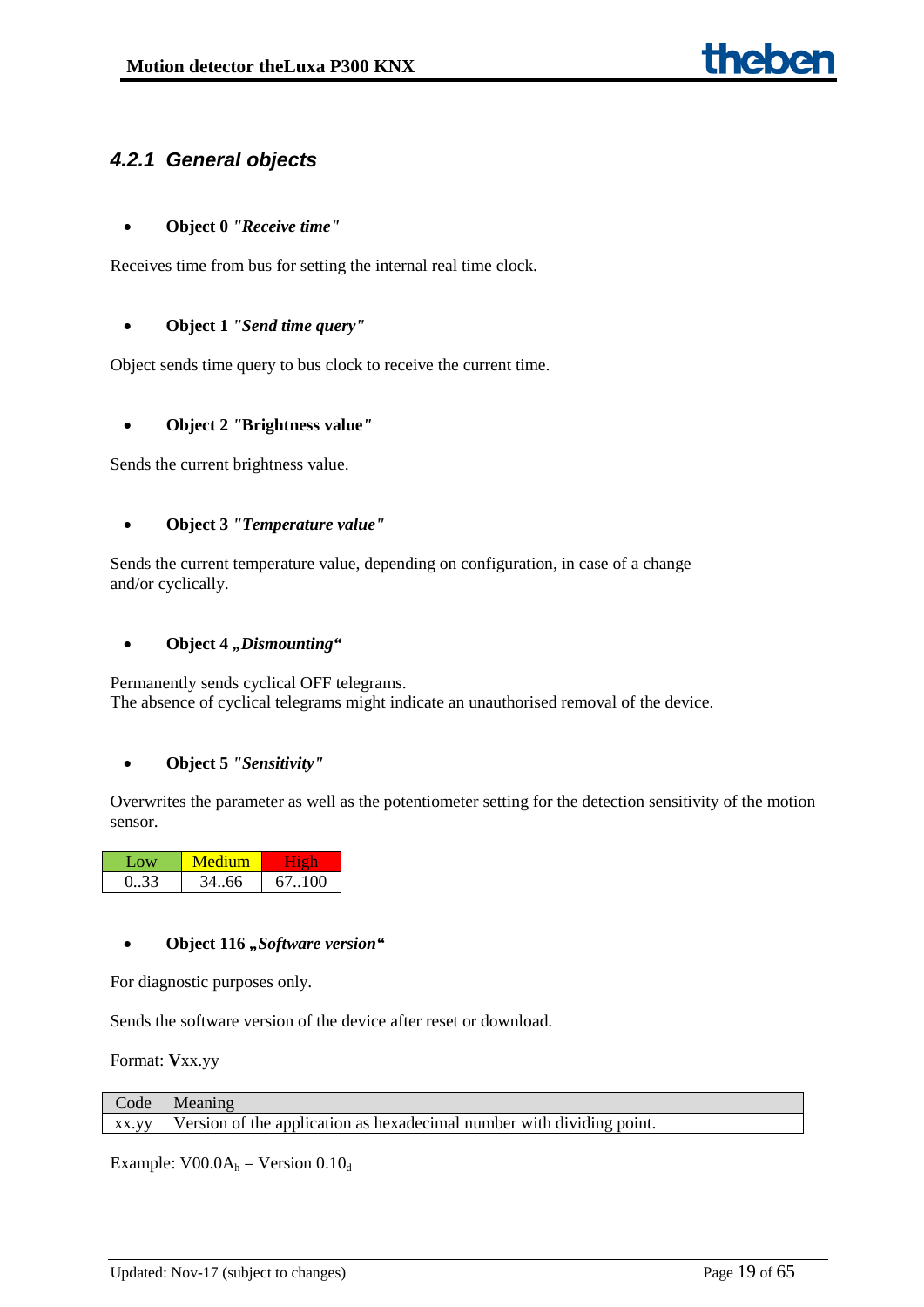### 4.2.1 General objects

- **Object 0** ***"Receive time"***

Receives time from bus for setting the internal real time clock.

- **Object 1** ***"Send time query"***

Object sends time query to bus clock to receive the current time.

- **Object 2 "Brightness value*"***

Sends the current brightness value.

- **Object 3** ***"Temperature value"***

Sends the current temperature value, depending on configuration, in case of a change and/or cyclically.

- **Object 4** ***„Dismounting“***

Permanently sends cyclical OFF telegrams.
The absence of cyclical telegrams might indicate an unauthorised removal of the device.

- **Object 5** ***"Sensitivity"***

Overwrites the parameter as well as the potentiometer setting for the detection sensitivity of the motion sensor.

| Low | Medium | High |
|---|---|---|
| 0..33 | 34..66 | 67..100 |

- **Object 116** ***„Software version“***

For diagnostic purposes only.

Sends the software version of the device after reset or download.

Format: **V**xx.yy

| Code | Meaning |
|---|---|
| xx.yy | Version of the application as hexadecimal number with dividing point. |

Example: $V00.0A_h$ = Version $0.10_d$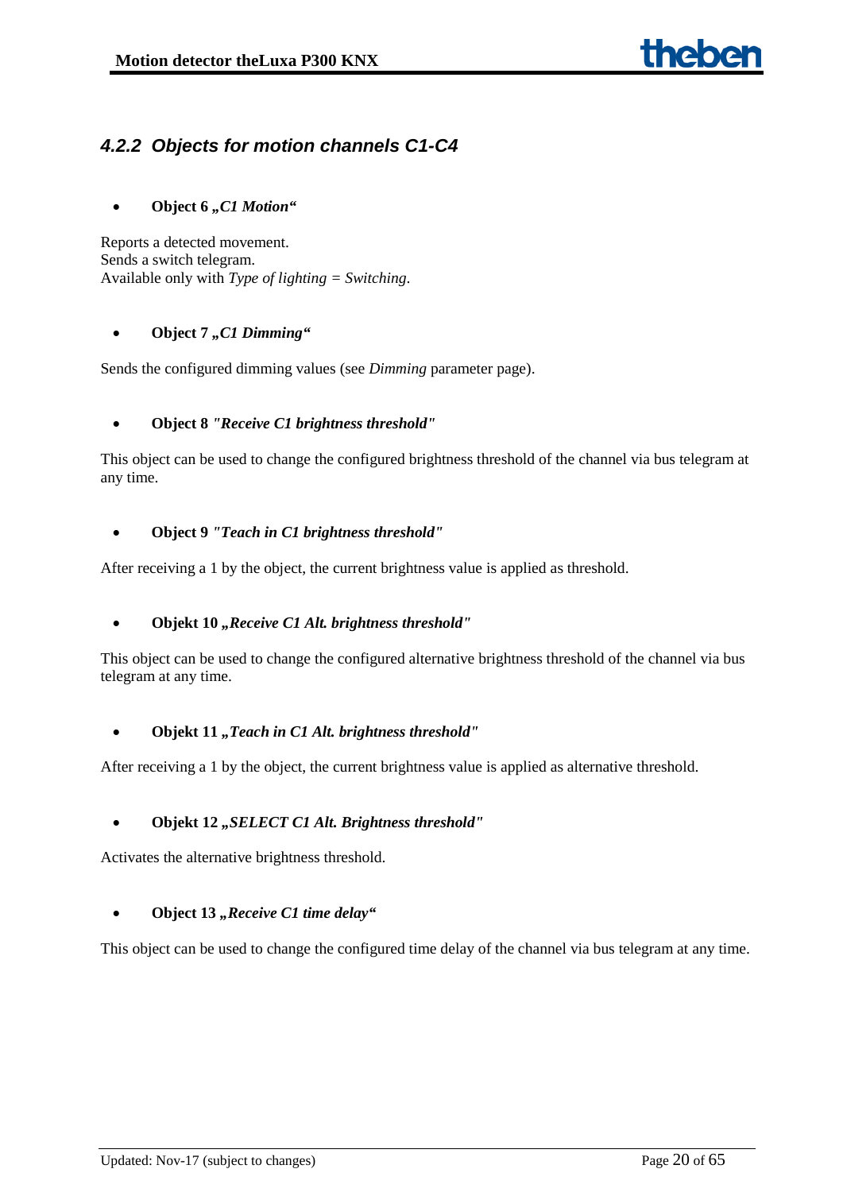### 4.2.2 Objects for motion channels C1-C4

- **Object 6 „*C1 Motion*"**

Reports a detected movement.
Sends a switch telegram.
Available only with *Type of lighting = Switching*.

- **Object 7 „*C1 Dimming*"**

Sends the configured dimming values (see *Dimming* parameter page).

- **Object 8 *"Receive C1 brightness threshold"***

This object can be used to change the configured brightness threshold of the channel via bus telegram at any time.

- **Object 9 *"Teach in C1 brightness threshold"***

After receiving a 1 by the object, the current brightness value is applied as threshold.

- **Objekt 10 *„Receive C1 Alt. brightness threshold"***

This object can be used to change the configured alternative brightness threshold of the channel via bus telegram at any time.

- **Objekt 11 *„Teach in C1 Alt. brightness threshold"***

After receiving a 1 by the object, the current brightness value is applied as alternative threshold.

- **Objekt 12 *„SELECT C1 Alt. Brightness threshold"***

Activates the alternative brightness threshold.

- **Object 13 *„Receive C1 time delay"***

This object can be used to change the configured time delay of the channel via bus telegram at any time.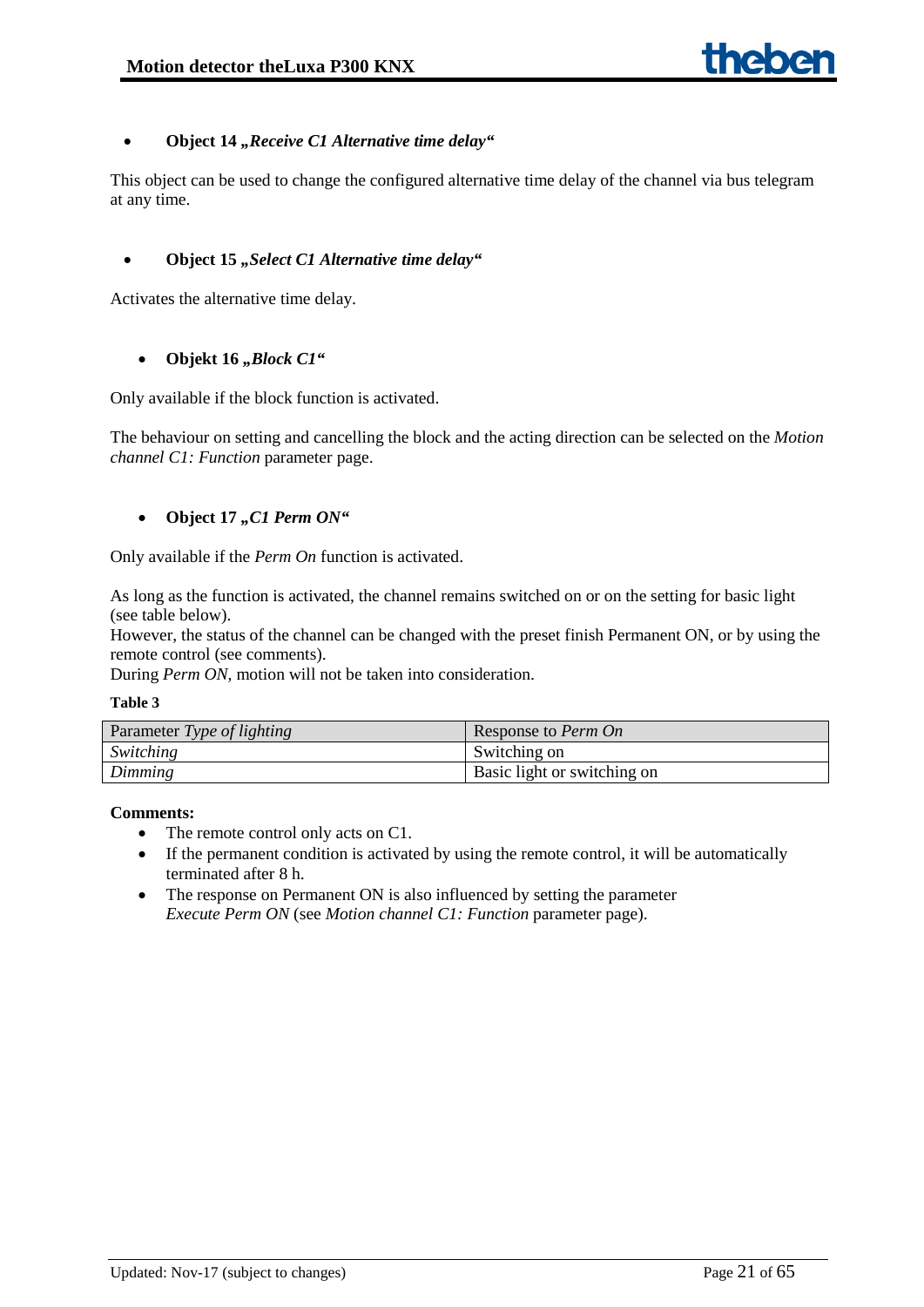- **Object 14 „*Receive C1 Alternative time delay*“**

This object can be used to change the configured alternative time delay of the channel via bus telegram at any time.

- **Object 15 „*Select C1 Alternative time delay*“**

Activates the alternative time delay.

- **Objekt 16 „*Block C1*“**

Only available if the block function is activated.

The behaviour on setting and cancelling the block and the acting direction can be selected on the *Motion channel C1: Function* parameter page.

- **Object 17 „*C1 Perm ON*“**

Only available if the *Perm On* function is activated.

As long as the function is activated, the channel remains switched on or on the setting for basic light (see table below).
However, the status of the channel can be changed with the preset finish Permanent ON, or by using the remote control (see comments).
During *Perm ON*, motion will not be taken into consideration.

**Table 3**

| Parameter *Type of lighting* | Response to *Perm On* |
|---|---|
| *Switching* | Switching on |
| *Dimming* | Basic light or switching on |

**Comments:**

- The remote control only acts on C1.
- If the permanent condition is activated by using the remote control, it will be automatically terminated after 8 h.
- The response on Permanent ON is also influenced by setting the parameter *Execute Perm ON* (see *Motion channel C1: Function* parameter page).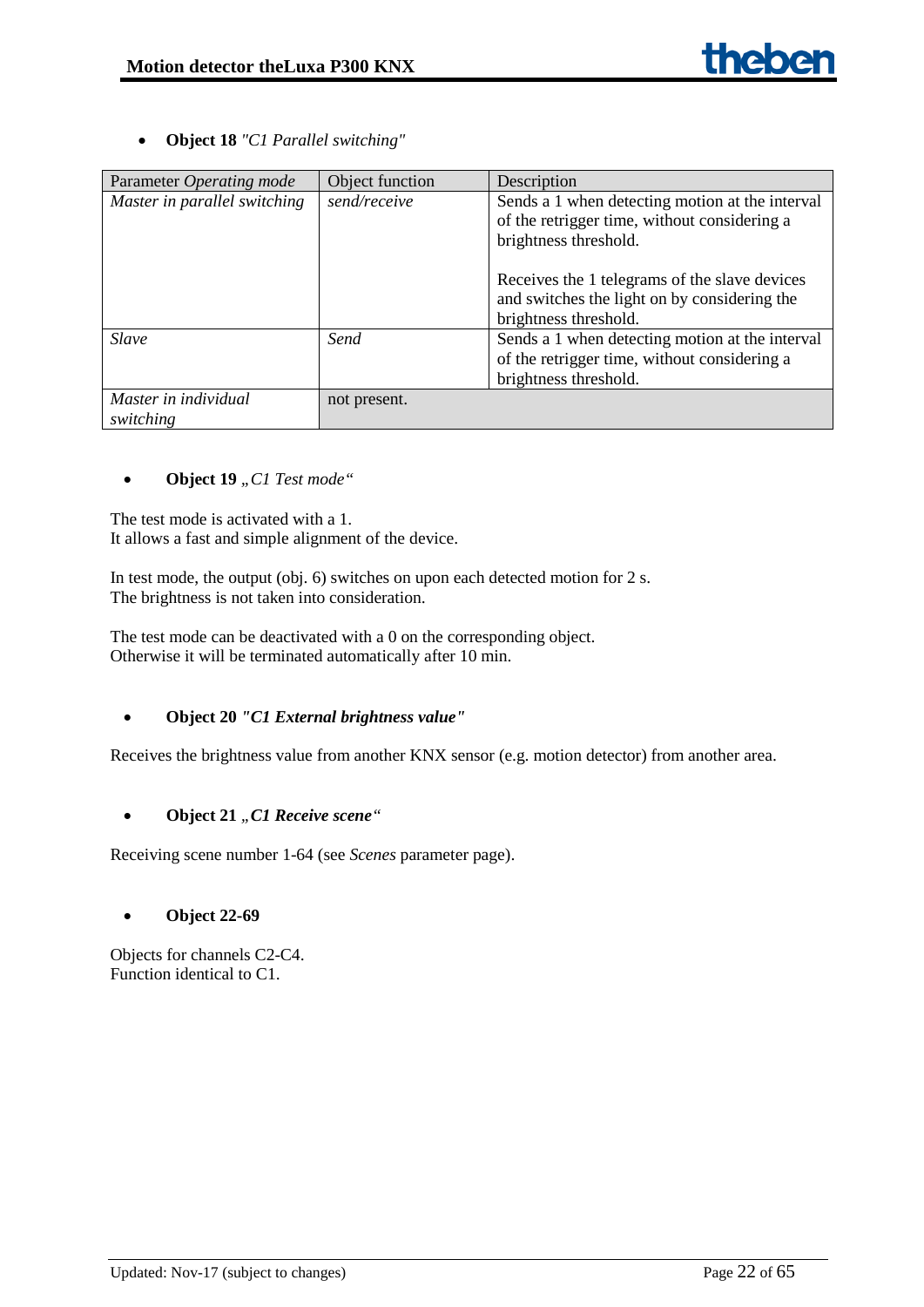- **Object 18** *"C1 Parallel switching"*

| Parameter *Operating mode* | Object function | Description |
|---|---|---|
| *Master in parallel switching* | *send/receive* | Sends a 1 when detecting motion at the interval of the retrigger time, without considering a brightness threshold.<br><br>Receives the 1 telegrams of the slave devices and switches the light on by considering the brightness threshold. |
| *Slave* | *Send* | Sends a 1 when detecting motion at the interval of the retrigger time, without considering a brightness threshold. |
| *Master in individual switching* | not present. | |

- **Object 19** *„C1 Test mode"*

The test mode is activated with a 1.
It allows a fast and simple alignment of the device.

In test mode, the output (obj. 6) switches on upon each detected motion for 2 s.
The brightness is not taken into consideration.

The test mode can be deactivated with a 0 on the corresponding object.
Otherwise it will be terminated automatically after 10 min.

- **Object 20** ***"C1 External brightness value"***

Receives the brightness value from another KNX sensor (e.g. motion detector) from another area.

- **Object 21** ***„C1 Receive scene"***

Receiving scene number 1-64 (see *Scenes* parameter page).

- **Object 22-69**

Objects for channels C2-C4.
Function identical to C1.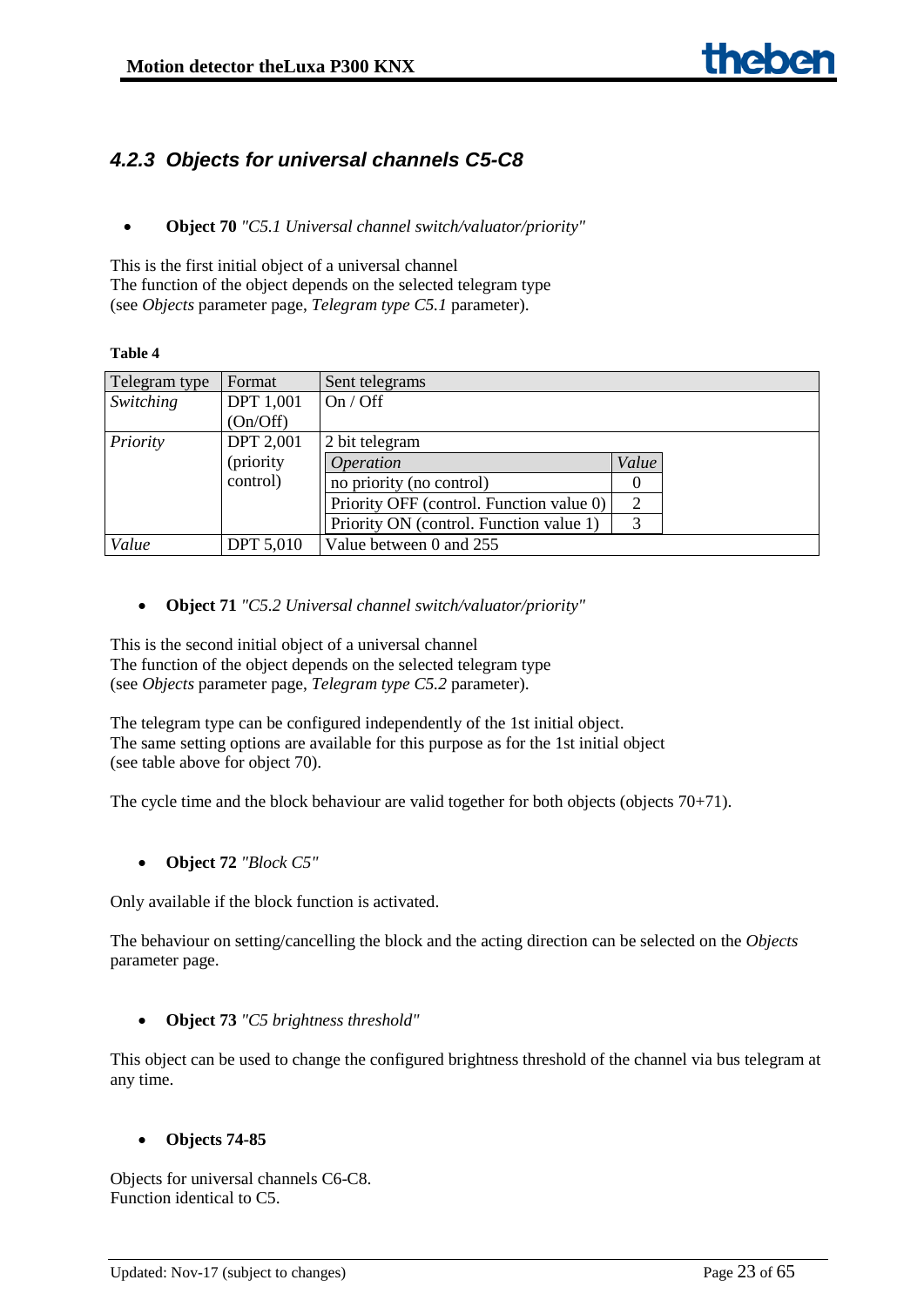### 4.2.3 Objects for universal channels C5-C8

- **Object 70** *"C5.1 Universal channel switch/valuator/priority"*

This is the first initial object of a universal channel
The function of the object depends on the selected telegram type
(see *Objects* parameter page, *Telegram type C5.1* parameter).

**Table 4**

| Telegram type | Format | Sent telegrams | |
|---|---|---|---|
| *Switching* | DPT 1,001 (On/Off) | On / Off | |
| *Priority* | DPT 2,001 (priority control) | 2 bit telegram | |
| | | *Operation* | *Value* |
| | | no priority (no control) | 0 |
| | | Priority OFF (control. Function value 0) | 2 |
| | | Priority ON (control. Function value 1) | 3 |
| *Value* | DPT 5,010 | Value between 0 and 255 | |

- **Object 71** *"C5.2 Universal channel switch/valuator/priority"*

This is the second initial object of a universal channel
The function of the object depends on the selected telegram type
(see *Objects* parameter page, *Telegram type C5.2* parameter).

The telegram type can be configured independently of the 1st initial object.
The same setting options are available for this purpose as for the 1st initial object
(see table above for object 70).

The cycle time and the block behaviour are valid together for both objects (objects 70+71).

- **Object 72** *"Block C5"*

Only available if the block function is activated.

The behaviour on setting/cancelling the block and the acting direction can be selected on the *Objects* parameter page.

- **Object 73** *"C5 brightness threshold"*

This object can be used to change the configured brightness threshold of the channel via bus telegram at any time.

- **Objects 74-85**

Objects for universal channels C6-C8.
Function identical to C5.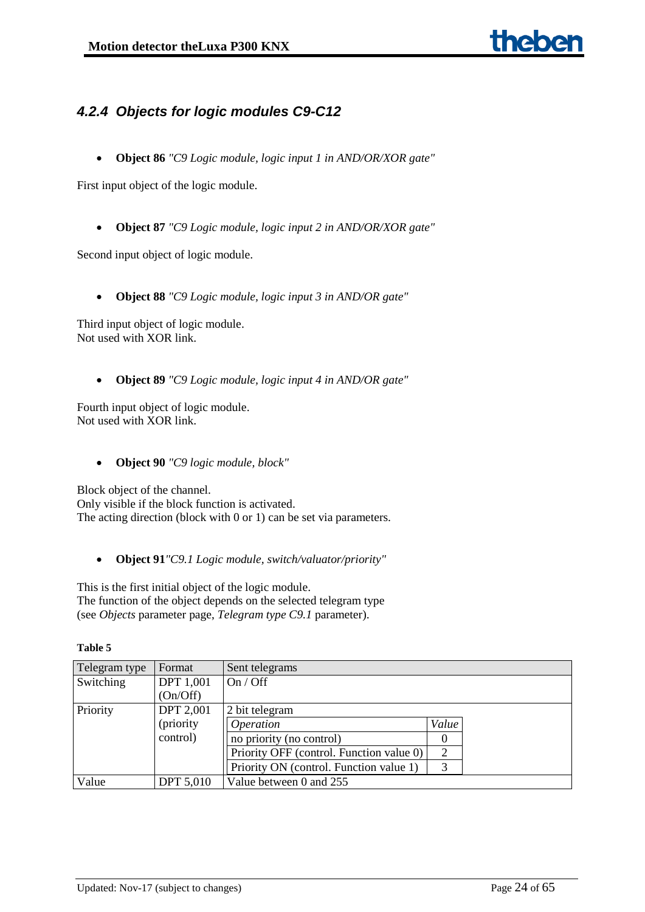### 4.2.4 Objects for logic modules C9-C12

- **Object 86** *"C9 Logic module, logic input 1 in AND/OR/XOR gate"*

First input object of the logic module.

- **Object 87** *"C9 Logic module, logic input 2 in AND/OR/XOR gate"*

Second input object of logic module.

- **Object 88** *"C9 Logic module, logic input 3 in AND/OR gate"*

Third input object of logic module.
Not used with XOR link.

- **Object 89** *"C9 Logic module, logic input 4 in AND/OR gate"*

Fourth input object of logic module.
Not used with XOR link.

- **Object 90** *"C9 logic module, block"*

Block object of the channel.
Only visible if the block function is activated.
The acting direction (block with 0 or 1) can be set via parameters.

- **Object 91***"C9.1 Logic module, switch/valuator/priority"*

This is the first initial object of the logic module.
The function of the object depends on the selected telegram type
(see *Objects* parameter page, *Telegram type C9.1* parameter).

**Table 5**

| Telegram type | Format | Sent telegrams | |
|---|---|---|---|
| Switching | DPT 1,001 (On/Off) | On / Off | |
| Priority | DPT 2,001 (priority control) | 2 bit telegram | |
| | | *Operation* | *Value* |
| | | no priority (no control) | 0 |
| | | Priority OFF (control. Function value 0) | 2 |
| | | Priority ON (control. Function value 1) | 3 |
| Value | DPT 5,010 | Value between 0 and 255 | |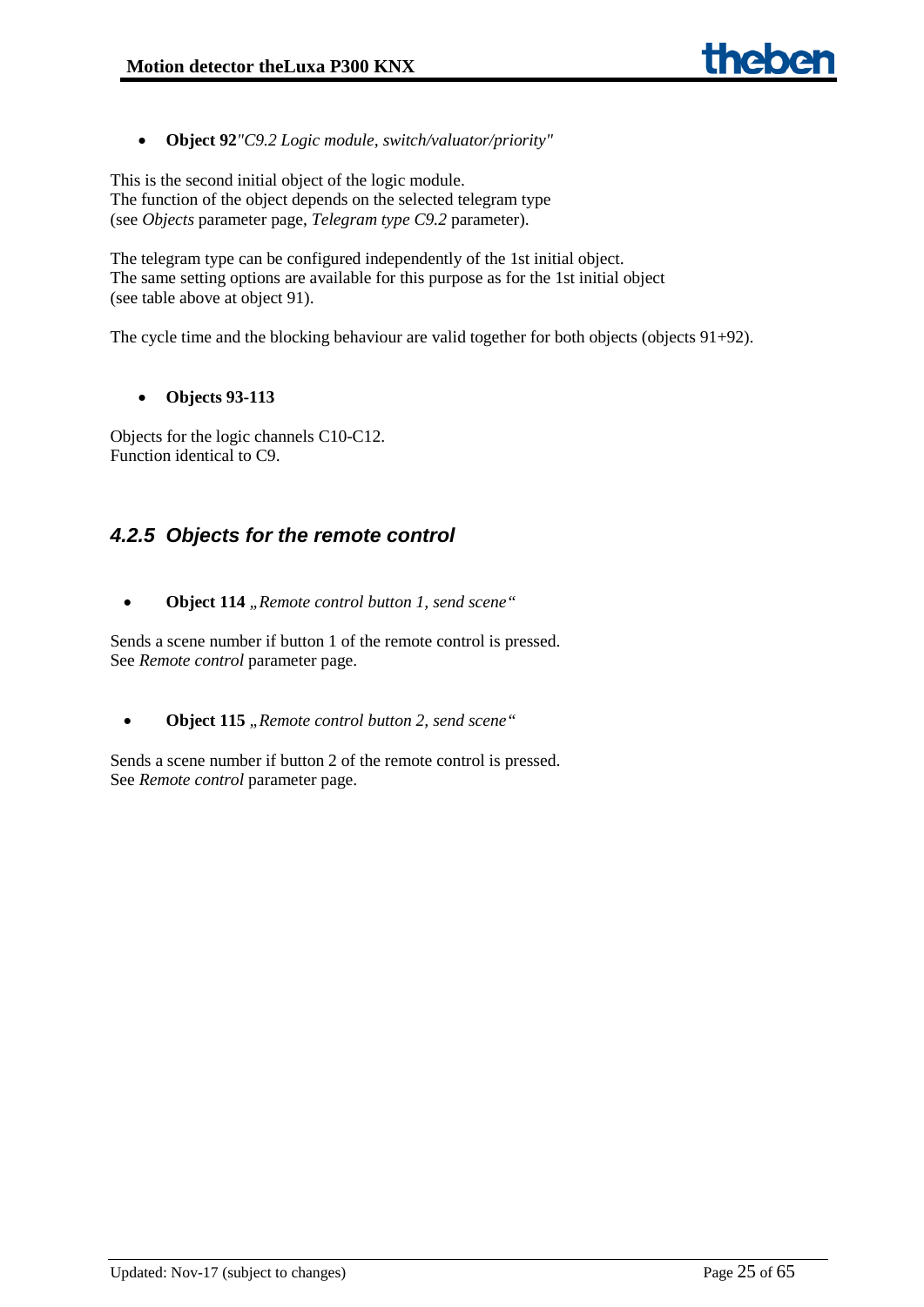- **Object 92** *"C9.2 Logic module, switch/valuator/priority"*

This is the second initial object of the logic module.
The function of the object depends on the selected telegram type
(see *Objects* parameter page, *Telegram type C9.2* parameter).

The telegram type can be configured independently of the 1st initial object.
The same setting options are available for this purpose as for the 1st initial object
(see table above at object 91).

The cycle time and the blocking behaviour are valid together for both objects (objects 91+92).

- **Objects 93-113**

Objects for the logic channels C10-C12.
Function identical to C9.

### *4.2.5 Objects for the remote control*

- **Object 114** *„Remote control button 1, send scene"*

Sends a scene number if button 1 of the remote control is pressed.
See *Remote control* parameter page.

- **Object 115** *„Remote control button 2, send scene"*

Sends a scene number if button 2 of the remote control is pressed.
See *Remote control* parameter page.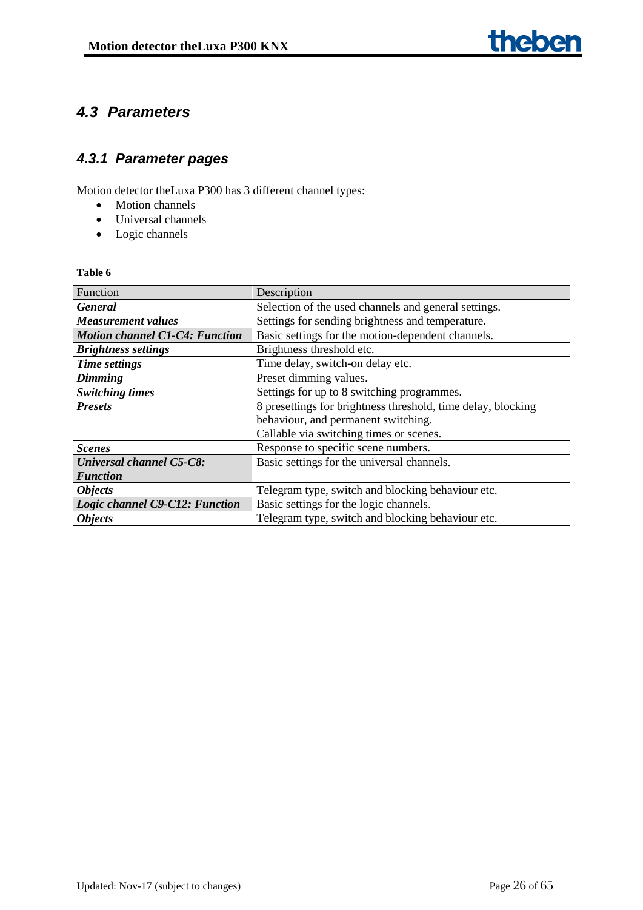## 4.3 Parameters

### 4.3.1 Parameter pages

Motion detector theLuxa P300 has 3 different channel types:

- Motion channels
- Universal channels
- Logic channels

**Table 6**

| Function | Description |
|---|---|
| ***General*** | Selection of the used channels and general settings. |
| ***Measurement values*** | Settings for sending brightness and temperature. |
| ***Motion channel C1-C4: Function*** | Basic settings for the motion-dependent channels. |
| ***Brightness settings*** | Brightness threshold etc. |
| ***Time settings*** | Time delay, switch-on delay etc. |
| ***Dimming*** | Preset dimming values. |
| ***Switching times*** | Settings for up to 8 switching programmes. |
| ***Presets*** | 8 presettings for brightness threshold, time delay, blocking behaviour, and permanent switching.<br>Callable via switching times or scenes. |
| ***Scenes*** | Response to specific scene numbers. |
| ***Universal channel C5-C8: Function*** | Basic settings for the universal channels. |
| ***Objects*** | Telegram type, switch and blocking behaviour etc. |
| ***Logic channel C9-C12: Function*** | Basic settings for the logic channels. |
| ***Objects*** | Telegram type, switch and blocking behaviour etc. |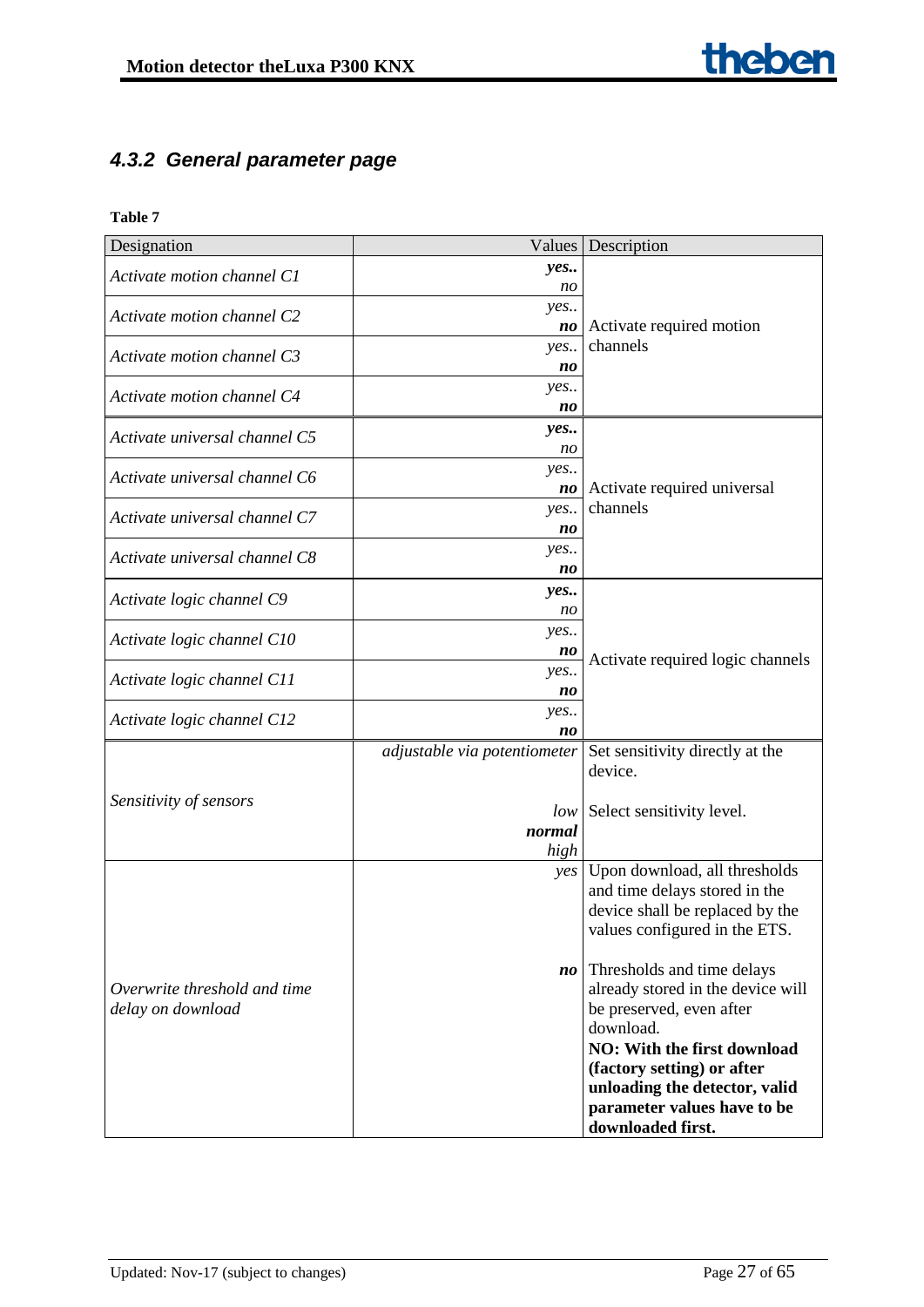### 4.3.2 General parameter page

**Table 7**

| Designation | Values | Description |
|---|---|---|
| *Activate motion channel C1* | ***yes..***<br>*no* | Activate required motion channels |
| *Activate motion channel C2* | *yes..*<br>***no*** | |
| *Activate motion channel C3* | *yes..*<br>***no*** | |
| *Activate motion channel C4* | *yes..*<br>***no*** | |
| *Activate universal channel C5* | ***yes..***<br>*no* | Activate required universal channels |
| *Activate universal channel C6* | *yes..*<br>***no*** | |
| *Activate universal channel C7* | *yes..*<br>***no*** | |
| *Activate universal channel C8* | *yes..*<br>***no*** | |
| *Activate logic channel C9* | ***yes..***<br>*no* | Activate required logic channels |
| *Activate logic channel C10* | *yes..*<br>***no*** | |
| *Activate logic channel C11* | *yes..*<br>***no*** | |
| *Activate logic channel C12* | *yes..*<br>***no*** | |
| *Sensitivity of sensors* | *adjustable via potentiometer* | Set sensitivity directly at the device. |
| | *low*<br>***normal***<br>*high* | Select sensitivity level. |
| *Overwrite threshold and time delay on download* | *yes* | Upon download, all thresholds and time delays stored in the device shall be replaced by the values configured in the ETS. |
| | ***no*** | Thresholds and time delays already stored in the device will be preserved, even after download.<br>**NO: With the first download (factory setting) or after unloading the detector, valid parameter values have to be downloaded first.** |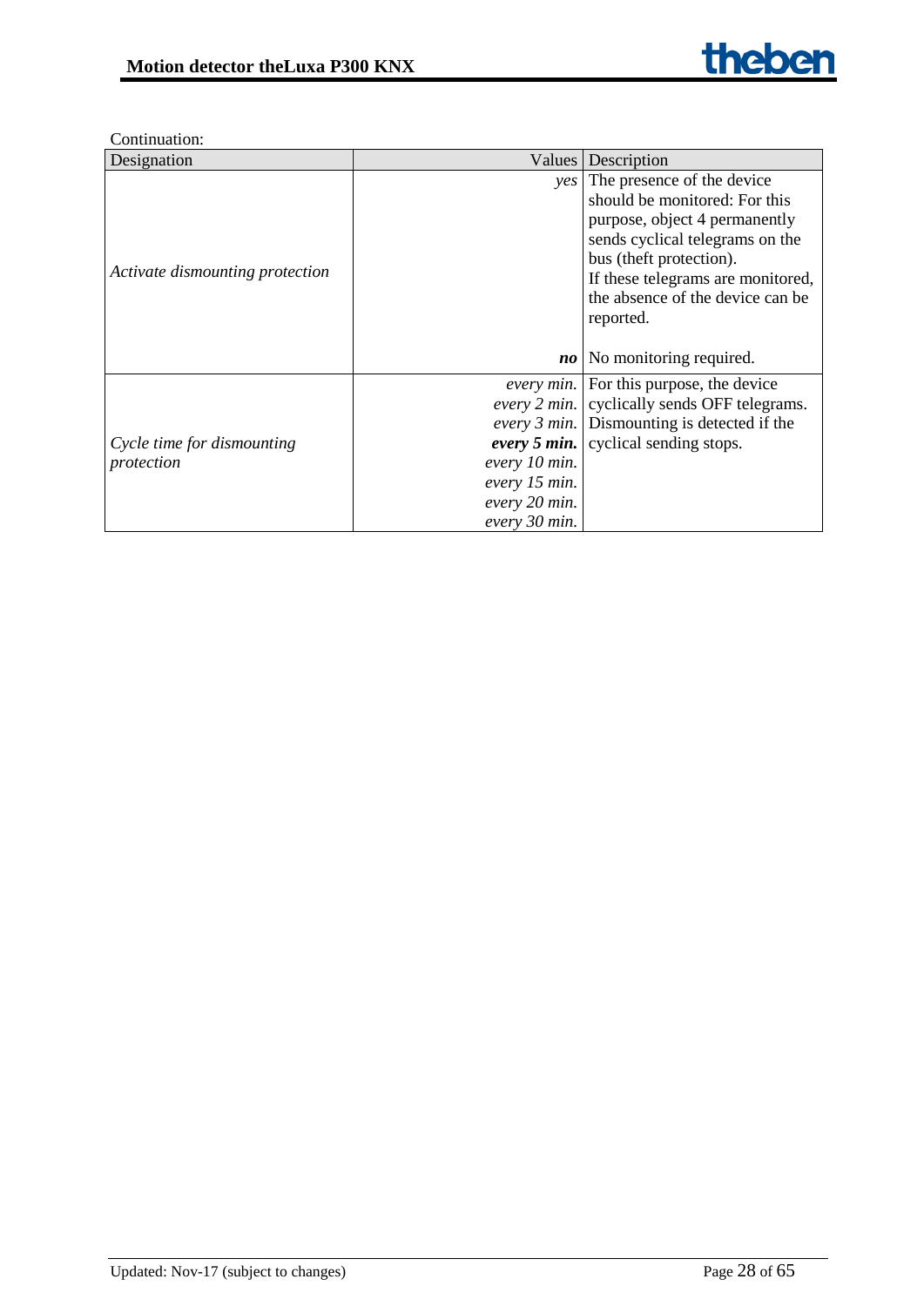Continuation:

| Designation | Values | Description |
|---|---|---|
| *Activate dismounting protection* | *yes* | The presence of the device should be monitored: For this purpose, object 4 permanently sends cyclical telegrams on the bus (theft protection). If these telegrams are monitored, the absence of the device can be reported. |
| | ***no*** | No monitoring required. |
| *Cycle time for dismounting protection* | *every min.*<br>*every 2 min.*<br>*every 3 min.*<br>***every 5 min.***<br>*every 10 min.*<br>*every 15 min.*<br>*every 20 min.*<br>*every 30 min.* | For this purpose, the device cyclically sends OFF telegrams. Dismounting is detected if the cyclical sending stops. |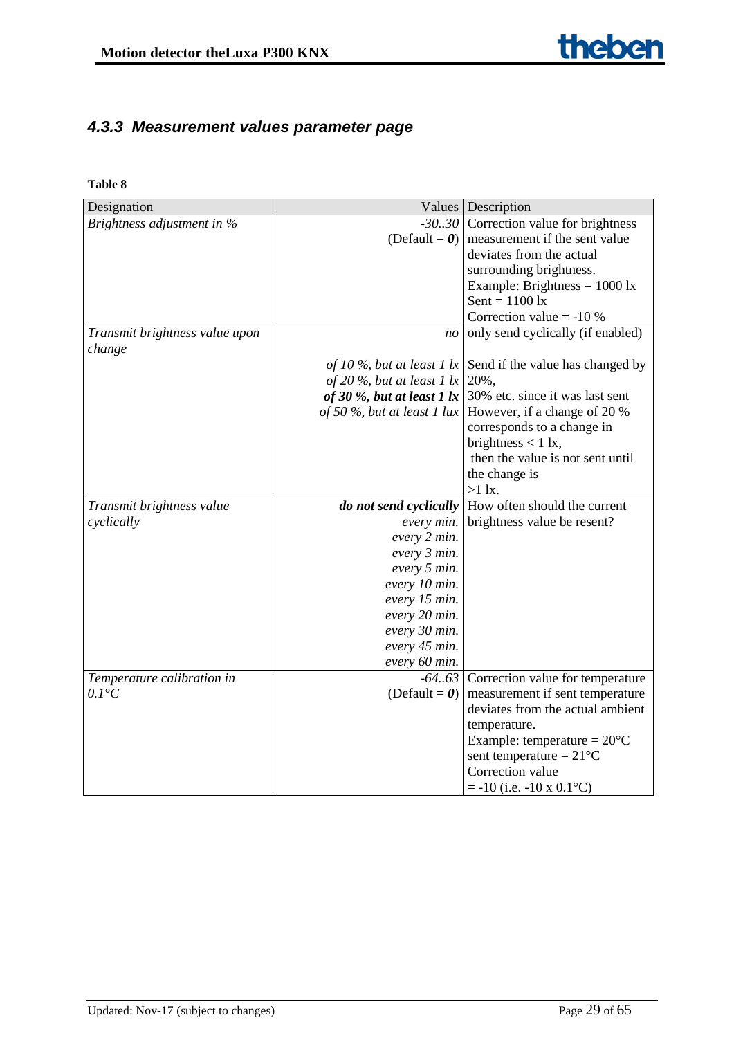### *4.3.3 Measurement values parameter page*

**Table 8**

| Designation | Values | Description |
|---|---|---|
| *Brightness adjustment in %* | *-30..30*<br>(Default = ***0***) | Correction value for brightness measurement if the sent value deviates from the actual surrounding brightness.<br>Example: Brightness = 1000 lx<br>Sent = 1100 lx<br>Correction value = -10 % |
| *Transmit brightness value upon change* | *no* | only send cyclically (if enabled) |
| | *of 10 %, but at least 1 lx*<br>*of 20 %, but at least 1 lx*<br>***of 30 %, but at least 1 lx***<br>*of 50 %, but at least 1 lux* | Send if the value has changed by 20%,<br>30% etc. since it was last sent<br>However, if a change of 20 % corresponds to a change in brightness < 1 lx,<br>then the value is not sent until the change is<br>>1 lx. |
| *Transmit brightness value cyclically* | ***do not send cyclically***<br>*every min.*<br>*every 2 min.*<br>*every 3 min.*<br>*every 5 min.*<br>*every 10 min.*<br>*every 15 min.*<br>*every 20 min.*<br>*every 30 min.*<br>*every 45 min.*<br>*every 60 min.* | How often should the current brightness value be resent? |
| *Temperature calibration in 0.1°C* | *-64..63*<br>(Default = ***0***) | Correction value for temperature measurement if sent temperature deviates from the actual ambient temperature.<br>Example: temperature = 20°C<br>sent temperature = 21°C<br>Correction value<br>= -10 (i.e. -10 x 0.1°C) |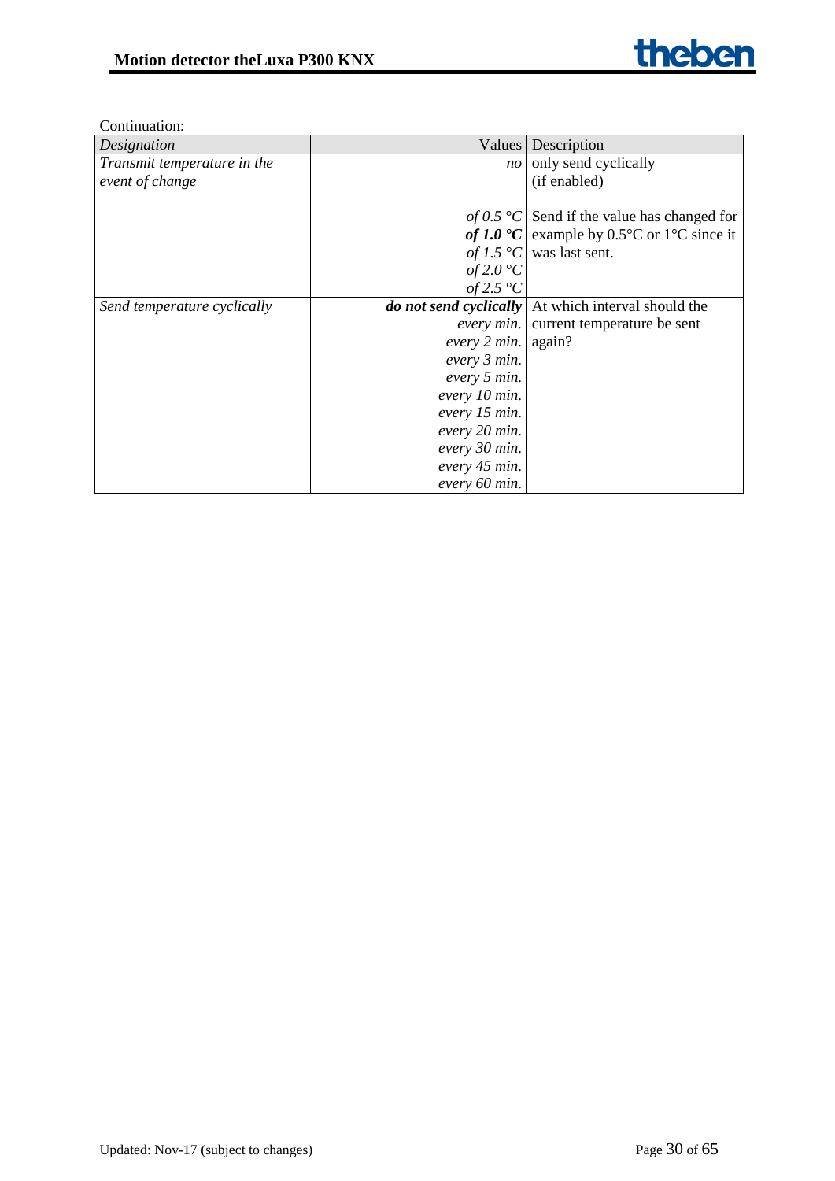Continuation:

| *Designation* | Values | Description |
|---|---|---|
| *Transmit temperature in the event of change* | *no* | only send cyclically (if enabled) |
| | *of 0.5 °C*<br>***of 1.0 °C***<br>*of 1.5 °C*<br>*of 2.0 °C*<br>*of 2.5 °C* | Send if the value has changed for example by 0.5°C or 1°C since it was last sent. |
| *Send temperature cyclically* | ***do not send cyclically***<br>*every min.*<br>*every 2 min.*<br>*every 3 min.*<br>*every 5 min.*<br>*every 10 min.*<br>*every 15 min.*<br>*every 20 min.*<br>*every 30 min.*<br>*every 45 min.*<br>*every 60 min.* | At which interval should the current temperature be sent again? |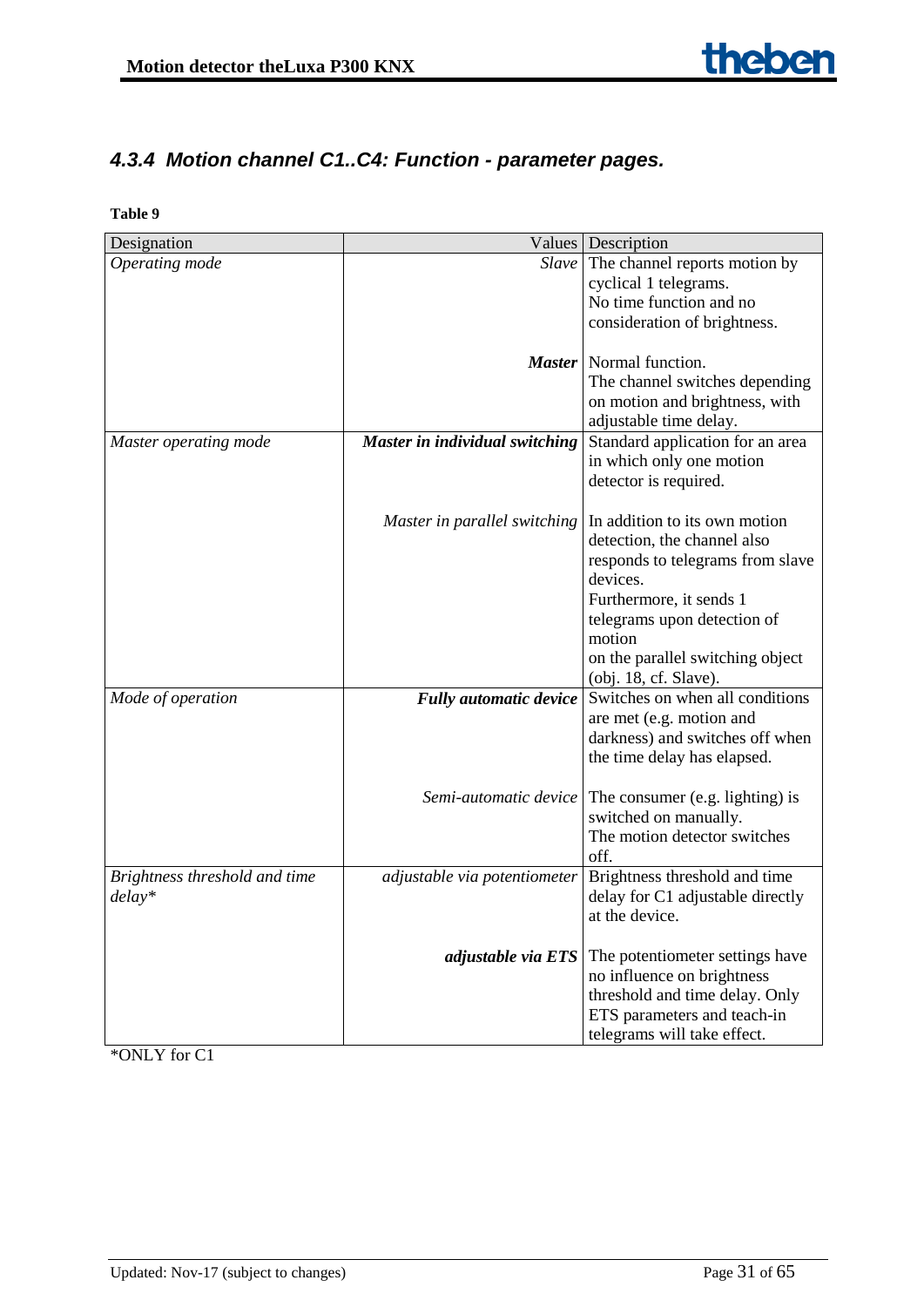### *4.3.4 Motion channel C1..C4: Function - parameter pages.*

**Table 9**

| Designation | Values | Description |
|---|---:|---|
| *Operating mode* | *Slave* | The channel reports motion by cyclical 1 telegrams.<br>No time function and no consideration of brightness. |
| | ***Master*** | Normal function.<br>The channel switches depending on motion and brightness, with adjustable time delay. |
| *Master operating mode* | ***Master in individual switching*** | Standard application for an area in which only one motion detector is required. |
| | *Master in parallel switching* | In addition to its own motion detection, the channel also responds to telegrams from slave devices.<br>Furthermore, it sends 1 telegrams upon detection of motion<br>on the parallel switching object (obj. 18, cf. Slave). |
| *Mode of operation* | ***Fully automatic device*** | Switches on when all conditions are met (e.g. motion and darkness) and switches off when the time delay has elapsed. |
| | *Semi-automatic device* | The consumer (e.g. lighting) is switched on manually.<br>The motion detector switches off. |
| *Brightness threshold and time delay** | *adjustable via potentiometer* | Brightness threshold and time delay for C1 adjustable directly at the device. |
| | ***adjustable via ETS*** | The potentiometer settings have no influence on brightness threshold and time delay. Only ETS parameters and teach-in telegrams will take effect. |

*ONLY for C1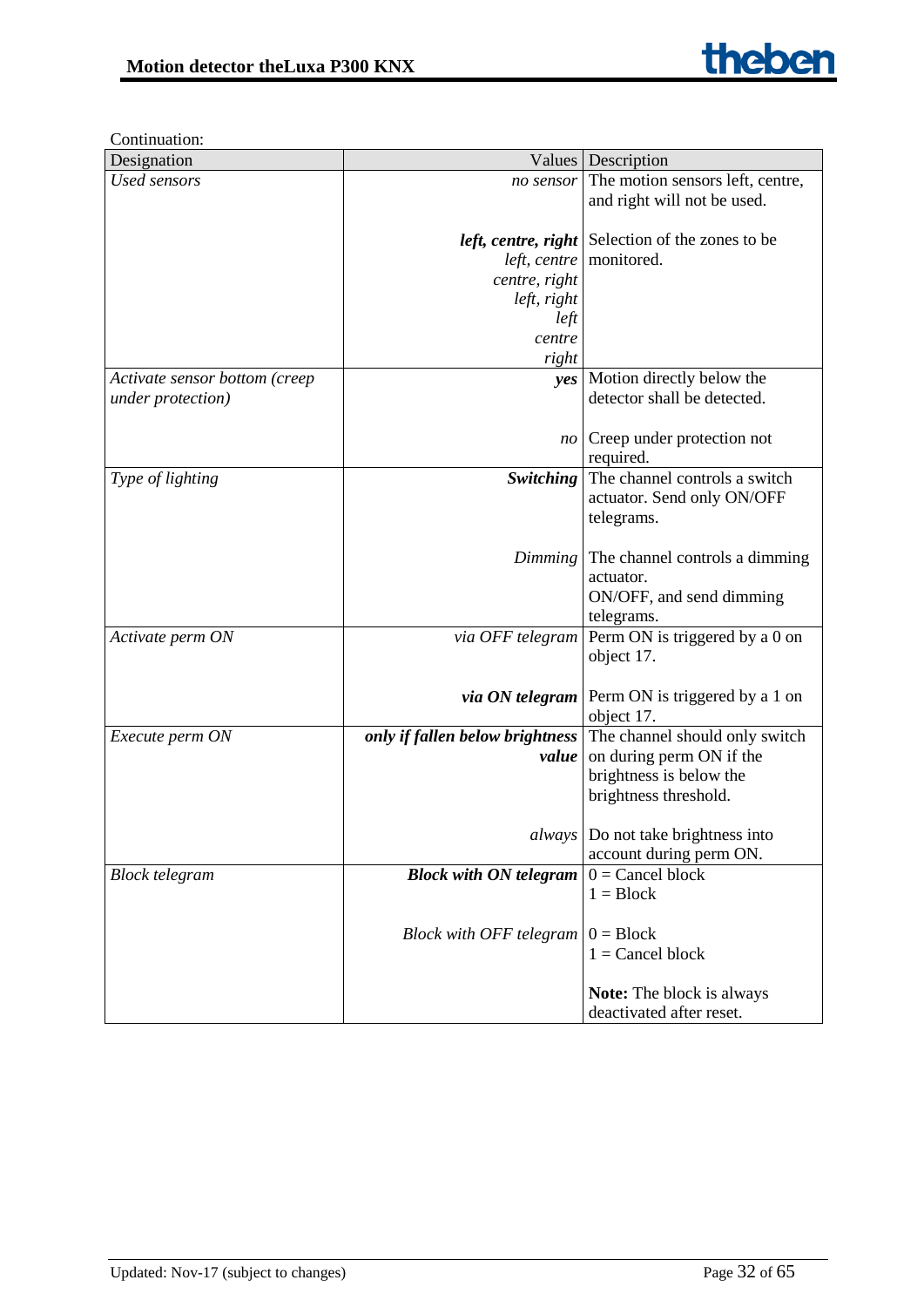Continuation:

| Designation | Values | Description |
|---|---|---|
| *Used sensors* | *no sensor* | The motion sensors left, centre, and right will not be used. |
| | ***left, centre, right*** <br> *left, centre* <br> *centre, right* <br> *left, right* <br> *left* <br> *centre* <br> *right* | Selection of the zones to be monitored. |
| *Activate sensor bottom (creep under protection)* | ***yes*** | Motion directly below the detector shall be detected. |
| | *no* | Creep under protection not required. |
| *Type of lighting* | ***Switching*** | The channel controls a switch actuator. Send only ON/OFF telegrams. |
| | *Dimming* | The channel controls a dimming actuator. ON/OFF, and send dimming telegrams. |
| *Activate perm ON* | *via OFF telegram* | Perm ON is triggered by a 0 on object 17. |
| | ***via ON telegram*** | Perm ON is triggered by a 1 on object 17. |
| *Execute perm ON* | ***only if fallen below brightness value*** | The channel should only switch on during perm ON if the brightness is below the brightness threshold. |
| | *always* | Do not take brightness into account during perm ON. |
| *Block telegram* | ***Block with ON telegram*** | 0 = Cancel block <br> 1 = Block |
| | *Block with OFF telegram* | 0 = Block <br> 1 = Cancel block <br><br> **Note:** The block is always deactivated after reset. |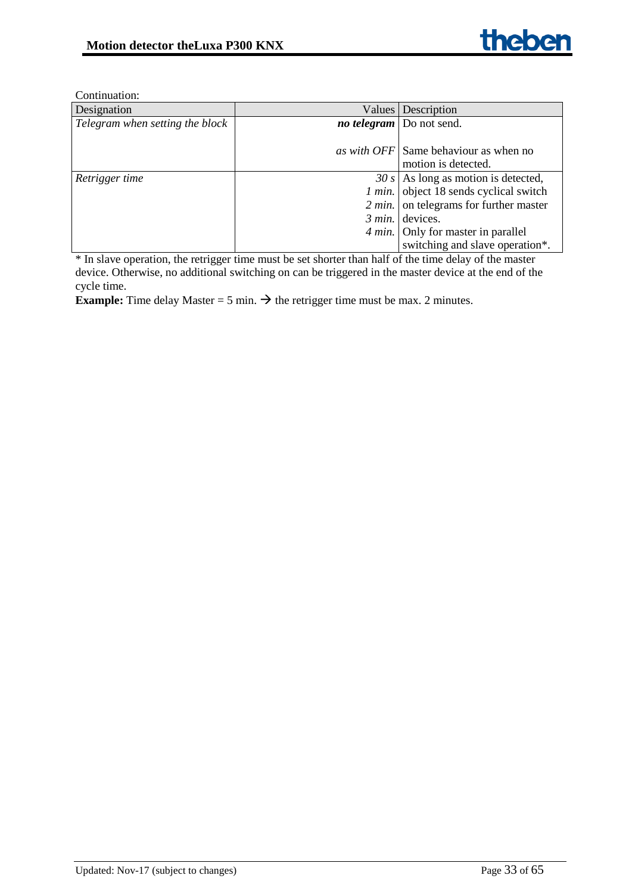Continuation:

| Designation | Values | Description |
|---|---|---|
| *Telegram when setting the block* | ***no telegram*** | Do not send. |
| | *as with OFF* | Same behaviour as when no motion is detected. |
| *Retrigger time* | *30 s*<br>*1 min.*<br>*2 min.*<br>*3 min.*<br>*4 min.* | As long as motion is detected, object 18 sends cyclical switch on telegrams for further master devices.<br>Only for master in parallel switching and slave operation*. |

* In slave operation, the retrigger time must be set shorter than half of the time delay of the master device. Otherwise, no additional switching on can be triggered in the master device at the end of the cycle time.

**Example:** Time delay Master = 5 min. → the retrigger time must be max. 2 minutes.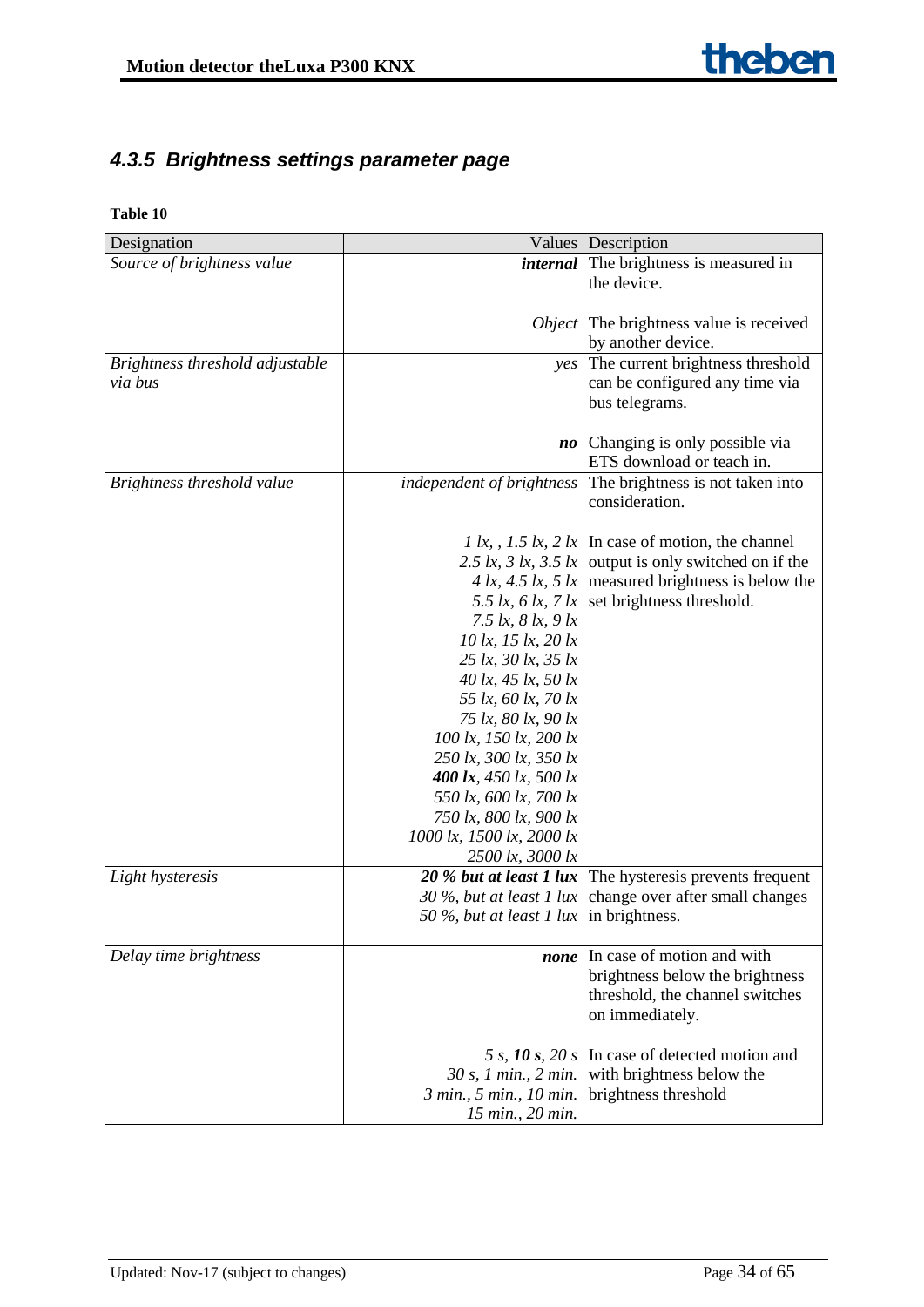## *4.3.5 Brightness settings parameter page*

**Table 10**

| Designation | Values | Description |
|---|---|---|
| *Source of brightness value* | ***internal*** | The brightness is measured in the device. |
| | *Object* | The brightness value is received by another device. |
| *Brightness threshold adjustable via bus* | *yes* | The current brightness threshold can be configured any time via bus telegrams. |
| | ***no*** | Changing is only possible via ETS download or teach in. |
| *Brightness threshold value* | *independent of brightness* | The brightness is not taken into consideration. |
| | *1 lx, , 1.5 lx, 2 lx 2.5 lx, 3 lx, 3.5 lx 4 lx, 4.5 lx, 5 lx 5.5 lx, 6 lx, 7 lx 7.5 lx, 8 lx, 9 lx 10 lx, 15 lx, 20 lx 25 lx, 30 lx, 35 lx 40 lx, 45 lx, 50 lx 55 lx, 60 lx, 70 lx 75 lx, 80 lx, 90 lx 100 lx, 150 lx, 200 lx 250 lx, 300 lx, 350 lx* ***400 lx****, 450 lx, 500 lx 550 lx, 600 lx, 700 lx 750 lx, 800 lx, 900 lx 1000 lx, 1500 lx, 2000 lx 2500 lx, 3000 lx* | In case of motion, the channel output is only switched on if the measured brightness is below the set brightness threshold. |
| *Light hysteresis* | ***20 % but at least 1 lux*** *30 %, but at least 1 lux 50 %, but at least 1 lux* | The hysteresis prevents frequent change over after small changes in brightness. |
| *Delay time brightness* | ***none*** | In case of motion and with brightness below the brightness threshold, the channel switches on immediately. |
| | *5 s,* ***10 s****, 20 s 30 s, 1 min., 2 min. 3 min., 5 min., 10 min. 15 min., 20 min.* | In case of detected motion and with brightness below the brightness threshold |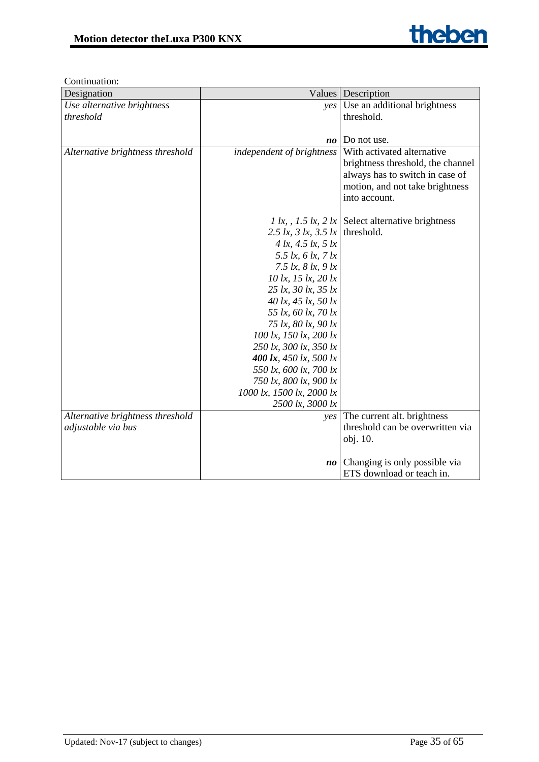Continuation:

| Designation | Values | Description |
|---|---|---|
| *Use alternative brightness threshold* | *yes* | Use an additional brightness threshold. |
| | ***no*** | Do not use. |
| *Alternative brightness threshold* | *independent of brightness* | With activated alternative brightness threshold, the channel always has to switch in case of motion, and not take brightness into account. |
| | *1 lx, , 1.5 lx, 2 lx*<br>*2.5 lx, 3 lx, 3.5 lx*<br>*4 lx, 4.5 lx, 5 lx*<br>*5.5 lx, 6 lx, 7 lx*<br>*7.5 lx, 8 lx, 9 lx*<br>*10 lx, 15 lx, 20 lx*<br>*25 lx, 30 lx, 35 lx*<br>*40 lx, 45 lx, 50 lx*<br>*55 lx, 60 lx, 70 lx*<br>*75 lx, 80 lx, 90 lx*<br>*100 lx, 150 lx, 200 lx*<br>*250 lx, 300 lx, 350 lx*<br>***400 lx**, 450 lx, 500 lx*<br>*550 lx, 600 lx, 700 lx*<br>*750 lx, 800 lx, 900 lx*<br>*1000 lx, 1500 lx, 2000 lx*<br>*2500 lx, 3000 lx* | Select alternative brightness threshold. |
| *Alternative brightness threshold adjustable via bus* | *yes* | The current alt. brightness threshold can be overwritten via obj. 10. |
| | ***no*** | Changing is only possible via ETS download or teach in. |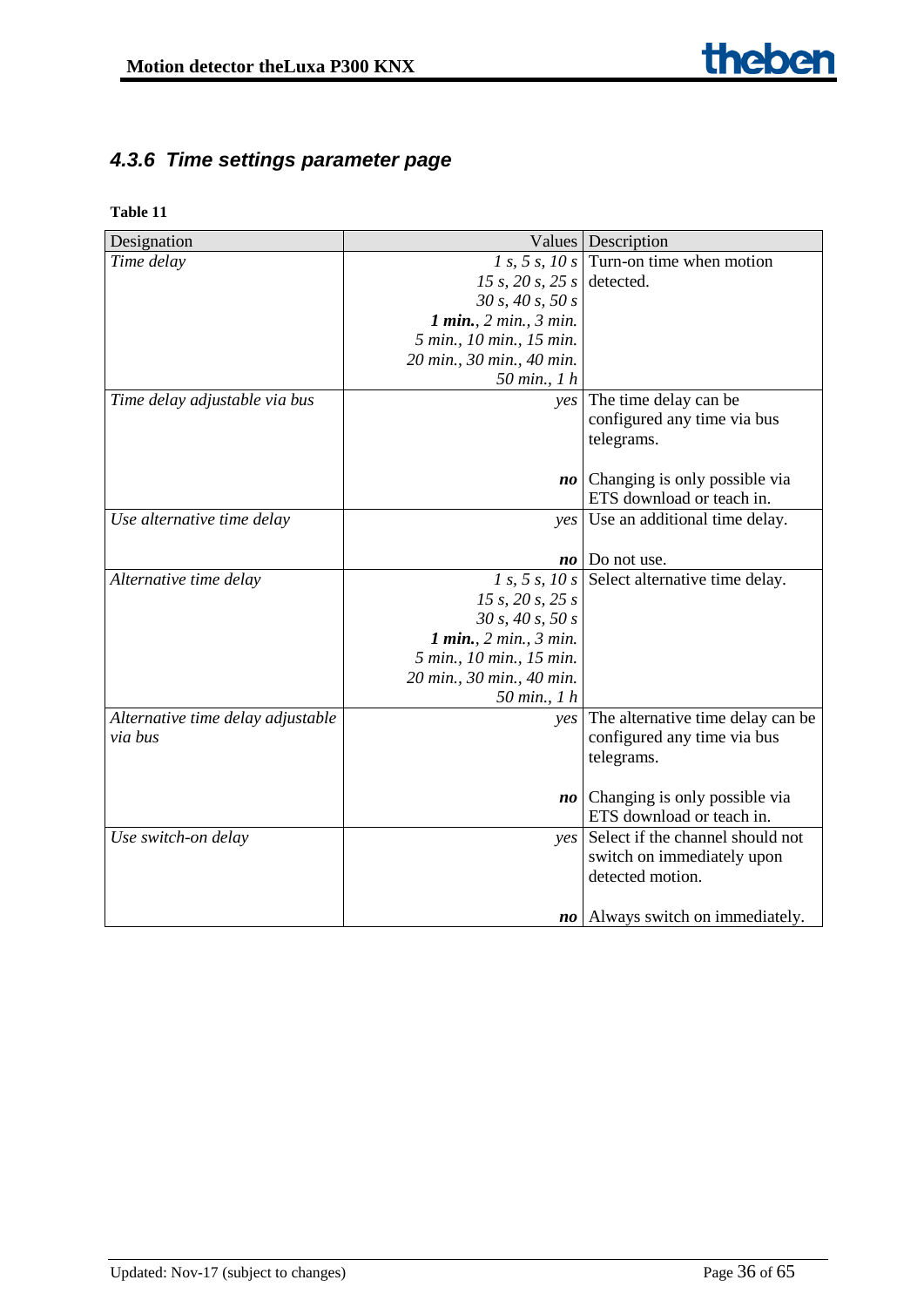### *4.3.6 Time settings parameter page*

**Table 11**

| Designation | Values | Description |
|---|---|---|
| *Time delay* | *1 s, 5 s, 10 s*<br>*15 s, 20 s, 25 s*<br>*30 s, 40 s, 50 s*<br>***1 min.**, 2 min., 3 min.*<br>*5 min., 10 min., 15 min.*<br>*20 min., 30 min., 40 min.*<br>*50 min., 1 h* | Turn-on time when motion detected. |
| *Time delay adjustable via bus* | *yes* | The time delay can be configured any time via bus telegrams. |
| | ***no*** | Changing is only possible via ETS download or teach in. |
| *Use alternative time delay* | *yes* | Use an additional time delay. |
| | ***no*** | Do not use. |
| *Alternative time delay* | *1 s, 5 s, 10 s*<br>*15 s, 20 s, 25 s*<br>*30 s, 40 s, 50 s*<br>***1 min.**, 2 min., 3 min.*<br>*5 min., 10 min., 15 min.*<br>*20 min., 30 min., 40 min.*<br>*50 min., 1 h* | Select alternative time delay. |
| *Alternative time delay adjustable via bus* | *yes* | The alternative time delay can be configured any time via bus telegrams. |
| | ***no*** | Changing is only possible via ETS download or teach in. |
| *Use switch-on delay* | *yes* | Select if the channel should not switch on immediately upon detected motion. |
| | ***no*** | Always switch on immediately. |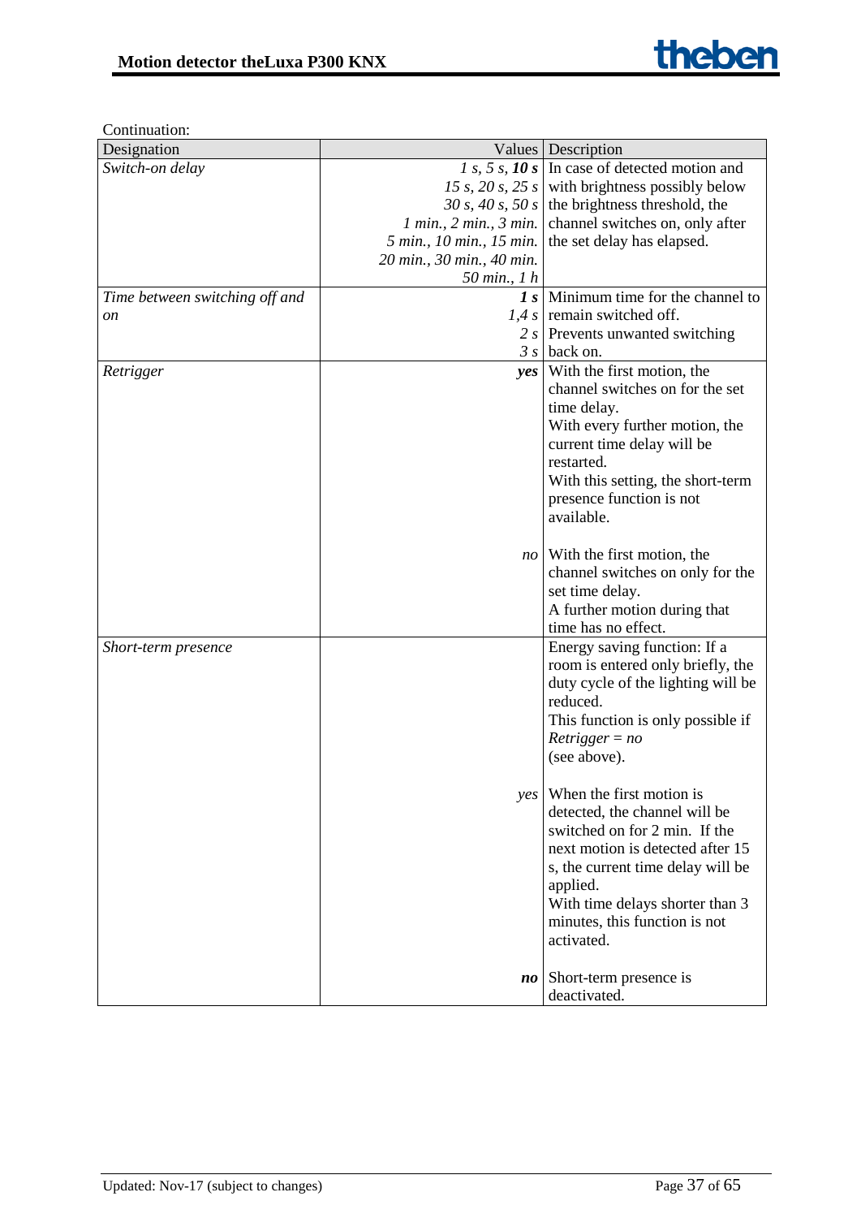Continuation:

| Designation | Values | Description |
| --- | --- | --- |
| *Switch-on delay* | *1 s, 5 s,* ***10 s*** *15 s, 20 s, 25 s* *30 s, 40 s, 50 s* *1 min., 2 min., 3 min.* *5 min., 10 min., 15 min.* *20 min., 30 min., 40 min.* *50 min., 1 h* | In case of detected motion and with brightness possibly below the brightness threshold, the channel switches on, only after the set delay has elapsed. |
| *Time between switching off and on* | ***1 s*** *1,4 s* *2 s* *3 s* | Minimum time for the channel to remain switched off. Prevents unwanted switching back on. |
| *Retrigger* | ***yes*** | With the first motion, the channel switches on for the set time delay. With every further motion, the current time delay will be restarted. With this setting, the short-term presence function is not available. |
| | *no* | With the first motion, the channel switches on only for the set time delay. A further motion during that time has no effect. |
| *Short-term presence* | | Energy saving function: If a room is entered only briefly, the duty cycle of the lighting will be reduced. This function is only possible if *Retrigger = no* (see above). |
| | *yes* | When the first motion is detected, the channel will be switched on for 2 min. If the next motion is detected after 15 s, the current time delay will be applied. With time delays shorter than 3 minutes, this function is not activated. |
| | ***no*** | Short-term presence is deactivated. |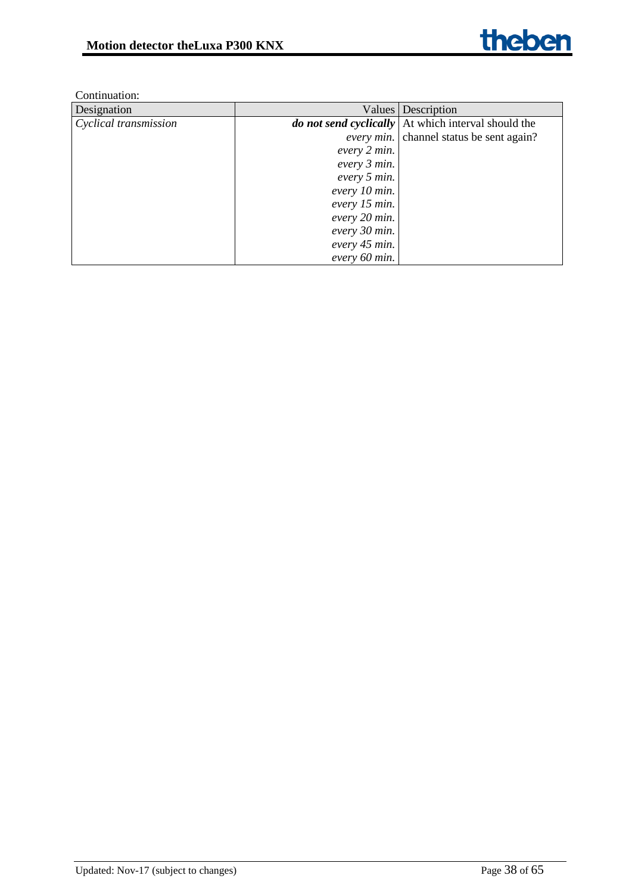Continuation:

| Designation | Values | Description |
|---|---|---|
| *Cyclical transmission* | ***do not send cyclically*** | At which interval should the channel status be sent again? |
| | *every min.* | |
| | *every 2 min.* | |
| | *every 3 min.* | |
| | *every 5 min.* | |
| | *every 10 min.* | |
| | *every 15 min.* | |
| | *every 20 min.* | |
| | *every 30 min.* | |
| | *every 45 min.* | |
| | *every 60 min.* | |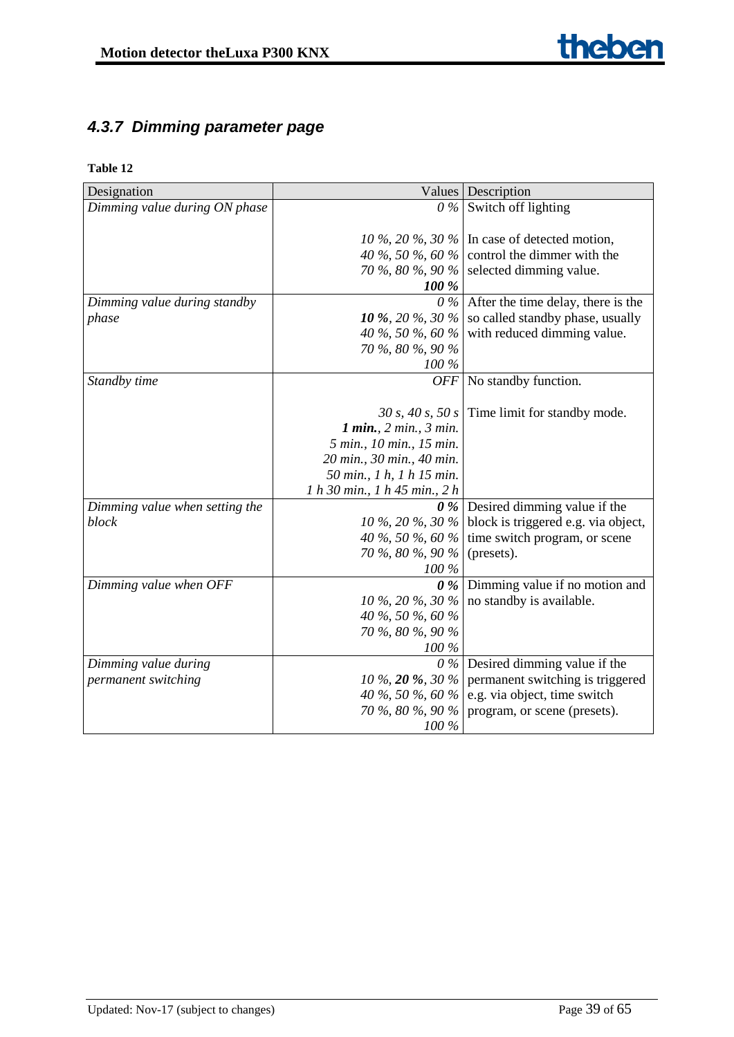### *4.3.7 Dimming parameter page*

**Table 12**

| Designation | Values | Description |
|---|---|---|
| *Dimming value during ON phase* | *0 %*<br><br>*10 %, 20 %, 30 %*<br>*40 %, 50 %, 60 %*<br>*70 %, 80 %, 90 %*<br>***100 %*** | Switch off lighting<br><br>In case of detected motion, control the dimmer with the selected dimming value. |
| *Dimming value during standby phase* | *0 %*<br>***10 %**, 20 %, 30 %*<br>*40 %, 50 %, 60 %*<br>*70 %, 80 %, 90 %*<br>*100 %* | After the time delay, there is the so called standby phase, usually with reduced dimming value. |
| *Standby time* | *OFF*<br><br>*30 s, 40 s, 50 s*<br>***1 min.**, 2 min., 3 min.*<br>*5 min., 10 min., 15 min.*<br>*20 min., 30 min., 40 min.*<br>*50 min., 1 h, 1 h 15 min.*<br>*1 h 30 min., 1 h 45 min., 2 h* | No standby function.<br><br>Time limit for standby mode. |
| *Dimming value when setting the block* | ***0 %***<br>*10 %, 20 %, 30 %*<br>*40 %, 50 %, 60 %*<br>*70 %, 80 %, 90 %*<br>*100 %* | Desired dimming value if the block is triggered e.g. via object, time switch program, or scene (presets). |
| *Dimming value when OFF* | ***0 %***<br>*10 %, 20 %, 30 %*<br>*40 %, 50 %, 60 %*<br>*70 %, 80 %, 90 %*<br>*100 %* | Dimming value if no motion and no standby is available. |
| *Dimming value during permanent switching* | *0 %*<br>*10 %, **20 %**, 30 %*<br>*40 %, 50 %, 60 %*<br>*70 %, 80 %, 90 %*<br>*100 %* | Desired dimming value if the permanent switching is triggered e.g. via object, time switch program, or scene (presets). |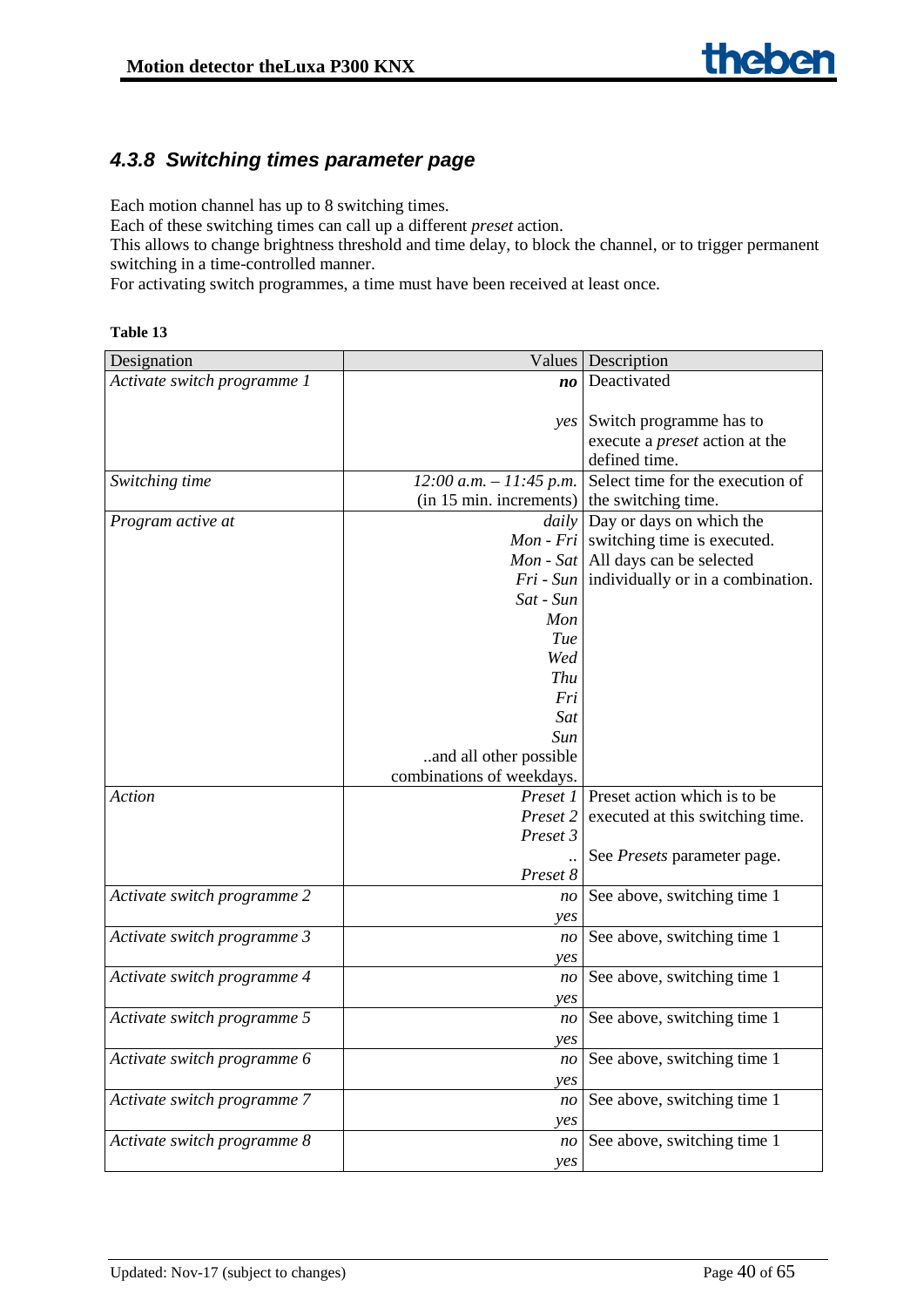### *4.3.8 Switching times parameter page*

Each motion channel has up to 8 switching times.
Each of these switching times can call up a different *preset* action.
This allows to change brightness threshold and time delay, to block the channel, or to trigger permanent switching in a time-controlled manner.
For activating switch programmes, a time must have been received at least once.

**Table 13**

| Designation | Values | Description |
|---|---|---|
| *Activate switch programme 1* | ***no*** | Deactivated |
| | *yes* | Switch programme has to execute a *preset* action at the defined time. |
| *Switching time* | *12:00 a.m. – 11:45 p.m.* (in 15 min. increments) | Select time for the execution of the switching time. |
| *Program active at* | *daily*<br>*Mon - Fri*<br>*Mon - Sat*<br>*Fri - Sun*<br>*Sat - Sun*<br>*Mon*<br>*Tue*<br>*Wed*<br>*Thu*<br>*Fri*<br>*Sat*<br>*Sun*<br>..and all other possible combinations of weekdays. | Day or days on which the switching time is executed. All days can be selected individually or in a combination. |
| *Action* | *Preset 1*<br>*Preset 2*<br>*Preset 3*<br>..<br>*Preset 8* | Preset action which is to be executed at this switching time.<br><br>See *Presets* parameter page. |
| *Activate switch programme 2* | *no*<br>*yes* | See above, switching time 1 |
| *Activate switch programme 3* | *no*<br>*yes* | See above, switching time 1 |
| *Activate switch programme 4* | *no*<br>*yes* | See above, switching time 1 |
| *Activate switch programme 5* | *no*<br>*yes* | See above, switching time 1 |
| *Activate switch programme 6* | *no*<br>*yes* | See above, switching time 1 |
| *Activate switch programme 7* | *no*<br>*yes* | See above, switching time 1 |
| *Activate switch programme 8* | *no*<br>*yes* | See above, switching time 1 |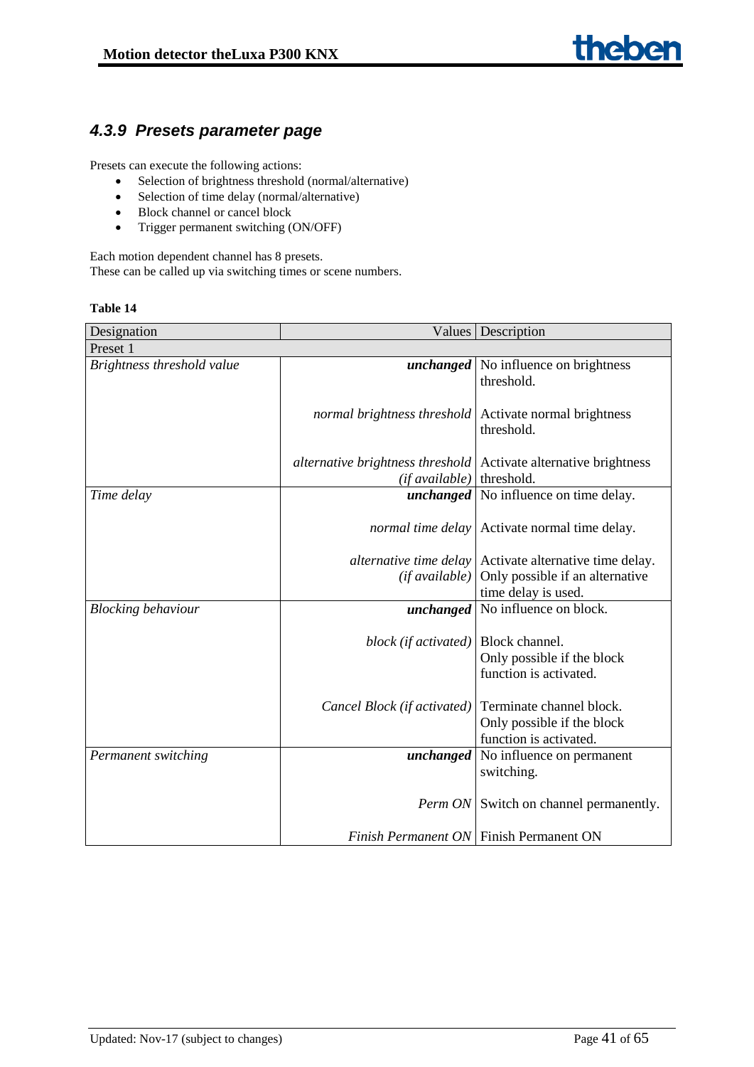### 4.3.9 Presets parameter page

Presets can execute the following actions:

- Selection of brightness threshold (normal/alternative)
- Selection of time delay (normal/alternative)
- Block channel or cancel block
- Trigger permanent switching (ON/OFF)

Each motion dependent channel has 8 presets.
These can be called up via switching times or scene numbers.

**Table 14**

| Designation | Values | Description |
|---|---|---|
| Preset 1 | | |
| *Brightness threshold value* | ***unchanged*** | No influence on brightness threshold. |
| | *normal brightness threshold* | Activate normal brightness threshold. |
| | *alternative brightness threshold (if available)* | Activate alternative brightness threshold. |
| *Time delay* | ***unchanged*** | No influence on time delay. |
| | *normal time delay* | Activate normal time delay. |
| | *alternative time delay (if available)* | Activate alternative time delay. Only possible if an alternative time delay is used. |
| *Blocking behaviour* | ***unchanged*** | No influence on block. |
| | *block (if activated)* | Block channel. Only possible if the block function is activated. |
| | *Cancel Block (if activated)* | Terminate channel block. Only possible if the block function is activated. |
| *Permanent switching* | ***unchanged*** | No influence on permanent switching. |
| | *Perm ON* | Switch on channel permanently. |
| | *Finish Permanent ON* | Finish Permanent ON |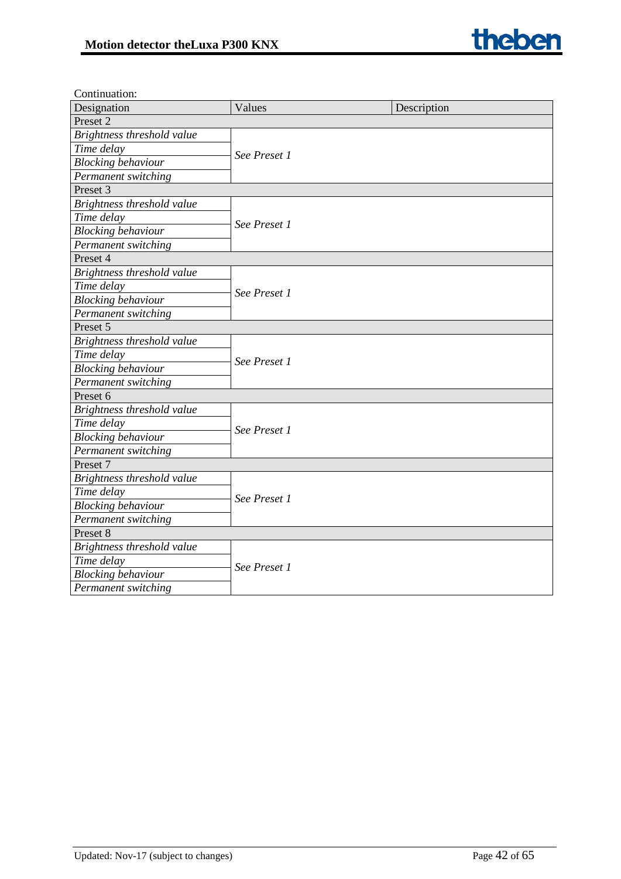Continuation:

| Designation | Values | Description |
|---|---|---|
| Preset 2 | | |
| *Brightness threshold value* | *See Preset 1* | |
| *Time delay* | | |
| *Blocking behaviour* | | |
| *Permanent switching* | | |
| Preset 3 | | |
| *Brightness threshold value* | *See Preset 1* | |
| *Time delay* | | |
| *Blocking behaviour* | | |
| *Permanent switching* | | |
| Preset 4 | | |
| *Brightness threshold value* | *See Preset 1* | |
| *Time delay* | | |
| *Blocking behaviour* | | |
| *Permanent switching* | | |
| Preset 5 | | |
| *Brightness threshold value* | *See Preset 1* | |
| *Time delay* | | |
| *Blocking behaviour* | | |
| *Permanent switching* | | |
| Preset 6 | | |
| *Brightness threshold value* | *See Preset 1* | |
| *Time delay* | | |
| *Blocking behaviour* | | |
| *Permanent switching* | | |
| Preset 7 | | |
| *Brightness threshold value* | *See Preset 1* | |
| *Time delay* | | |
| *Blocking behaviour* | | |
| *Permanent switching* | | |
| Preset 8 | | |
| *Brightness threshold value* | *See Preset 1* | |
| *Time delay* | | |
| *Blocking behaviour* | | |
| *Permanent switching* | | |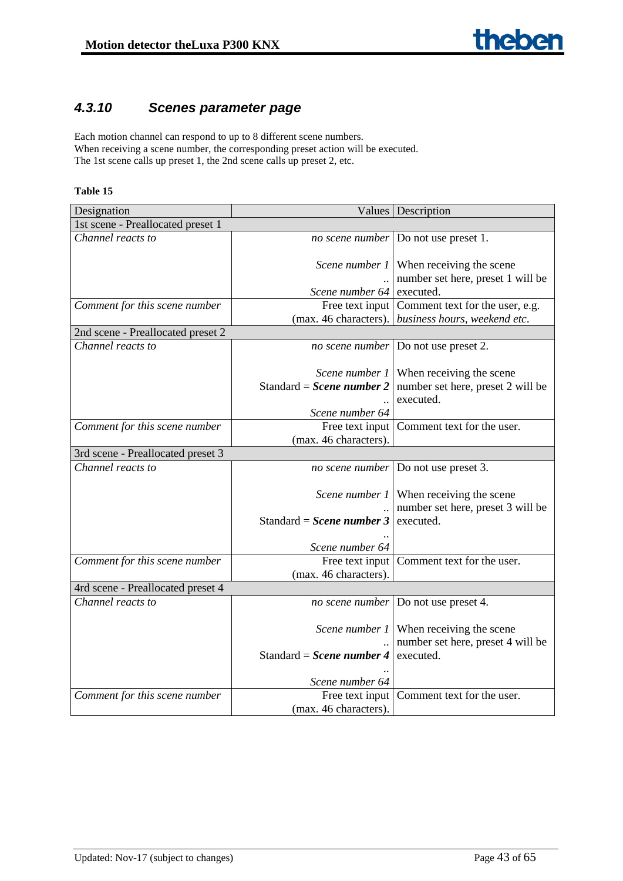## 4.3.10 Scenes parameter page

Each motion channel can respond to up to 8 different scene numbers.
When receiving a scene number, the corresponding preset action will be executed.
The 1st scene calls up preset 1, the 2nd scene calls up preset 2, etc.

**Table 15**

| Designation | Values | Description |
|---|---|---|
| 1st scene - Preallocated preset 1 | | |
| *Channel reacts to* | *no scene number*<br><br>*Scene number 1*<br>..<br>*Scene number 64* | Do not use preset 1.<br><br>When receiving the scene number set here, preset 1 will be executed. |
| *Comment for this scene number* | Free text input (max. 46 characters). | Comment text for the user, e.g. *business hours, weekend etc.* |
| 2nd scene - Preallocated preset 2 | | |
| *Channel reacts to* | *no scene number*<br><br>*Scene number 1*<br>Standard = ***Scene number 2***<br>..<br>*Scene number 64* | Do not use preset 2.<br><br>When receiving the scene number set here, preset 2 will be executed. |
| *Comment for this scene number* | Free text input (max. 46 characters). | Comment text for the user. |
| 3rd scene - Preallocated preset 3 | | |
| *Channel reacts to* | *no scene number*<br><br>*Scene number 1*<br>..<br>Standard = ***Scene number 3***<br>..<br>*Scene number 64* | Do not use preset 3.<br><br>When receiving the scene number set here, preset 3 will be executed. |
| *Comment for this scene number* | Free text input (max. 46 characters). | Comment text for the user. |
| 4rd scene - Preallocated preset 4 | | |
| *Channel reacts to* | *no scene number*<br><br>*Scene number 1*<br>..<br>Standard = ***Scene number 4***<br>..<br>*Scene number 64* | Do not use preset 4.<br><br>When receiving the scene number set here, preset 4 will be executed. |
| *Comment for this scene number* | Free text input (max. 46 characters). | Comment text for the user. |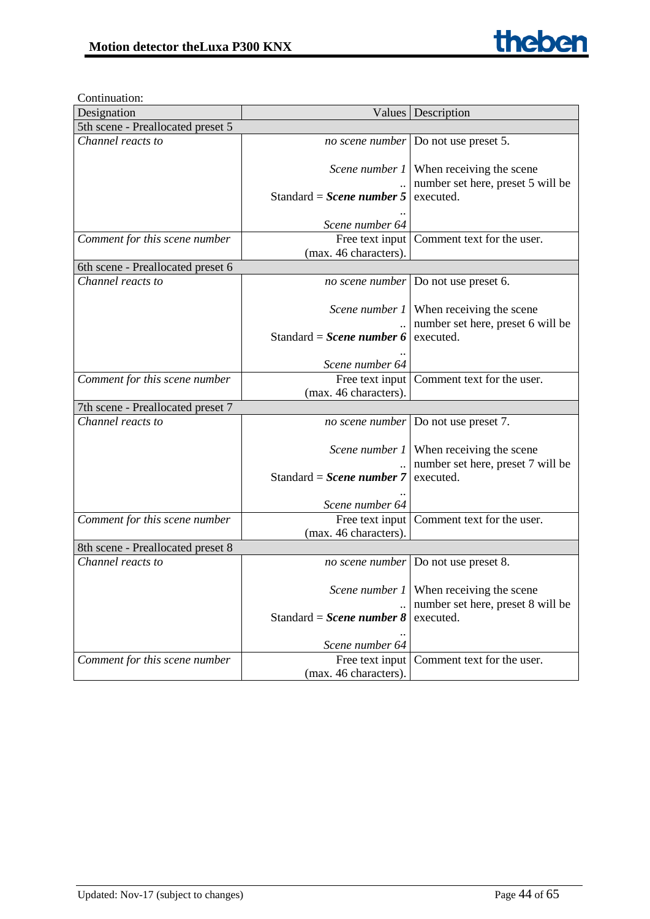Continuation:

| Designation | Values | Description |
|---|---|---|
| 5th scene - Preallocated preset 5 | | |
| *Channel reacts to* | *no scene number* | Do not use preset 5. |
| | *Scene number 1*<br>..<br>Standard = ***Scene number 5***<br>..<br>*Scene number 64* | When receiving the scene number set here, preset 5 will be executed. |
| *Comment for this scene number* | Free text input (max. 46 characters). | Comment text for the user. |
| 6th scene - Preallocated preset 6 | | |
| *Channel reacts to* | *no scene number* | Do not use preset 6. |
| | *Scene number 1*<br>..<br>Standard = ***Scene number 6***<br>..<br>*Scene number 64* | When receiving the scene number set here, preset 6 will be executed. |
| *Comment for this scene number* | Free text input (max. 46 characters). | Comment text for the user. |
| 7th scene - Preallocated preset 7 | | |
| *Channel reacts to* | *no scene number* | Do not use preset 7. |
| | *Scene number 1*<br>..<br>Standard = ***Scene number 7***<br>..<br>*Scene number 64* | When receiving the scene number set here, preset 7 will be executed. |
| *Comment for this scene number* | Free text input (max. 46 characters). | Comment text for the user. |
| 8th scene - Preallocated preset 8 | | |
| *Channel reacts to* | *no scene number* | Do not use preset 8. |
| | *Scene number 1*<br>..<br>Standard = ***Scene number 8***<br>..<br>*Scene number 64* | When receiving the scene number set here, preset 8 will be executed. |
| *Comment for this scene number* | Free text input (max. 46 characters). | Comment text for the user. |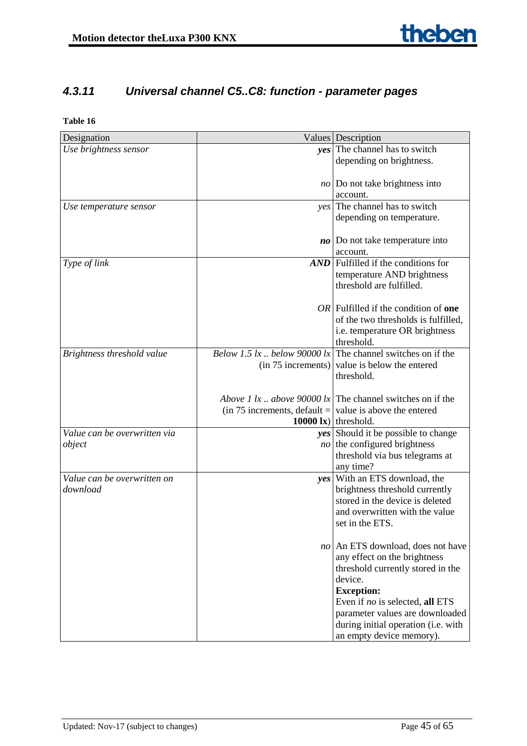### 4.3.11 *Universal channel C5..C8: function - parameter pages*

**Table 16**

| Designation | Values | Description |
|---|---|---|
| *Use brightness sensor* | ***yes*** | The channel has to switch depending on brightness. |
| | *no* | Do not take brightness into account. |
| *Use temperature sensor* | *yes* | The channel has to switch depending on temperature. |
| | ***no*** | Do not take temperature into account. |
| *Type of link* | ***AND*** | Fulfilled if the conditions for temperature AND brightness threshold are fulfilled. |
| | *OR* | Fulfilled if the condition of **one** of the two thresholds is fulfilled, i.e. temperature OR brightness threshold. |
| *Brightness threshold value* | *Below 1.5 lx .. below 90000 lx* (in 75 increments) | The channel switches on if the value is below the entered threshold. |
| | *Above 1 lx .. above 90000 lx* (in 75 increments, default = **10000 lx**) | The channel switches on if the value is above the entered threshold. |
| *Value can be overwritten via object* | ***yes*** *no* | Should it be possible to change the configured brightness threshold via bus telegrams at any time? |
| *Value can be overwritten on download* | ***yes*** | With an ETS download, the brightness threshold currently stored in the device is deleted and overwritten with the value set in the ETS. |
| | *no* | An ETS download, does not have any effect on the brightness threshold currently stored in the device.<br>**Exception:**<br>Even if *no* is selected, **all** ETS parameter values are downloaded during initial operation (i.e. with an empty device memory). |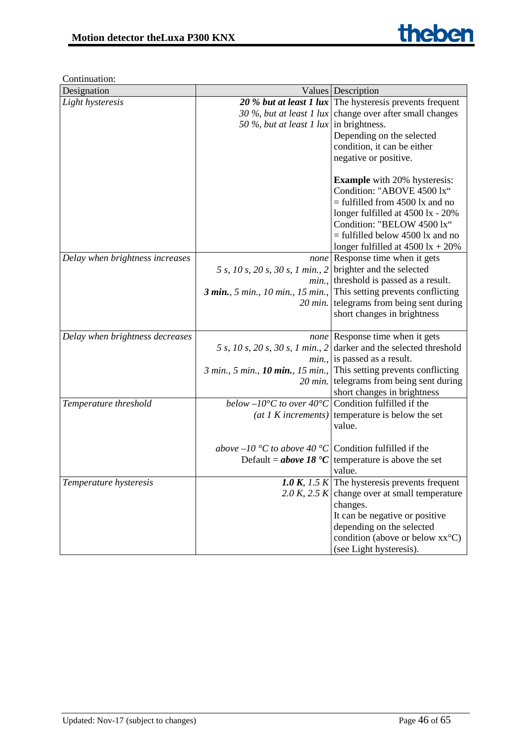Continuation:

| Designation | Values | Description |
|---|---|---|
| *Light hysteresis* | ***20 % but at least 1 lux***<br>*30 %, but at least 1 lux*<br>*50 %, but at least 1 lux* | The hysteresis prevents frequent change over after small changes in brightness.<br>Depending on the selected condition, it can be either negative or positive.<br><br>**Example** with 20% hysteresis:<br>Condition: "ABOVE 4500 lx"<br>= fulfilled from 4500 lx and no longer fulfilled at 4500 lx - 20%<br>Condition: "BELOW 4500 lx"<br>= fulfilled below 4500 lx and no longer fulfilled at 4500 lx + 20% |
| *Delay when brightness increases* | *none*<br>*5 s, 10 s, 20 s, 30 s, 1 min., 2 min.,*<br>***3 min.**, 5 min., 10 min., 15 min., 20 min.* | Response time when it gets brighter and the selected threshold is passed as a result.<br>This setting prevents conflicting telegrams from being sent during short changes in brightness |
| *Delay when brightness decreases* | *none*<br>*5 s, 10 s, 20 s, 30 s, 1 min., 2 min.,*<br>*3 min., 5 min., **10 min.**, 15 min., 20 min.* | Response time when it gets darker and the selected threshold is passed as a result.<br>This setting prevents conflicting telegrams from being sent during short changes in brightness |
| *Temperature threshold* | *below –10°C to over 40°C (at 1 K increments)*<br><br>*above –10 °C to above 40 °C*<br>Default = ***above 18 °C*** | Condition fulfilled if the temperature is below the set value.<br><br>Condition fulfilled if the temperature is above the set value. |
| *Temperature hysteresis* | ***1.0 K**, 1.5 K*<br>*2.0 K, 2.5 K* | The hysteresis prevents frequent change over at small temperature changes.<br>It can be negative or positive depending on the selected condition (above or below xx°C) (see Light hysteresis). |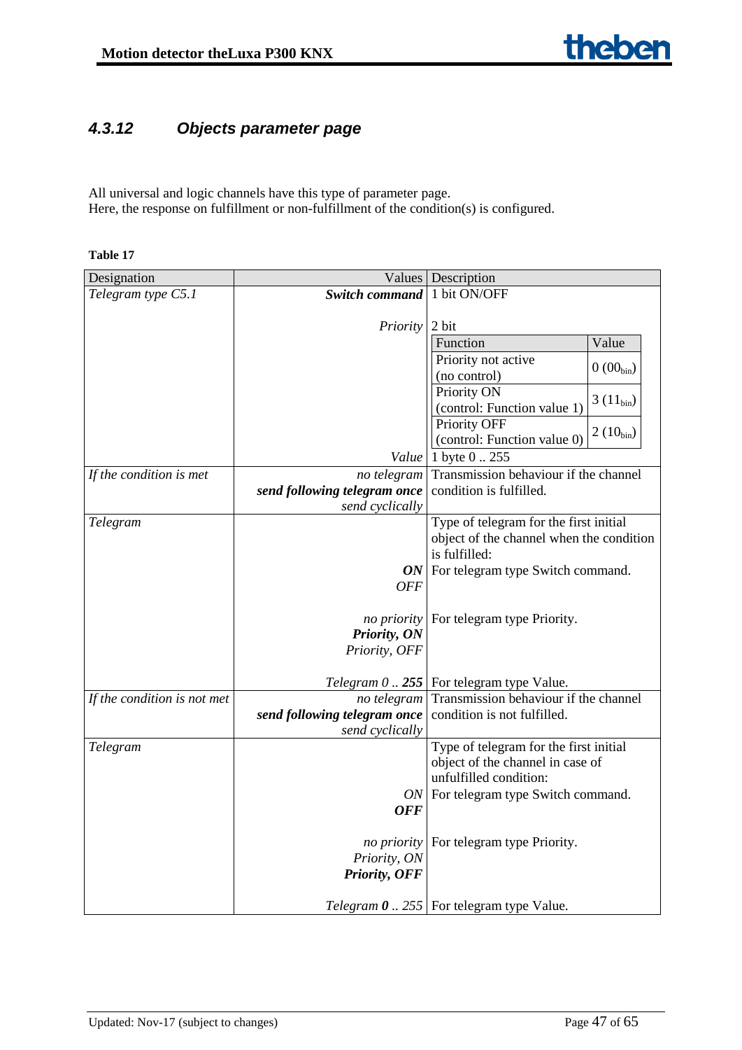### 4.3.12 *Objects parameter page*

All universal and logic channels have this type of parameter page.
Here, the response on fulfillment or non-fulfillment of the condition(s) is configured.

**Table 17**

| Designation | Values | Description |
|---|---|---|
| *Telegram type C5.1* | ***Switch command*** | 1 bit ON/OFF |
| | *Priority* | 2 bit<br>Function / Value:<br>Priority not active (no control): 0 ($00_{bin}$)<br>Priority ON (control: Function value 1): 3 ($11_{bin}$)<br>Priority OFF (control: Function value 0): 2 ($10_{bin}$) |
| | *Value* | 1 byte 0 .. 255 |
| *If the condition is met* | *no telegram*<br>***send following telegram once***<br>*send cyclically* | Transmission behaviour if the channel condition is fulfilled. |
| *Telegram* | | Type of telegram for the first initial object of the channel when the condition is fulfilled: |
| | ***ON***<br>*OFF* | For telegram type Switch command. |
| | *no priority*<br>***Priority, ON***<br>*Priority, OFF* | For telegram type Priority. |
| | *Telegram 0 ..* ***255*** | For telegram type Value. |
| *If the condition is not met* | *no telegram*<br>***send following telegram once***<br>*send cyclically* | Transmission behaviour if the channel condition is not fulfilled. |
| *Telegram* | | Type of telegram for the first initial object of the channel in case of unfulfilled condition: |
| | *ON*<br>***OFF*** | For telegram type Switch command. |
| | *no priority*<br>*Priority, ON*<br>***Priority, OFF*** | For telegram type Priority. |
| | *Telegram* ***0*** *.. 255* | For telegram type Value. |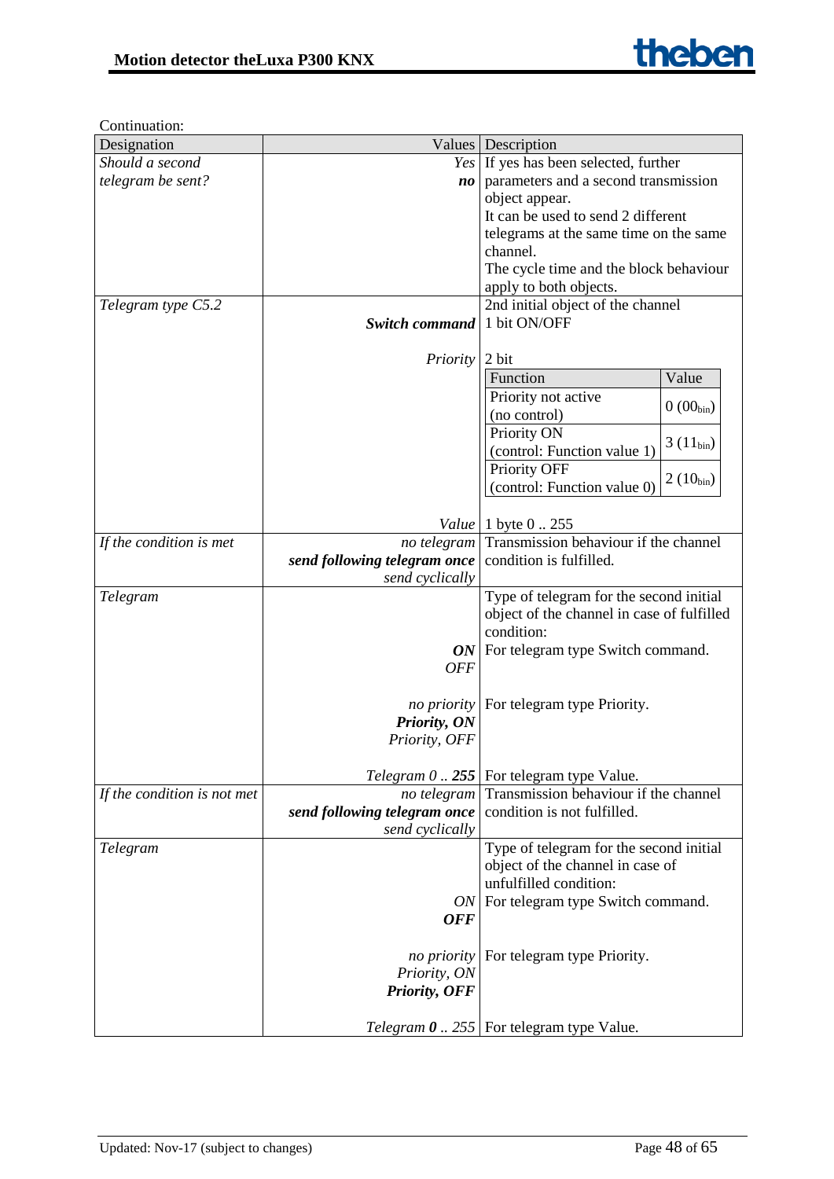Continuation:

| Designation | Values | Description |
|---|---|---|
| *Should a second telegram be sent?* | *Yes*<br>***no*** | If yes has been selected, further parameters and a second transmission object appear.<br>It can be used to send 2 different telegrams at the same time on the same channel.<br>The cycle time and the block behaviour apply to both objects. |
| *Telegram type C5.2* | <br>***Switch command***<br><br>*Priority*<br><br><br><br><br><br><br><br>*Value* | 2nd initial object of the channel<br>1 bit ON/OFF<br><br>2 bit<br>Function / Value:<br>Priority not active (no control) — 0 ($00_{bin}$)<br>Priority ON (control: Function value 1) — 3 ($11_{bin}$)<br>Priority OFF (control: Function value 0) — 2 ($10_{bin}$)<br><br>1 byte 0 .. 255 |
| *If the condition is met* | *no telegram*<br>***send following telegram once***<br>*send cyclically* | Transmission behaviour if the channel condition is fulfilled. |
| *Telegram* | <br><br><br>***ON***<br>*OFF*<br><br>*no priority*<br>***Priority, ON***<br>*Priority, OFF*<br><br>*Telegram 0 ..* ***255*** | Type of telegram for the second initial object of the channel in case of fulfilled condition:<br>For telegram type Switch command.<br><br><br>For telegram type Priority.<br><br><br><br>For telegram type Value. |
| *If the condition is not met* | *no telegram*<br>***send following telegram once***<br>*send cyclically* | Transmission behaviour if the channel condition is not fulfilled. |
| *Telegram* | <br><br><br>*ON*<br>***OFF***<br><br>*no priority*<br>*Priority, ON*<br>***Priority, OFF***<br><br>*Telegram* ***0*** *.. 255* | Type of telegram for the second initial object of the channel in case of unfulfilled condition:<br>For telegram type Switch command.<br><br><br>For telegram type Priority.<br><br><br><br>For telegram type Value. |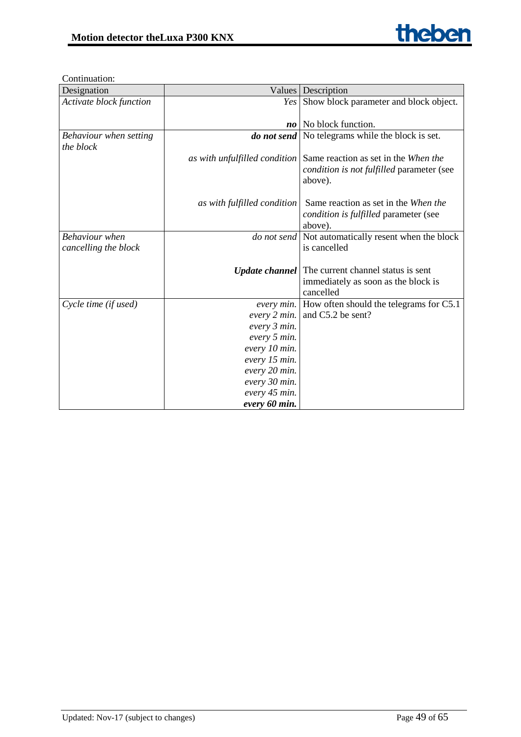Continuation:

| Designation | Values | Description |
|---|---|---|
| *Activate block function* | *Yes* | Show block parameter and block object. |
| | ***no*** | No block function. |
| *Behaviour when setting the block* | ***do not send*** | No telegrams while the block is set. |
| | *as with unfulfilled condition* | Same reaction as set in the *When the condition is not fulfilled* parameter (see above). |
| | *as with fulfilled condition* | Same reaction as set in the *When the condition is fulfilled* parameter (see above). |
| *Behaviour when cancelling the block* | *do not send* | Not automatically resent when the block is cancelled |
| | ***Update channel*** | The current channel status is sent immediately as soon as the block is cancelled |
| *Cycle time (if used)* | *every min.*<br>*every 2 min.*<br>*every 3 min.*<br>*every 5 min.*<br>*every 10 min.*<br>*every 15 min.*<br>*every 20 min.*<br>*every 30 min.*<br>*every 45 min.*<br>***every 60 min.*** | How often should the telegrams for C5.1 and C5.2 be sent? |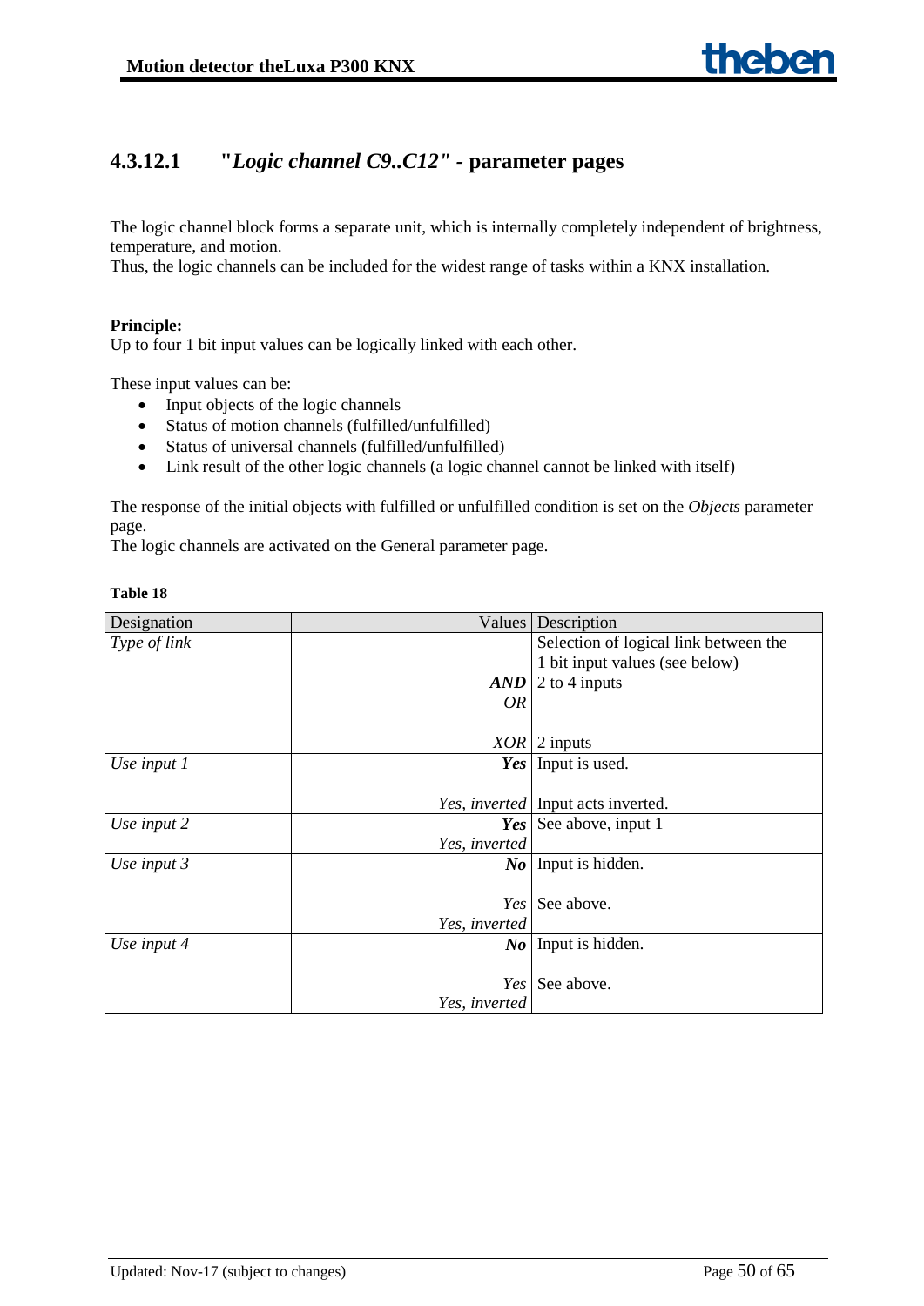### 4.3.12.1 "*Logic channel C9..C12"* - parameter pages

The logic channel block forms a separate unit, which is internally completely independent of brightness, temperature, and motion.
Thus, the logic channels can be included for the widest range of tasks within a KNX installation.

**Principle:**
Up to four 1 bit input values can be logically linked with each other.

These input values can be:

- Input objects of the logic channels
- Status of motion channels (fulfilled/unfulfilled)
- Status of universal channels (fulfilled/unfulfilled)
- Link result of the other logic channels (a logic channel cannot be linked with itself)

The response of the initial objects with fulfilled or unfulfilled condition is set on the *Objects* parameter page.
The logic channels are activated on the General parameter page.

**Table 18**

| Designation | Values | Description |
|---|---|---|
| *Type of link* | | Selection of logical link between the 1 bit input values (see below) |
| | ***AND*** | 2 to 4 inputs |
| | *OR* | |
| | *XOR* | 2 inputs |
| *Use input 1* | ***Yes*** | Input is used. |
| | *Yes, inverted* | Input acts inverted. |
| *Use input 2* | ***Yes*** | See above, input 1 |
| | *Yes, inverted* | |
| *Use input 3* | ***No*** | Input is hidden. |
| | *Yes* | See above. |
| | *Yes, inverted* | |
| *Use input 4* | ***No*** | Input is hidden. |
| | *Yes* | See above. |
| | *Yes, inverted* | |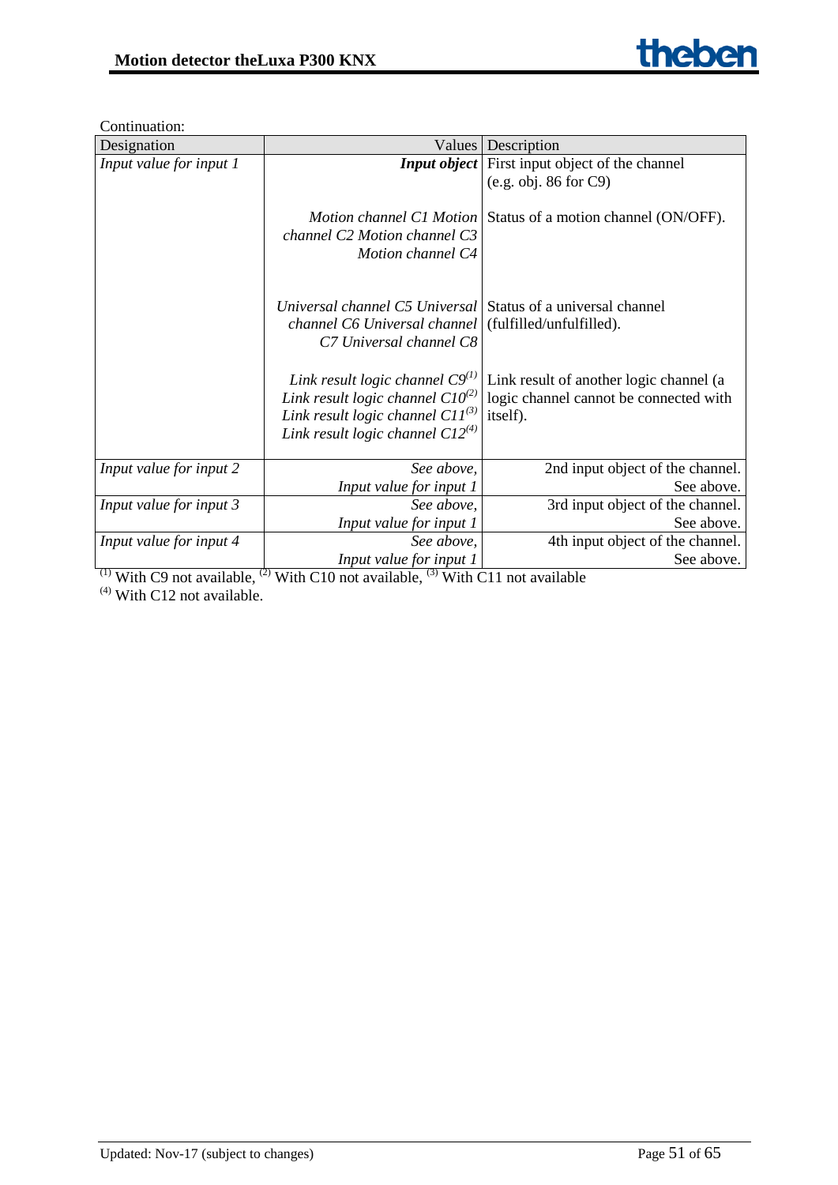Continuation:

| Designation | Values | Description |
|---|---|---|
| *Input value for input 1* | ***Input object*** | First input object of the channel (e.g. obj. 86 for C9) |
| | *Motion channel C1 Motion channel C2 Motion channel C3 Motion channel C4* | Status of a motion channel (ON/OFF). |
| | *Universal channel C5 Universal channel C6 Universal channel C7 Universal channel C8* | Status of a universal channel (fulfilled/unfulfilled). |
| | *Link result logic channel C9*[(1)] *Link result logic channel C10*[(2)] *Link result logic channel C11*[(3)] *Link result logic channel C12*[(4)] | Link result of another logic channel (a logic channel cannot be connected with itself). |
| *Input value for input 2* | *See above, Input value for input 1* | 2nd input object of the channel. See above. |
| *Input value for input 3* | *See above, Input value for input 1* | 3rd input object of the channel. See above. |
| *Input value for input 4* | *See above, Input value for input 1* | 4th input object of the channel. See above. |

[(1)] With C9 not available, [(2)] With C10 not available, [(3)] With C11 not available
[(4)] With C12 not available.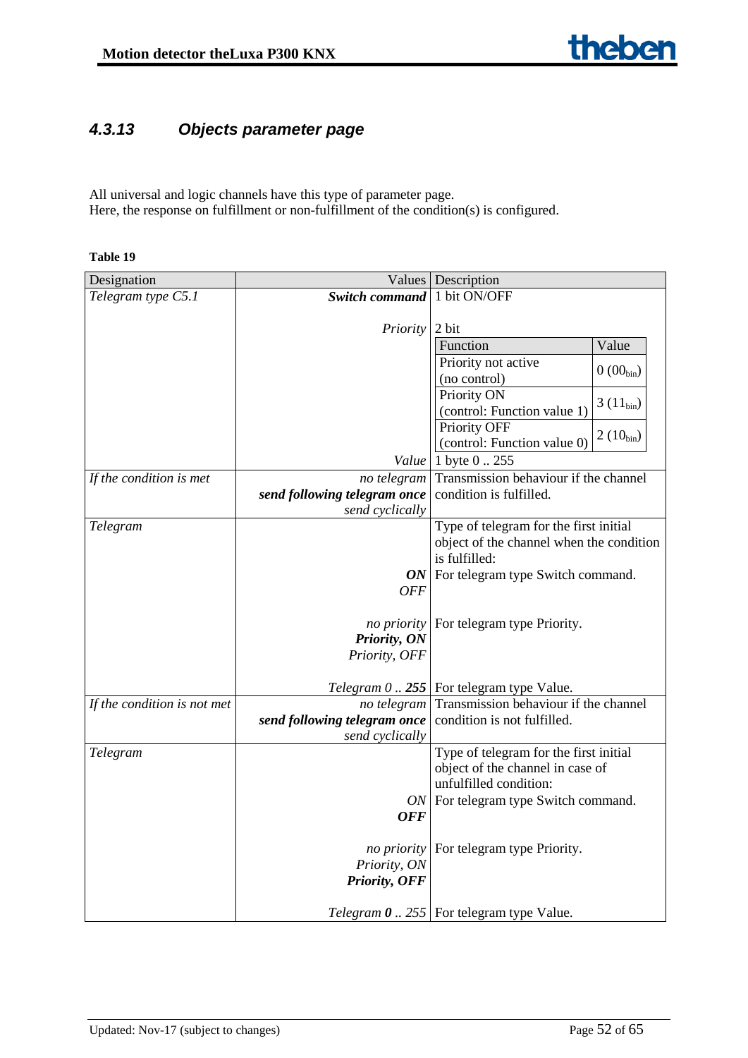### 4.3.13 Objects parameter page

All universal and logic channels have this type of parameter page.
Here, the response on fulfillment or non-fulfillment of the condition(s) is configured.

**Table 19**

| Designation | Values | Description |
|---|---|---|
| *Telegram type C5.1* | ***Switch command*** | 1 bit ON/OFF |
| | *Priority* | 2 bit<br>Function / Value:<br>Priority not active (no control): 0 ($00_{bin}$)<br>Priority ON (control: Function value 1): 3 ($11_{bin}$)<br>Priority OFF (control: Function value 0): 2 ($10_{bin}$) |
| | *Value* | 1 byte 0 .. 255 |
| *If the condition is met* | *no telegram*<br>***send following telegram once***<br>*send cyclically* | Transmission behaviour if the channel condition is fulfilled. |
| *Telegram* | | Type of telegram for the first initial object of the channel when the condition is fulfilled: |
| | ***ON***<br>*OFF* | For telegram type Switch command. |
| | *no priority*<br>***Priority, ON***<br>*Priority, OFF* | For telegram type Priority. |
| | *Telegram 0 ..* ***255*** | For telegram type Value. |
| *If the condition is not met* | *no telegram*<br>***send following telegram once***<br>*send cyclically* | Transmission behaviour if the channel condition is not fulfilled. |
| *Telegram* | | Type of telegram for the first initial object of the channel in case of unfulfilled condition: |
| | *ON*<br>***OFF*** | For telegram type Switch command. |
| | *no priority*<br>*Priority, ON*<br>***Priority, OFF*** | For telegram type Priority. |
| | *Telegram* ***0*** *.. 255* | For telegram type Value. |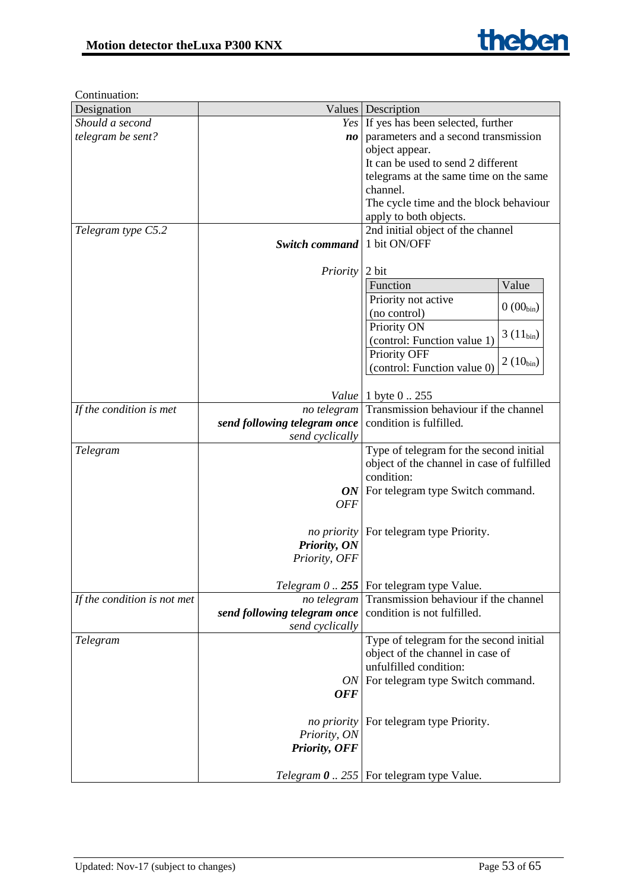Continuation:

| Designation | Values | Description |
|---|---|---|
| *Should a second telegram be sent?* | *Yes*<br>***no*** | If yes has been selected, further parameters and a second transmission object appear.<br>It can be used to send 2 different telegrams at the same time on the same channel.<br>The cycle time and the block behaviour apply to both objects. |
| *Telegram type C5.2* | <br>***Switch command***<br><br>*Priority*<br><br><br><br><br><br><br>*Value* | 2nd initial object of the channel<br>1 bit ON/OFF<br><br>2 bit<br>Function / Value:<br>Priority not active (no control) — 0 ($00_{bin}$)<br>Priority ON (control: Function value 1) — 3 ($11_{bin}$)<br>Priority OFF (control: Function value 0) — 2 ($10_{bin}$)<br><br>1 byte 0 .. 255 |
| *If the condition is met* | *no telegram*<br>***send following telegram once***<br>*send cyclically* | Transmission behaviour if the channel condition is fulfilled. |
| *Telegram* | <br><br><br>***ON***<br>*OFF*<br><br>*no priority*<br>***Priority, ON***<br>*Priority, OFF*<br><br>*Telegram 0 ..* ***255*** | Type of telegram for the second initial object of the channel in case of fulfilled condition:<br>For telegram type Switch command.<br><br><br>For telegram type Priority.<br><br><br><br>For telegram type Value. |
| *If the condition is not met* | *no telegram*<br>***send following telegram once***<br>*send cyclically* | Transmission behaviour if the channel condition is not fulfilled. |
| *Telegram* | <br><br><br>*ON*<br>***OFF***<br><br>*no priority*<br>*Priority, ON*<br>***Priority, OFF***<br><br>*Telegram* ***0*** *.. 255* | Type of telegram for the second initial object of the channel in case of unfulfilled condition:<br>For telegram type Switch command.<br><br><br>For telegram type Priority.<br><br><br><br>For telegram type Value. |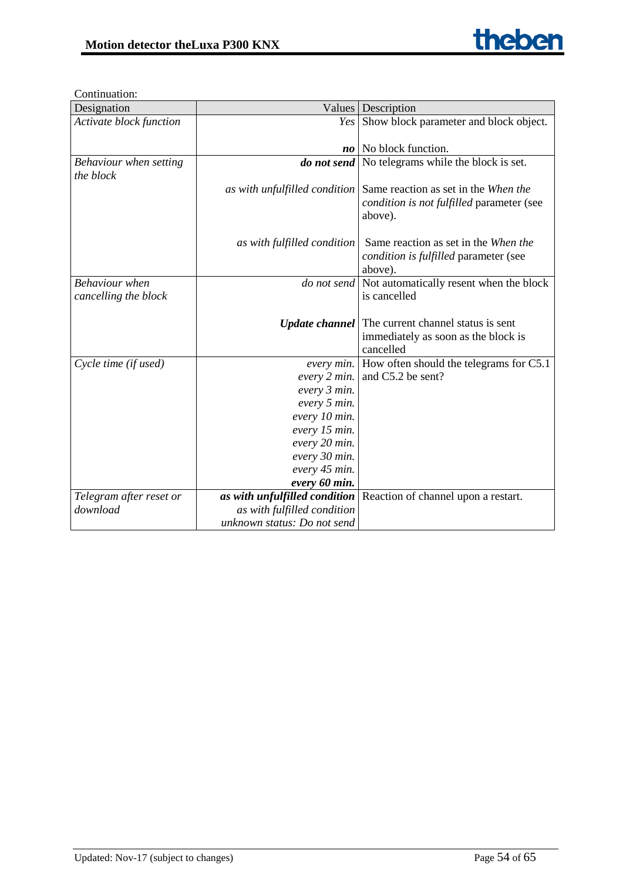Continuation:

| Designation | Values | Description |
|---|---|---|
| *Activate block function* | *Yes* | Show block parameter and block object. |
| | ***no*** | No block function. |
| *Behaviour when setting the block* | ***do not send*** | No telegrams while the block is set. |
| | *as with unfulfilled condition* | Same reaction as set in the *When the condition is not fulfilled* parameter (see above). |
| | *as with fulfilled condition* | Same reaction as set in the *When the condition is fulfilled* parameter (see above). |
| *Behaviour when cancelling the block* | *do not send* | Not automatically resent when the block is cancelled |
| | ***Update channel*** | The current channel status is sent immediately as soon as the block is cancelled |
| *Cycle time (if used)* | *every min.*<br>*every 2 min.*<br>*every 3 min.*<br>*every 5 min.*<br>*every 10 min.*<br>*every 15 min.*<br>*every 20 min.*<br>*every 30 min.*<br>*every 45 min.*<br>***every 60 min.*** | How often should the telegrams for C5.1 and C5.2 be sent? |
| *Telegram after reset or download* | ***as with unfulfilled condition***<br>*as with fulfilled condition*<br>*unknown status: Do not send* | Reaction of channel upon a restart. |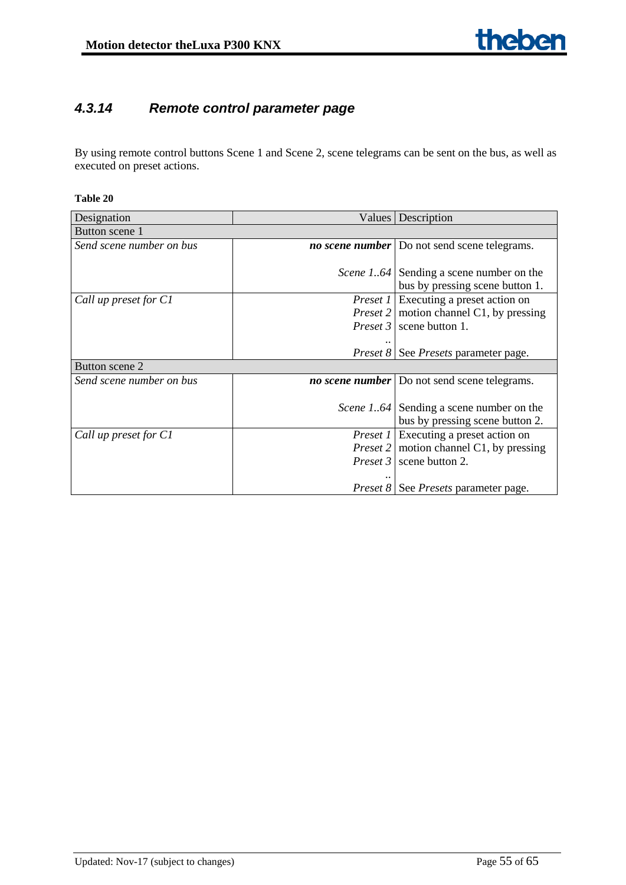### 4.3.14 Remote control parameter page

By using remote control buttons Scene 1 and Scene 2, scene telegrams can be sent on the bus, as well as executed on preset actions.

**Table 20**

| Designation | Values | Description |
|---|---|---|
| Button scene 1 | | |
| *Send scene number on bus* | ***no scene number*** | Do not send scene telegrams. |
| | *Scene 1..64* | Sending a scene number on the bus by pressing scene button 1. |
| *Call up preset for C1* | *Preset 1*<br>*Preset 2*<br>*Preset 3*<br>..<br>*Preset 8* | Executing a preset action on motion channel C1, by pressing scene button 1.<br><br>See *Presets* parameter page. |
| Button scene 2 | | |
| *Send scene number on bus* | ***no scene number*** | Do not send scene telegrams. |
| | *Scene 1..64* | Sending a scene number on the bus by pressing scene button 2. |
| *Call up preset for C1* | *Preset 1*<br>*Preset 2*<br>*Preset 3*<br>..<br>*Preset 8* | Executing a preset action on motion channel C1, by pressing scene button 2.<br><br>See *Presets* parameter page. |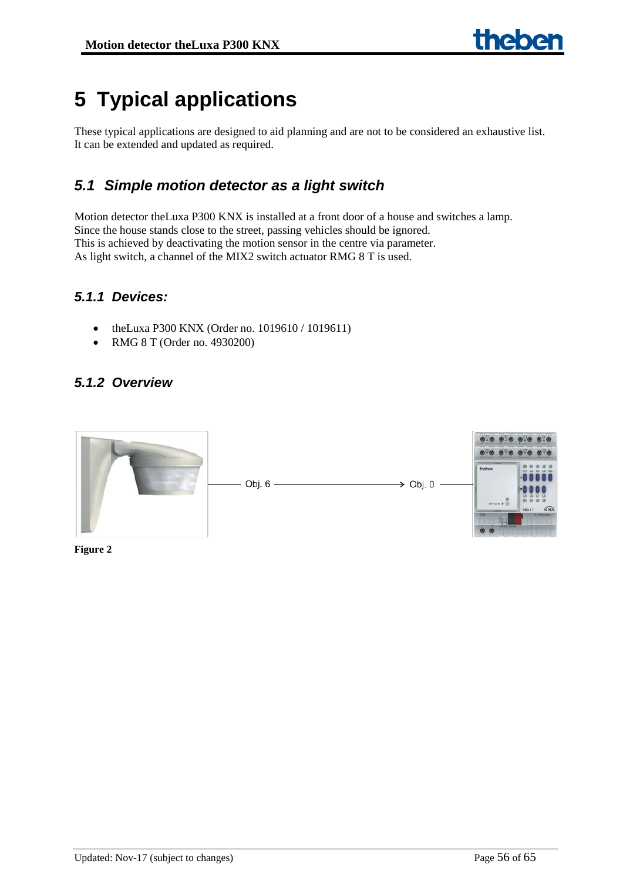# 5 Typical applications

These typical applications are designed to aid planning and are not to be considered an exhaustive list. It can be extended and updated as required.

## 5.1 *Simple motion detector as a light switch*

Motion detector theLuxa P300 KNX is installed at a front door of a house and switches a lamp. Since the house stands close to the street, passing vehicles should be ignored. This is achieved by deactivating the motion sensor in the centre via parameter. As light switch, a channel of the MIX2 switch actuator RMG 8 T is used.

### 5.1.1 *Devices:*

- theLuxa P300 KNX (Order no. 1019610 / 1019611)
- RMG 8 T (Order no. 4930200)

### 5.1.2 *Overview*

Obj. 6 → Obj. 0

**Figure 2**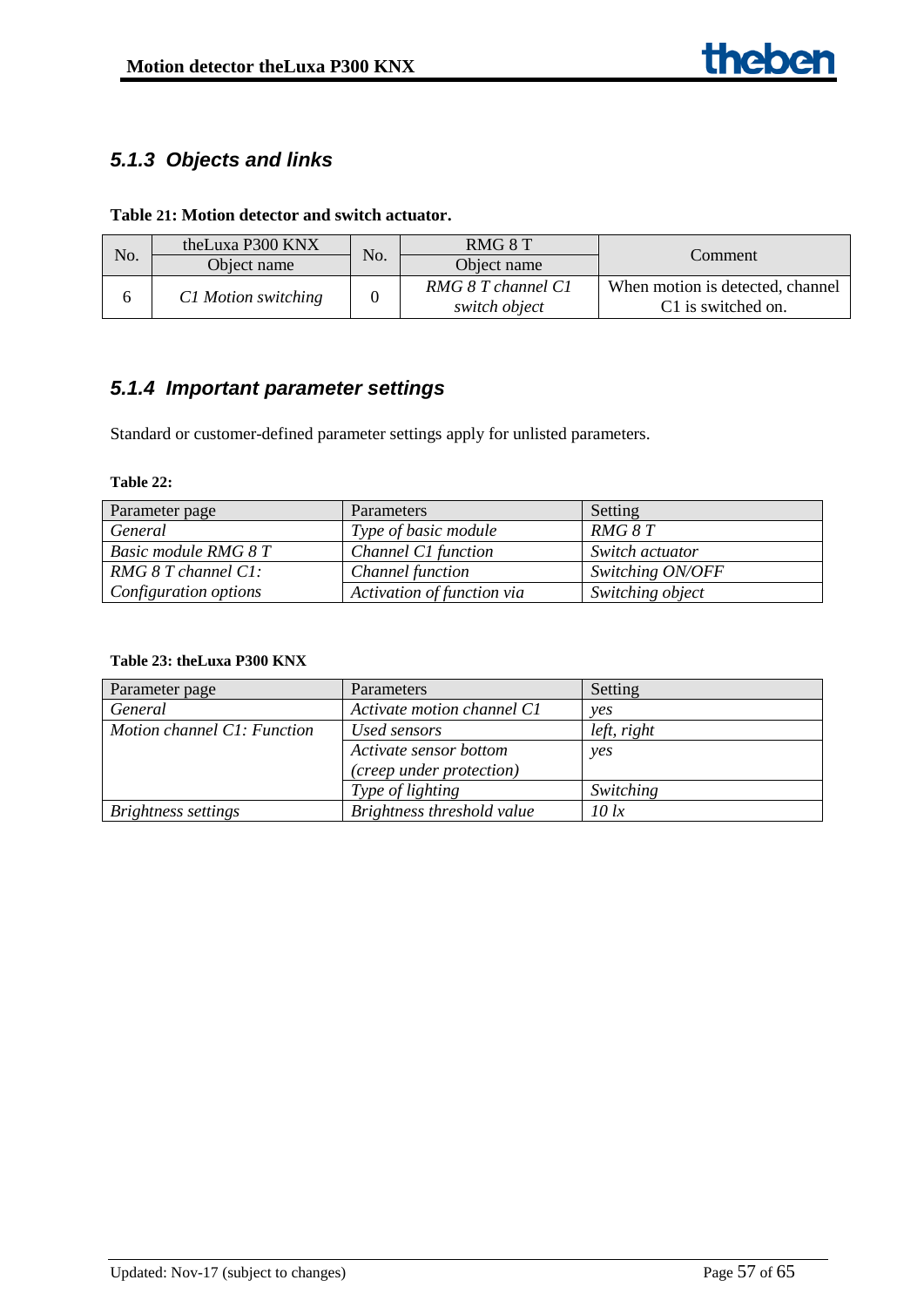### *5.1.3 Objects and links*

**Table 21: Motion detector and switch actuator.**

| No. | theLuxa P300 KNX<br>Object name | No. | RMG 8 T<br>Object name | Comment |
|---|---|---|---|---|
| 6 | *C1 Motion switching* | 0 | *RMG 8 T channel C1 switch object* | When motion is detected, channel C1 is switched on. |

### *5.1.4 Important parameter settings*

Standard or customer-defined parameter settings apply for unlisted parameters.

**Table 22:**

| Parameter page | Parameters | Setting |
|---|---|---|
| *General* | *Type of basic module* | *RMG 8 T* |
| *Basic module RMG 8 T* | *Channel C1 function* | *Switch actuator* |
| *RMG 8 T channel C1: Configuration options* | *Channel function* | *Switching ON/OFF* |
| | *Activation of function via* | *Switching object* |

**Table 23: theLuxa P300 KNX**

| Parameter page | Parameters | Setting |
|---|---|---|
| *General* | *Activate motion channel C1* | *yes* |
| *Motion channel C1: Function* | *Used sensors* | *left, right* |
| | *Activate sensor bottom (creep under protection)* | *yes* |
| | *Type of lighting* | *Switching* |
| *Brightness settings* | *Brightness threshold value* | *10 lx* |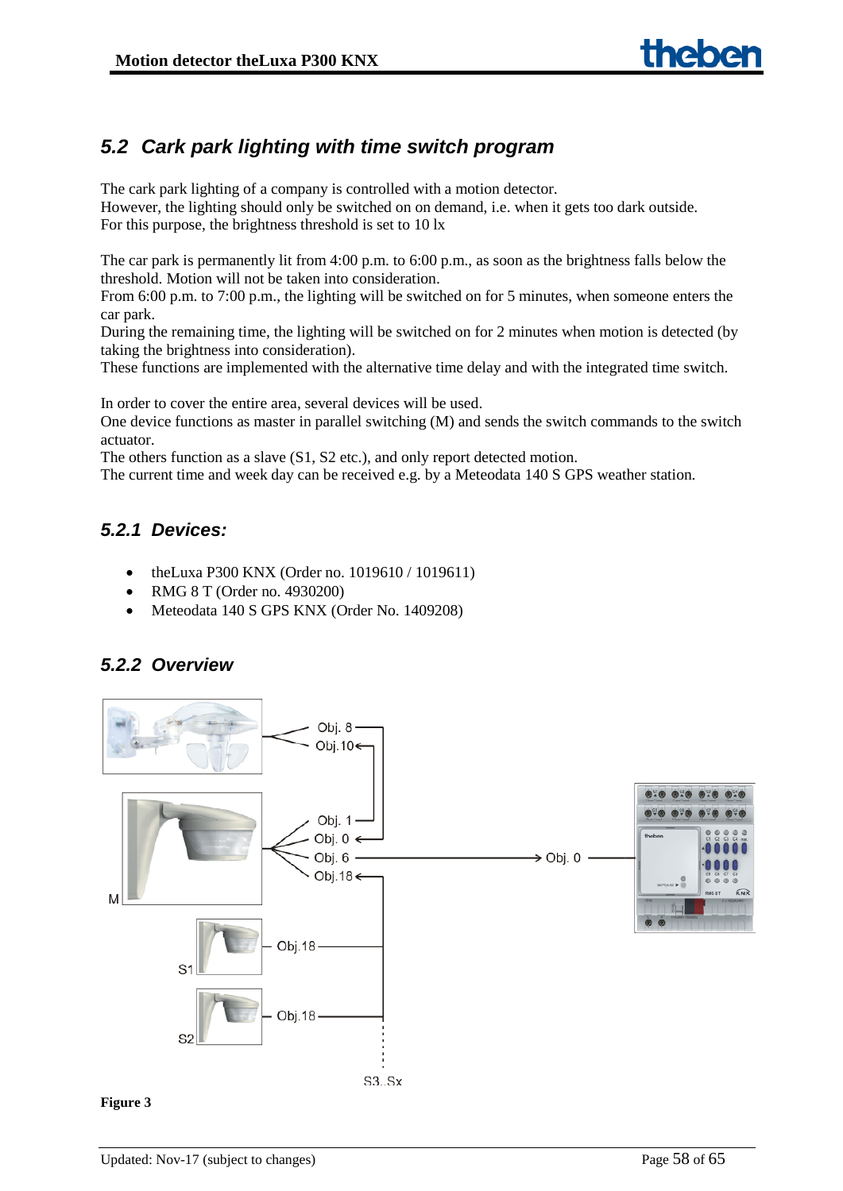## 5.2 Cark park lighting with time switch program

The cark park lighting of a company is controlled with a motion detector.
However, the lighting should only be switched on on demand, i.e. when it gets too dark outside.
For this purpose, the brightness threshold is set to 10 lx

The car park is permanently lit from 4:00 p.m. to 6:00 p.m., as soon as the brightness falls below the threshold. Motion will not be taken into consideration.
From 6:00 p.m. to 7:00 p.m., the lighting will be switched on for 5 minutes, when someone enters the car park.
During the remaining time, the lighting will be switched on for 2 minutes when motion is detected (by taking the brightness into consideration).
These functions are implemented with the alternative time delay and with the integrated time switch.

In order to cover the entire area, several devices will be used.
One device functions as master in parallel switching (M) and sends the switch commands to the switch actuator.
The others function as a slave (S1, S2 etc.), and only report detected motion.
The current time and week day can be received e.g. by a Meteodata 140 S GPS weather station.

### 5.2.1 Devices:

- theLuxa P300 KNX (Order no. 1019610 / 1019611)
- RMG 8 T (Order no. 4930200)
- Meteodata 140 S GPS KNX (Order No. 1409208)

### 5.2.2 Overview

Obj. 8
Obj. 10
Obj. 1
Obj. 0
Obj. 6
Obj. 18
M
Obj. 0
Obj. 18
S1
Obj. 18
S2
S3..Sx

**Figure 3**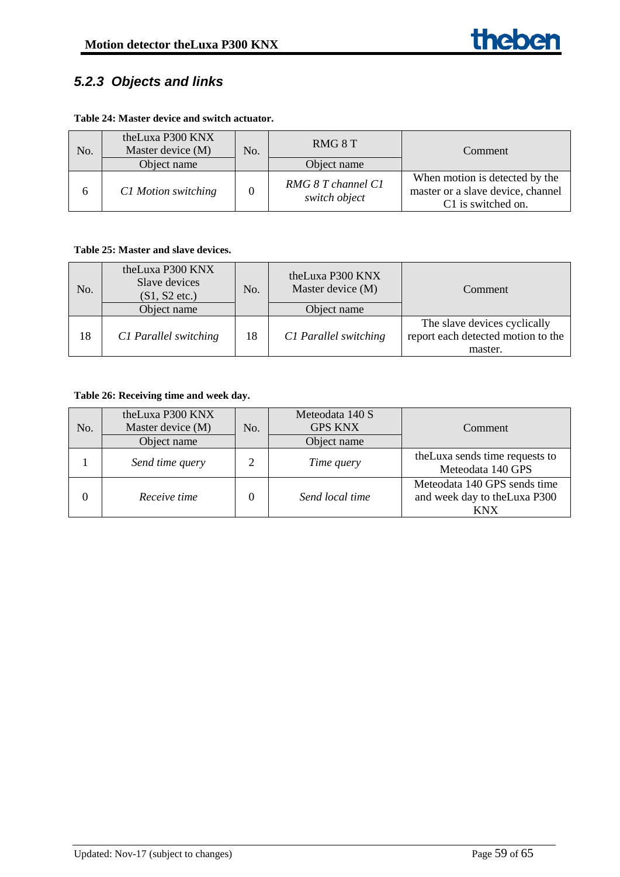### 5.2.3 Objects and links

**Table 24: Master device and switch actuator.**

| No. | theLuxa P300 KNX Master device (M) | No. | RMG 8 T | Comment |
|---|---|---|---|---|
| | Object name | | Object name | |
| 6 | *C1 Motion switching* | 0 | *RMG 8 T channel C1 switch object* | When motion is detected by the master or a slave device, channel C1 is switched on. |

**Table 25: Master and slave devices.**

| No. | theLuxa P300 KNX Slave devices (S1, S2 etc.) | No. | theLuxa P300 KNX Master device (M) | Comment |
|---|---|---|---|---|
| | Object name | | Object name | |
| 18 | *C1 Parallel switching* | 18 | *C1 Parallel switching* | The slave devices cyclically report each detected motion to the master. |

**Table 26: Receiving time and week day.**

| No. | theLuxa P300 KNX Master device (M) | No. | Meteodata 140 S GPS KNX | Comment |
|---|---|---|---|---|
| | Object name | | Object name | |
| 1 | *Send time query* | 2 | *Time query* | theLuxa sends time requests to Meteodata 140 GPS |
| 0 | *Receive time* | 0 | *Send local time* | Meteodata 140 GPS sends time and week day to theLuxa P300 KNX |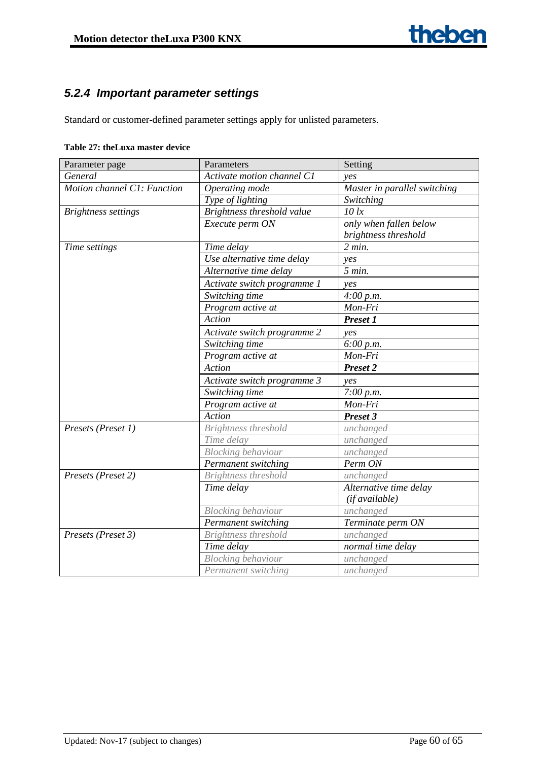### *5.2.4 Important parameter settings*

Standard or customer-defined parameter settings apply for unlisted parameters.

**Table 27: theLuxa master device**

| Parameter page | Parameters | Setting |
|---|---|---|
| *General* | *Activate motion channel C1* | *yes* |
| *Motion channel C1: Function* | *Operating mode* | *Master in parallel switching* |
| | *Type of lighting* | *Switching* |
| *Brightness settings* | *Brightness threshold value* | *10 lx* |
| | *Execute perm ON* | *only when fallen below brightness threshold* |
| *Time settings* | *Time delay* | *2 min.* |
| | *Use alternative time delay* | *yes* |
| | *Alternative time delay* | *5 min.* |
| | *Activate switch programme 1* | *yes* |
| | *Switching time* | *4:00 p.m.* |
| | *Program active at* | *Mon-Fri* |
| | *Action* | ***Preset 1*** |
| | *Activate switch programme 2* | *yes* |
| | *Switching time* | *6:00 p.m.* |
| | *Program active at* | *Mon-Fri* |
| | *Action* | ***Preset 2*** |
| | *Activate switch programme 3* | *yes* |
| | *Switching time* | *7:00 p.m.* |
| | *Program active at* | *Mon-Fri* |
| | *Action* | ***Preset 3*** |
| *Presets (Preset 1)* | *Brightness threshold* | *unchanged* |
| | *Time delay* | *unchanged* |
| | *Blocking behaviour* | *unchanged* |
| | *Permanent switching* | *Perm ON* |
| *Presets (Preset 2)* | *Brightness threshold* | *unchanged* |
| | *Time delay* | *Alternative time delay (if available)* |
| | *Blocking behaviour* | *unchanged* |
| | *Permanent switching* | *Terminate perm ON* |
| *Presets (Preset 3)* | *Brightness threshold* | *unchanged* |
| | *Time delay* | *normal time delay* |
| | *Blocking behaviour* | *unchanged* |
| | *Permanent switching* | *unchanged* |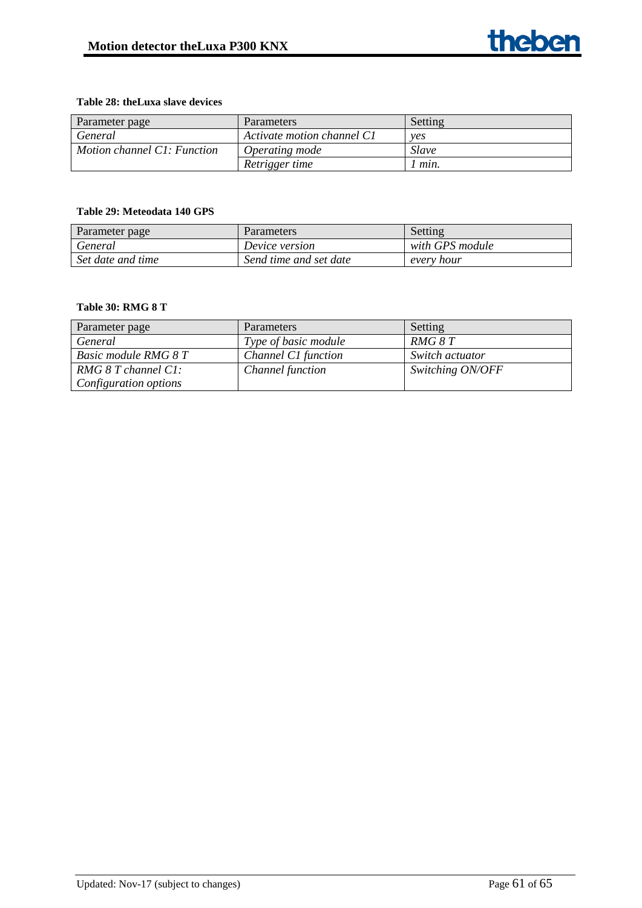**Table 28: theLuxa slave devices**

| Parameter page | Parameters | Setting |
|---|---|---|
| *General* | *Activate motion channel C1* | *yes* |
| *Motion channel C1: Function* | *Operating mode* | *Slave* |
| | *Retrigger time* | *1 min.* |

**Table 29: Meteodata 140 GPS**

| Parameter page | Parameters | Setting |
|---|---|---|
| *General* | *Device version* | *with GPS module* |
| *Set date and time* | *Send time and set date* | *every hour* |

**Table 30: RMG 8 T**

| Parameter page | Parameters | Setting |
|---|---|---|
| *General* | *Type of basic module* | *RMG 8 T* |
| *Basic module RMG 8 T* | *Channel C1 function* | *Switch actuator* |
| *RMG 8 T channel C1: Configuration options* | *Channel function* | *Switching ON/OFF* |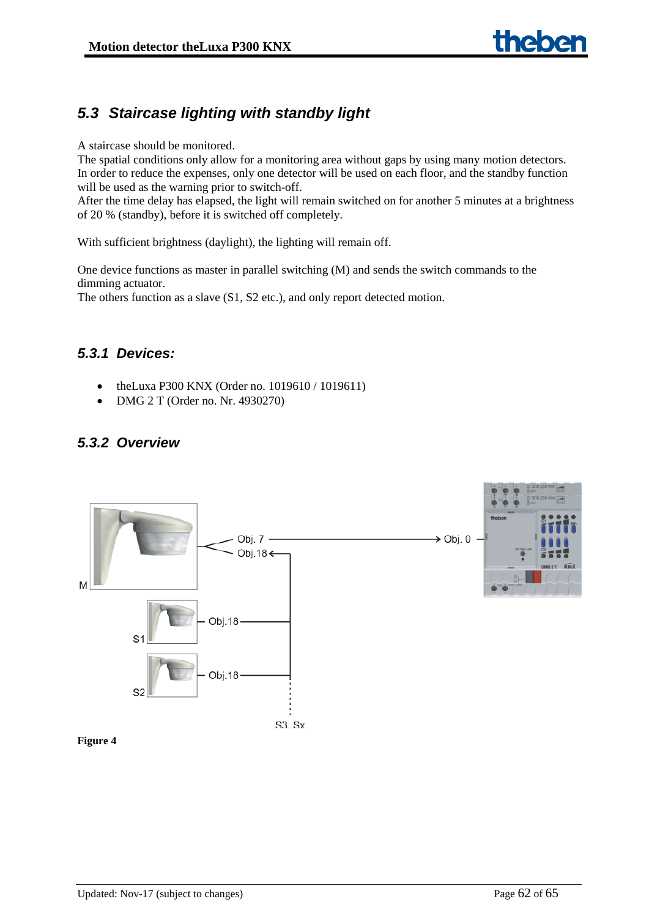## 5.3 Staircase lighting with standby light

A staircase should be monitored.
The spatial conditions only allow for a monitoring area without gaps by using many motion detectors.
In order to reduce the expenses, only one detector will be used on each floor, and the standby function will be used as the warning prior to switch-off.
After the time delay has elapsed, the light will remain switched on for another 5 minutes at a brightness of 20 % (standby), before it is switched off completely.

With sufficient brightness (daylight), the lighting will remain off.

One device functions as master in parallel switching (M) and sends the switch commands to the dimming actuator.
The others function as a slave (S1, S2 etc.), and only report detected motion.

### 5.3.1 Devices:

- theLuxa P300 KNX (Order no. 1019610 / 1019611)
- DMG 2 T (Order no. Nr. 4930270)

### 5.3.2 Overview

M — Obj. 7 → Obj. 0
Obj.18 ←
S1 — Obj.18
S2 — Obj.18
S3..Sx

**Figure 4**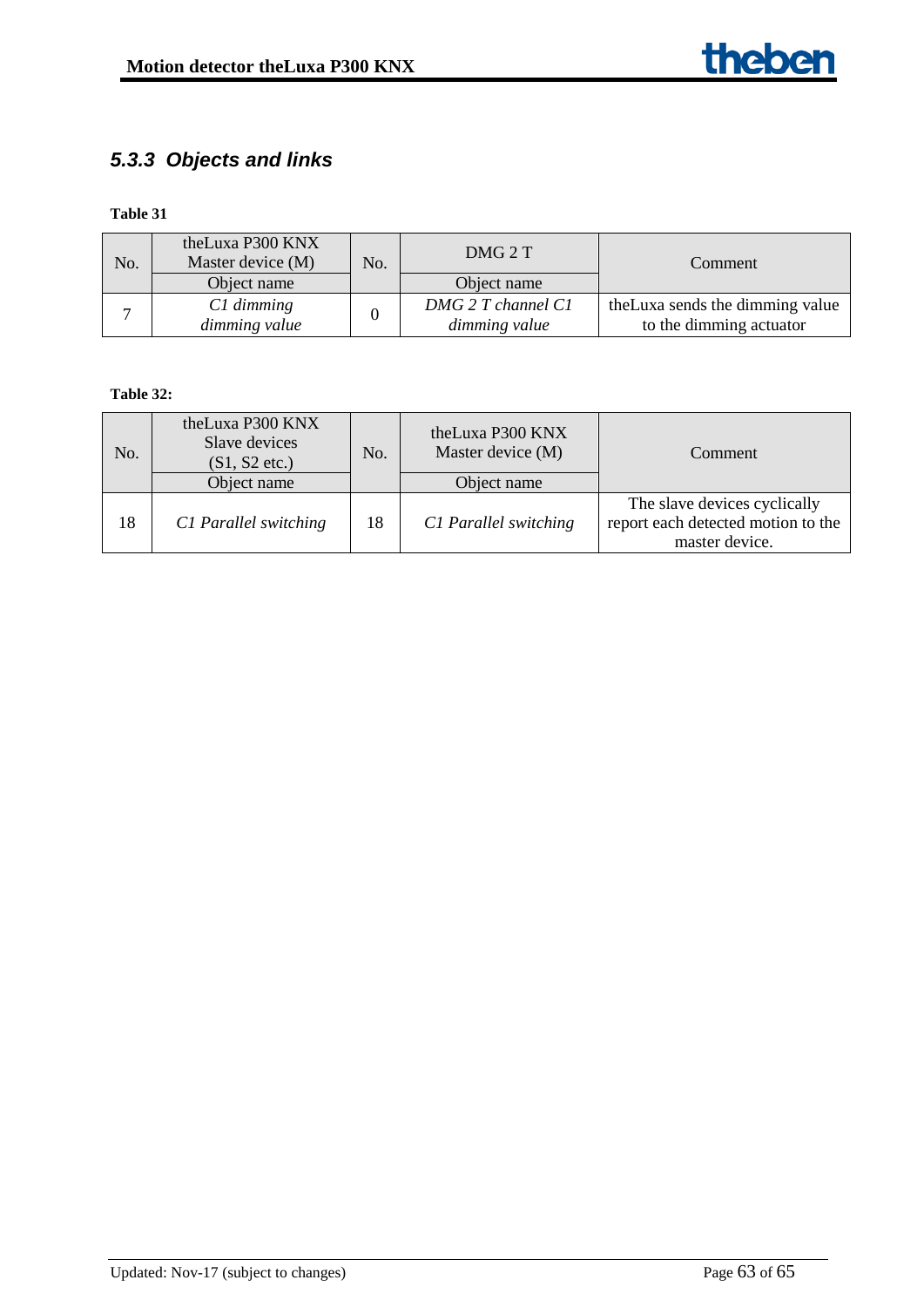### *5.3.3 Objects and links*

**Table 31**

| No. | theLuxa P300 KNX Master device (M) | No. | DMG 2 T | Comment |
|---|---|---|---|---|
| | Object name | | Object name | |
| 7 | *C1 dimming dimming value* | 0 | *DMG 2 T channel C1 dimming value* | theLuxa sends the dimming value to the dimming actuator |

**Table 32:**

| No. | theLuxa P300 KNX Slave devices (S1, S2 etc.) | No. | theLuxa P300 KNX Master device (M) | Comment |
|---|---|---|---|---|
| | Object name | | Object name | |
| 18 | *C1 Parallel switching* | 18 | *C1 Parallel switching* | The slave devices cyclically report each detected motion to the master device. |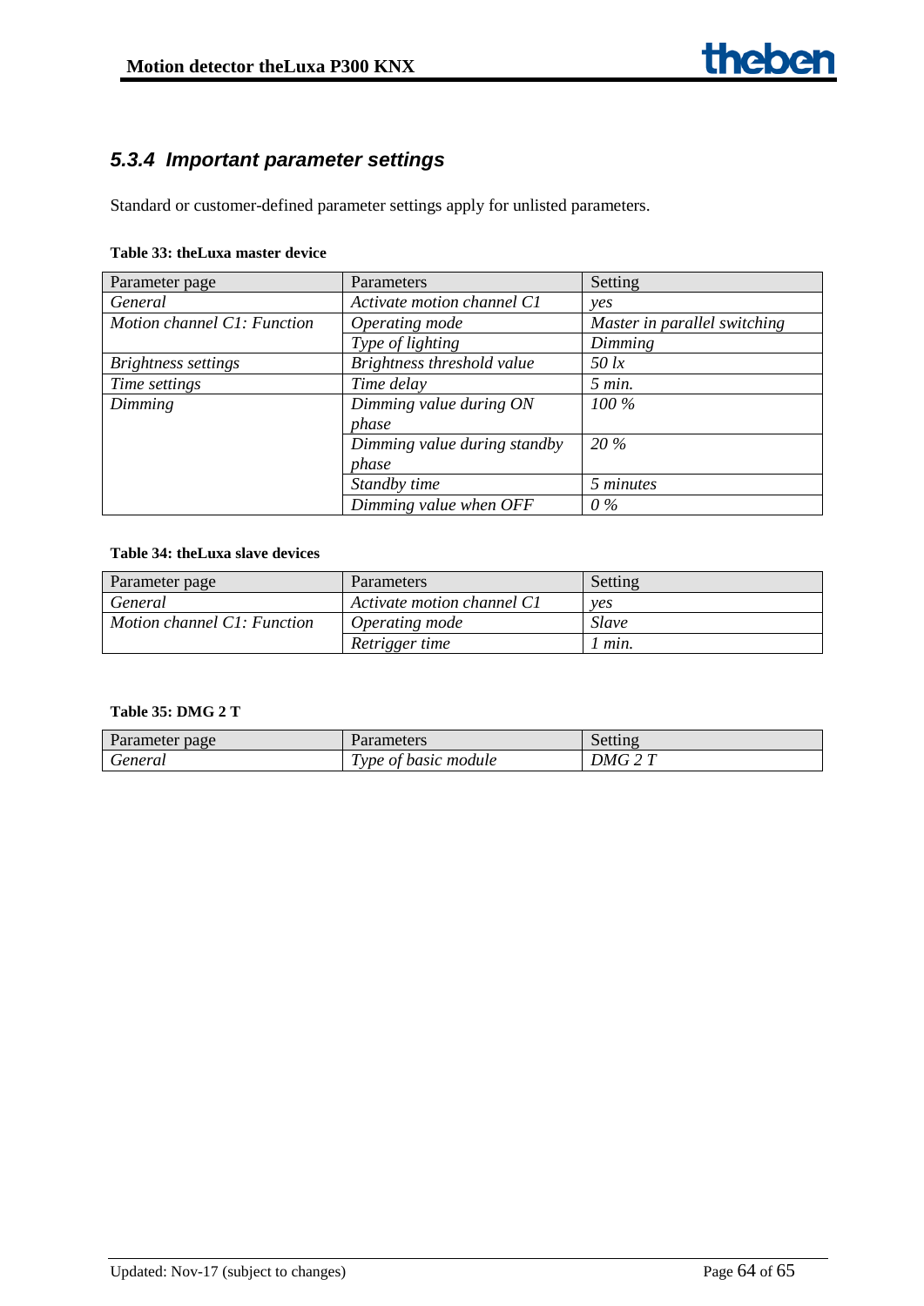### *5.3.4 Important parameter settings*

Standard or customer-defined parameter settings apply for unlisted parameters.

**Table 33: theLuxa master device**

| Parameter page | Parameters | Setting |
|---|---|---|
| *General* | *Activate motion channel C1* | *yes* |
| *Motion channel C1: Function* | *Operating mode* | *Master in parallel switching* |
| | *Type of lighting* | *Dimming* |
| *Brightness settings* | *Brightness threshold value* | *50 lx* |
| *Time settings* | *Time delay* | *5 min.* |
| *Dimming* | *Dimming value during ON phase* | *100 %* |
| | *Dimming value during standby phase* | *20 %* |
| | *Standby time* | *5 minutes* |
| | *Dimming value when OFF* | *0 %* |

**Table 34: theLuxa slave devices**

| Parameter page | Parameters | Setting |
|---|---|---|
| *General* | *Activate motion channel C1* | *yes* |
| *Motion channel C1: Function* | *Operating mode* | *Slave* |
| | *Retrigger time* | *1 min.* |

**Table 35: DMG 2 T**

| Parameter page | Parameters | Setting |
|---|---|---|
| *General* | *Type of basic module* | *DMG 2 T* |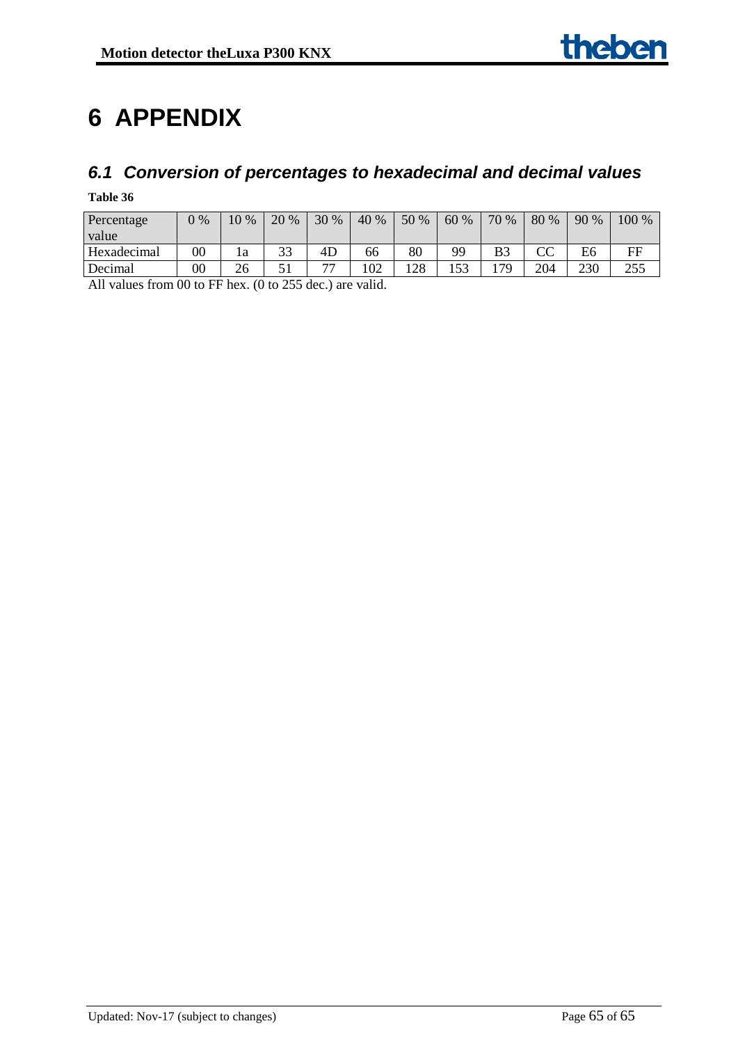# 6 APPENDIX

## 6.1 Conversion of percentages to hexadecimal and decimal values

**Table 36**

| Percentage value | 0 % | 10 % | 20 % | 30 % | 40 % | 50 % | 60 % | 70 % | 80 % | 90 % | 100 % |
|---|---|---|---|---|---|---|---|---|---|---|---|
| Hexadecimal | 00 | 1a | 33 | 4D | 66 | 80 | 99 | B3 | CC | E6 | FF |
| Decimal | 00 | 26 | 51 | 77 | 102 | 128 | 153 | 179 | 204 | 230 | 255 |

All values from 00 to FF hex. (0 to 255 dec.) are valid.